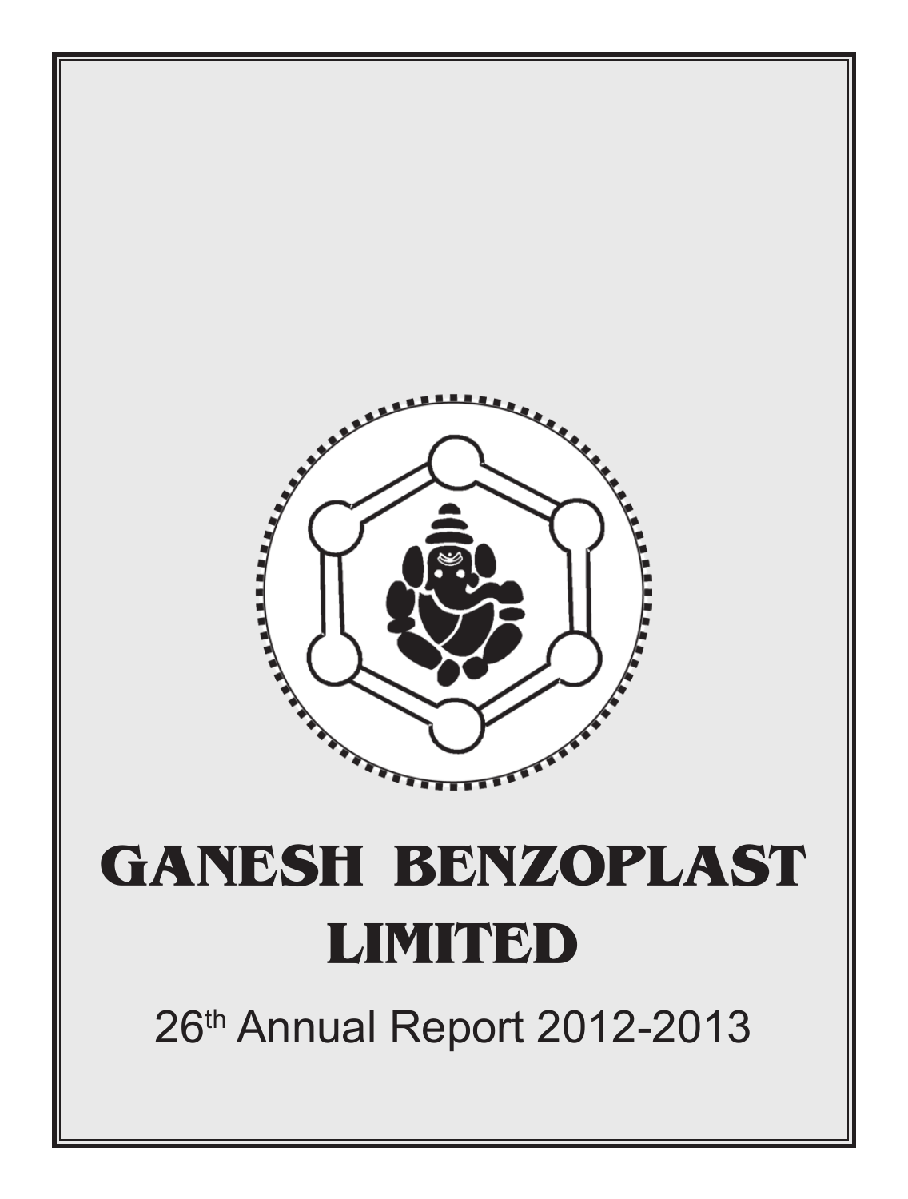# GANESH BENZOPLAST LIMITED

26th Annual Report 2012-2013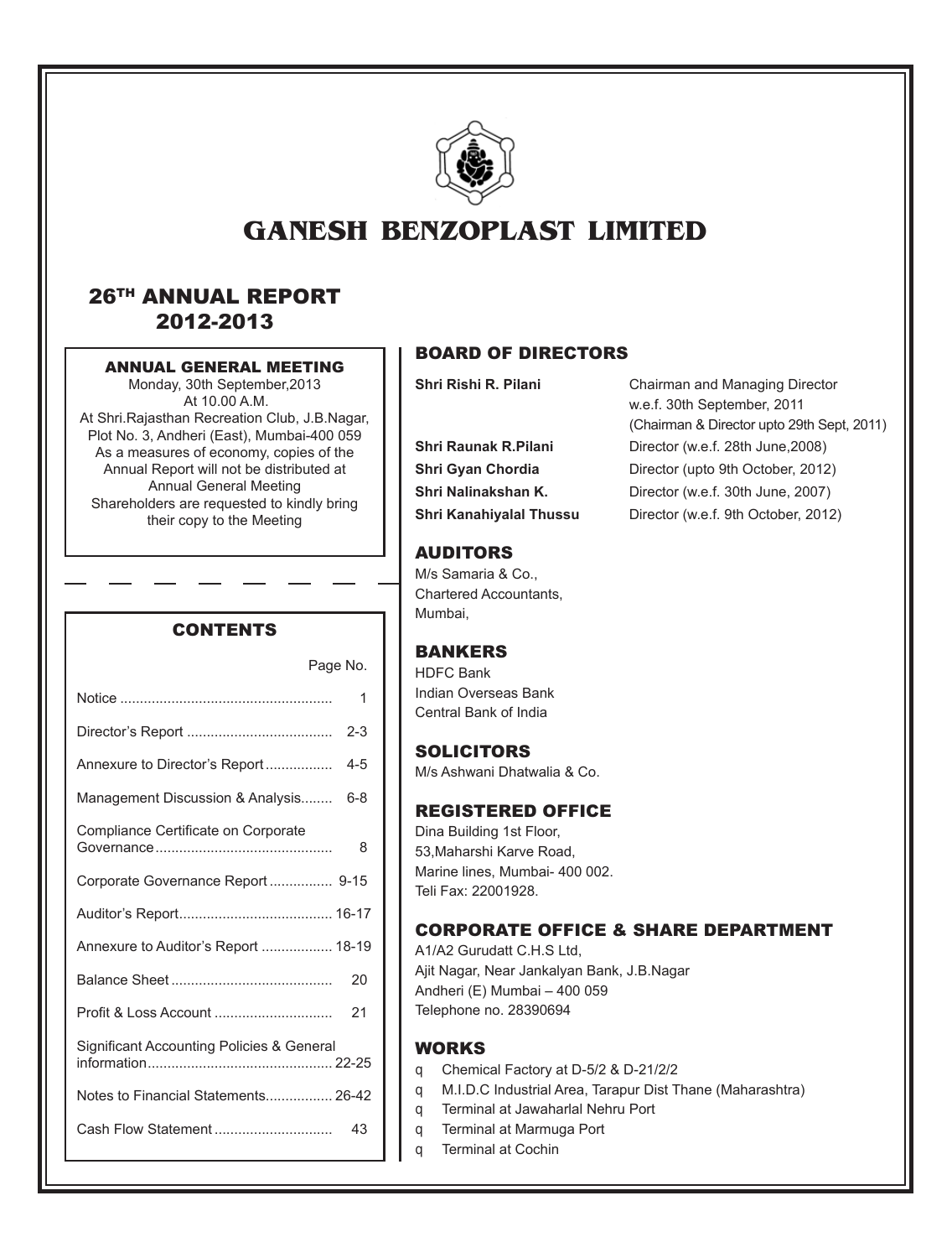# GANESH BENZOPLAST LIMITED

## 26TH ANNUAL REPORT 2012-2013

### ANNUAL GENERAL MEETING

Monday, 30th September,2013
At 10.00 A.M.
At Shri.Rajasthan Recreation Club, J.B.Nagar, Plot No. 3, Andheri (East), Mumbai-400 059
As a measures of economy, copies of the Annual Report will not be distributed at Annual General Meeting
Shareholders are requested to kindly bring their copy to the Meeting

### CONTENTS

| | Page No. |
|---|---|
| Notice | 1 |
| Director's Report | 2-3 |
| Annexure to Director's Report | 4-5 |
| Management Discussion & Analysis | 6-8 |
| Compliance Certificate on Corporate Governance | 8 |
| Corporate Governance Report | 9-15 |
| Auditor's Report | 16-17 |
| Annexure to Auditor's Report | 18-19 |
| Balance Sheet | 20 |
| Profit & Loss Account | 21 |
| Significant Accounting Policies & General information | 22-25 |
| Notes to Financial Statements | 26-42 |
| Cash Flow Statement | 43 |

### BOARD OF DIRECTORS

| | |
|---|---|
| **Shri Rishi R. Pilani** | Chairman and Managing Director w.e.f. 30th September, 2011 (Chairman & Director upto 29th Sept, 2011) |
| **Shri Raunak R.Pilani** | Director (w.e.f. 28th June,2008) |
| **Shri Gyan Chordia** | Director (upto 9th October, 2012) |
| **Shri Nalinakshan K.** | Director (w.e.f. 30th June, 2007) |
| **Shri Kanahiyalal Thussu** | Director (w.e.f. 9th October, 2012) |

### AUDITORS

M/s Samaria & Co.,
Chartered Accountants,
Mumbai,

### BANKERS

HDFC Bank
Indian Overseas Bank
Central Bank of India

### SOLICITORS

M/s Ashwani Dhatwalia & Co.

### REGISTERED OFFICE

Dina Building 1st Floor,
53,Maharshi Karve Road,
Marine lines, Mumbai- 400 002.
Teli Fax: 22001928.

### CORPORATE OFFICE & SHARE DEPARTMENT

A1/A2 Gurudatt C.H.S Ltd,
Ajit Nagar, Near Jankalyan Bank, J.B.Nagar
Andheri (E) Mumbai – 400 059
Telephone no. 28390694

### WORKS

- Chemical Factory at D-5/2 & D-21/2/2
- M.I.D.C Industrial Area, Tarapur Dist Thane (Maharashtra)
- Terminal at Jawaharlal Nehru Port
- Terminal at Marmuga Port
- Terminal at Cochin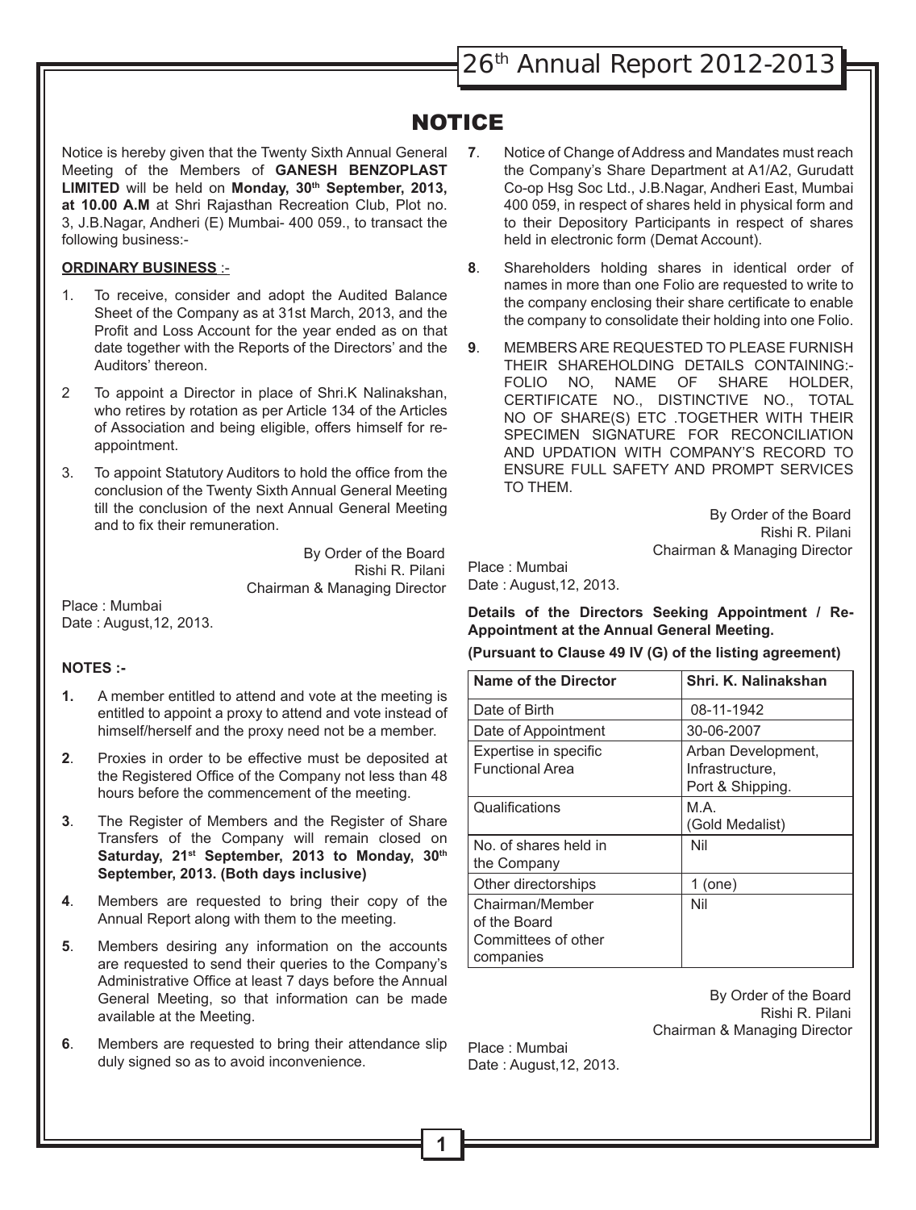# NOTICE

Notice is hereby given that the Twenty Sixth Annual General Meeting of the Members of **GANESH BENZOPLAST LIMITED** will be held on **Monday, 30th September, 2013, at 10.00 A.M** at Shri Rajasthan Recreation Club, Plot no. 3, J.B.Nagar, Andheri (E) Mumbai- 400 059., to transact the following business:-

**ORDINARY BUSINESS** :-

1. To receive, consider and adopt the Audited Balance Sheet of the Company as at 31st March, 2013, and the Profit and Loss Account for the year ended as on that date together with the Reports of the Directors' and the Auditors' thereon.
2. To appoint a Director in place of Shri.K Nalinakshan, who retires by rotation as per Article 134 of the Articles of Association and being eligible, offers himself for re-appointment.
3. To appoint Statutory Auditors to hold the office from the conclusion of the Twenty Sixth Annual General Meeting till the conclusion of the next Annual General Meeting and to fix their remuneration.

By Order of the Board
Rishi R. Pilani
Chairman & Managing Director

Place : Mumbai
Date : August,12, 2013.

**NOTES :-**

**1.** A member entitled to attend and vote at the meeting is entitled to appoint a proxy to attend and vote instead of himself/herself and the proxy need not be a member.

**2**. Proxies in order to be effective must be deposited at the Registered Office of the Company not less than 48 hours before the commencement of the meeting.

**3**. The Register of Members and the Register of Share Transfers of the Company will remain closed on **Saturday, 21st September, 2013 to Monday, 30th September, 2013. (Both days inclusive)**

**4**. Members are requested to bring their copy of the Annual Report along with them to the meeting.

**5**. Members desiring any information on the accounts are requested to send their queries to the Company's Administrative Office at least 7 days before the Annual General Meeting, so that information can be made available at the Meeting.

**6**. Members are requested to bring their attendance slip duly signed so as to avoid inconvenience.

**7**. Notice of Change of Address and Mandates must reach the Company's Share Department at A1/A2, Gurudatt Co-op Hsg Soc Ltd., J.B.Nagar, Andheri East, Mumbai 400 059, in respect of shares held in physical form and to their Depository Participants in respect of shares held in electronic form (Demat Account).

**8**. Shareholders holding shares in identical order of names in more than one Folio are requested to write to the company enclosing their share certificate to enable the company to consolidate their holding into one Folio.

**9**. MEMBERS ARE REQUESTED TO PLEASE FURNISH THEIR SHAREHOLDING DETAILS CONTAINING:- FOLIO NO, NAME OF SHARE HOLDER, CERTIFICATE NO., DISTINCTIVE NO., TOTAL NO OF SHARE(S) ETC .TOGETHER WITH THEIR SPECIMEN SIGNATURE FOR RECONCILIATION AND UPDATION WITH COMPANY'S RECORD TO ENSURE FULL SAFETY AND PROMPT SERVICES TO THEM.

By Order of the Board
Rishi R. Pilani
Chairman & Managing Director

Place : Mumbai
Date : August,12, 2013.

**Details of the Directors Seeking Appointment / Re-Appointment at the Annual General Meeting.**

**(Pursuant to Clause 49 IV (G) of the listing agreement)**

| Name of the Director | Shri. K. Nalinakshan |
|---|---|
| Date of Birth | 08-11-1942 |
| Date of Appointment | 30-06-2007 |
| Expertise in specific Functional Area | Arban Development, Infrastructure, Port & Shipping. |
| Qualifications | M.A. (Gold Medalist) |
| No. of shares held in the Company | Nil |
| Other directorships | 1 (one) |
| Chairman/Member of the Board Committees of other companies | Nil |

By Order of the Board
Rishi R. Pilani
Chairman & Managing Director

Place : Mumbai
Date : August,12, 2013.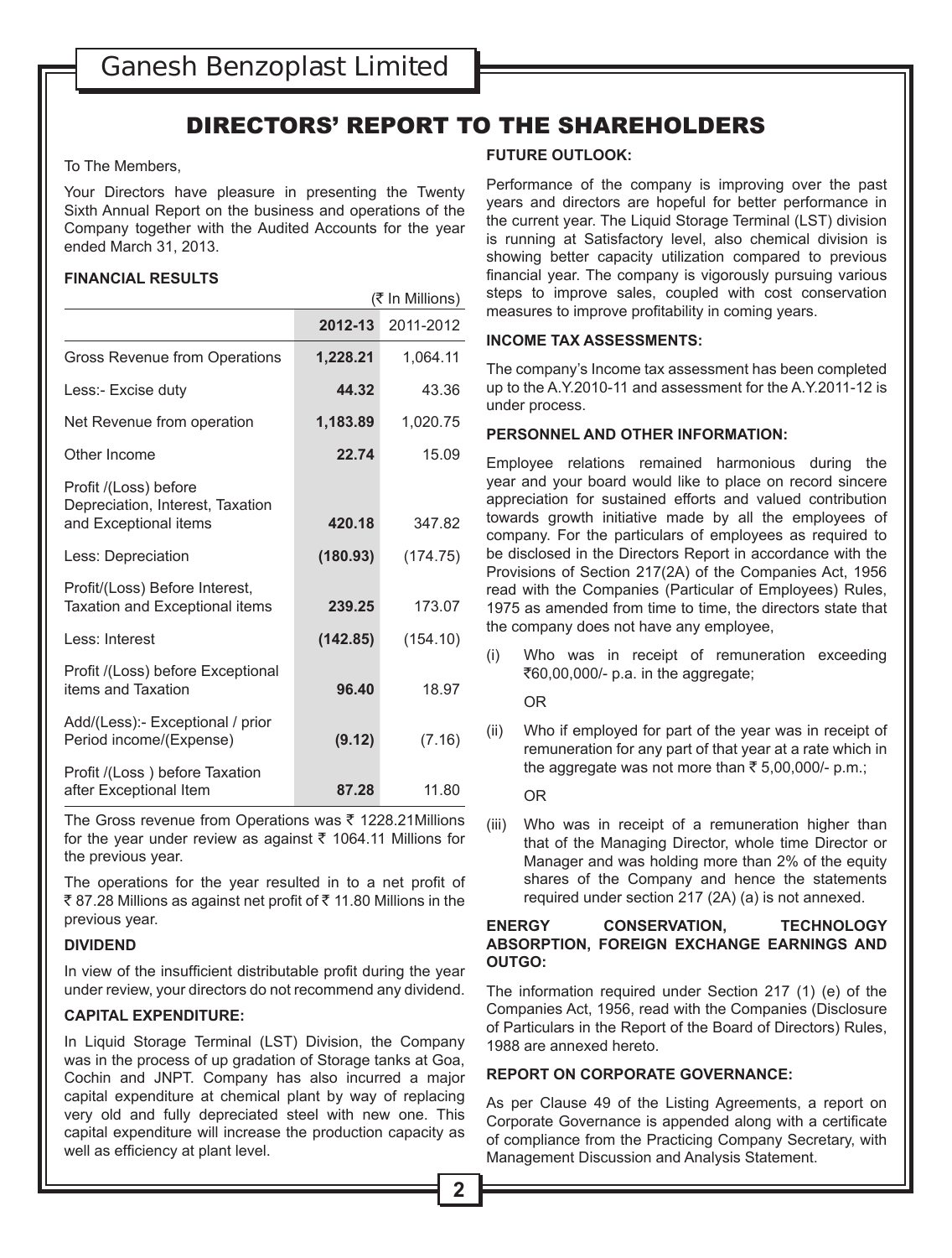# DIRECTORS' REPORT TO THE SHAREHOLDERS

To The Members,

Your Directors have pleasure in presenting the Twenty Sixth Annual Report on the business and operations of the Company together with the Audited Accounts for the year ended March 31, 2013.

### FINANCIAL RESULTS

(₹ In Millions)

| | 2012-13 | 2011-2012 |
|---|---|---|
| Gross Revenue from Operations | **1,228.21** | 1,064.11 |
| Less:- Excise duty | **44.32** | 43.36 |
| Net Revenue from operation | **1,183.89** | 1,020.75 |
| Other Income | **22.74** | 15.09 |
| Profit /(Loss) before Depreciation, Interest, Taxation and Exceptional items | **420.18** | 347.82 |
| Less: Depreciation | **(180.93)** | (174.75) |
| Profit/(Loss) Before Interest, Taxation and Exceptional items | **239.25** | 173.07 |
| Less: Interest | **(142.85)** | (154.10) |
| Profit /(Loss) before Exceptional items and Taxation | **96.40** | 18.97 |
| Add/(Less):- Exceptional / prior Period income/(Expense) | **(9.12)** | (7.16) |
| Profit /(Loss ) before Taxation after Exceptional Item | **87.28** | 11.80 |

The Gross revenue from Operations was ₹ 1228.21Millions for the year under review as against ₹ 1064.11 Millions for the previous year.

The operations for the year resulted in to a net profit of ₹ 87.28 Millions as against net profit of ₹ 11.80 Millions in the previous year.

### DIVIDEND

In view of the insufficient distributable profit during the year under review, your directors do not recommend any dividend.

### CAPITAL EXPENDITURE:

In Liquid Storage Terminal (LST) Division, the Company was in the process of up gradation of Storage tanks at Goa, Cochin and JNPT. Company has also incurred a major capital expenditure at chemical plant by way of replacing very old and fully depreciated steel with new one. This capital expenditure will increase the production capacity as well as efficiency at plant level.

### FUTURE OUTLOOK:

Performance of the company is improving over the past years and directors are hopeful for better performance in the current year. The Liquid Storage Terminal (LST) division is running at Satisfactory level, also chemical division is showing better capacity utilization compared to previous financial year. The company is vigorously pursuing various steps to improve sales, coupled with cost conservation measures to improve profitability in coming years.

### INCOME TAX ASSESSMENTS:

The company's Income tax assessment has been completed up to the A.Y.2010-11 and assessment for the A.Y.2011-12 is under process.

### PERSONNEL AND OTHER INFORMATION:

Employee relations remained harmonious during the year and your board would like to place on record sincere appreciation for sustained efforts and valued contribution towards growth initiative made by all the employees of company. For the particulars of employees as required to be disclosed in the Directors Report in accordance with the Provisions of Section 217(2A) of the Companies Act, 1956 read with the Companies (Particular of Employees) Rules, 1975 as amended from time to time, the directors state that the company does not have any employee,

(i) Who was in receipt of remuneration exceeding ₹60,00,000/- p.a. in the aggregate;

OR

(ii) Who if employed for part of the year was in receipt of remuneration for any part of that year at a rate which in the aggregate was not more than ₹ 5,00,000/- p.m.;

OR

(iii) Who was in receipt of a remuneration higher than that of the Managing Director, whole time Director or Manager and was holding more than 2% of the equity shares of the Company and hence the statements required under section 217 (2A) (a) is not annexed.

### ENERGY CONSERVATION, TECHNOLOGY ABSORPTION, FOREIGN EXCHANGE EARNINGS AND OUTGO:

The information required under Section 217 (1) (e) of the Companies Act, 1956, read with the Companies (Disclosure of Particulars in the Report of the Board of Directors) Rules, 1988 are annexed hereto.

### REPORT ON CORPORATE GOVERNANCE:

As per Clause 49 of the Listing Agreements, a report on Corporate Governance is appended along with a certificate of compliance from the Practicing Company Secretary, with Management Discussion and Analysis Statement.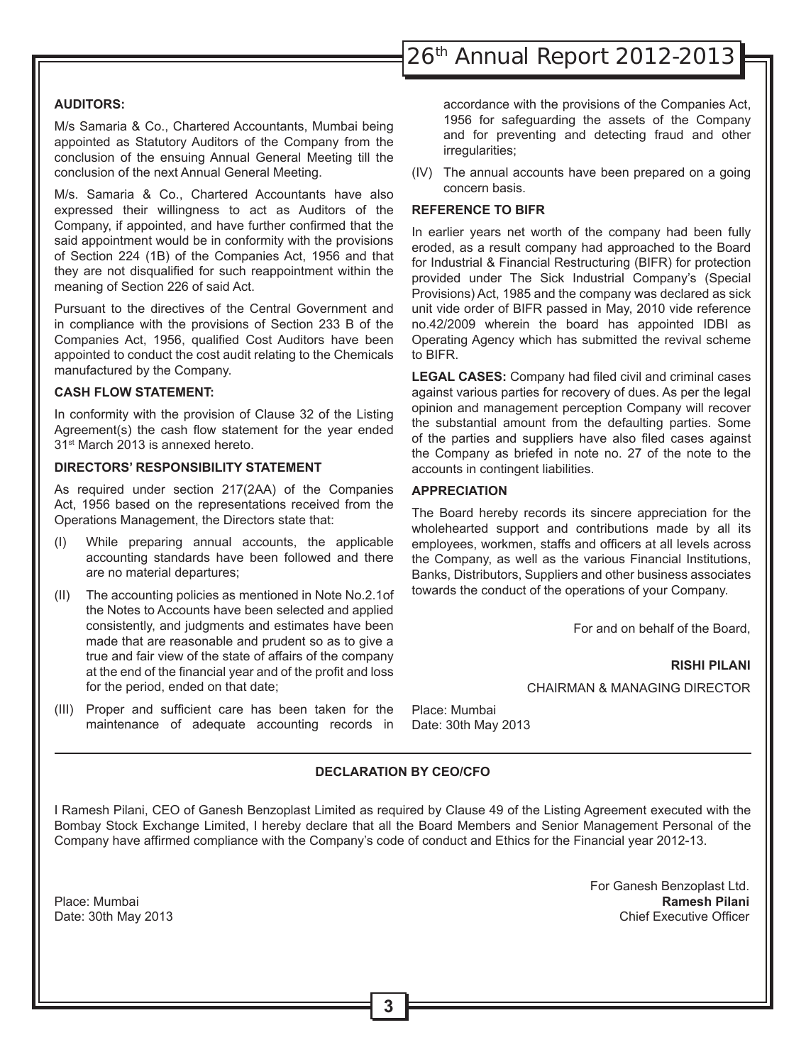**AUDITORS:**

M/s Samaria & Co., Chartered Accountants, Mumbai being appointed as Statutory Auditors of the Company from the conclusion of the ensuing Annual General Meeting till the conclusion of the next Annual General Meeting.

M/s. Samaria & Co., Chartered Accountants have also expressed their willingness to act as Auditors of the Company, if appointed, and have further confirmed that the said appointment would be in conformity with the provisions of Section 224 (1B) of the Companies Act, 1956 and that they are not disqualified for such reappointment within the meaning of Section 226 of said Act.

Pursuant to the directives of the Central Government and in compliance with the provisions of Section 233 B of the Companies Act, 1956, qualified Cost Auditors have been appointed to conduct the cost audit relating to the Chemicals manufactured by the Company.

**CASH FLOW STATEMENT:**

In conformity with the provision of Clause 32 of the Listing Agreement(s) the cash flow statement for the year ended 31st March 2013 is annexed hereto.

**DIRECTORS' RESPONSIBILITY STATEMENT**

As required under section 217(2AA) of the Companies Act, 1956 based on the representations received from the Operations Management, the Directors state that:

(I) While preparing annual accounts, the applicable accounting standards have been followed and there are no material departures;

(II) The accounting policies as mentioned in Note No.2.1of the Notes to Accounts have been selected and applied consistently, and judgments and estimates have been made that are reasonable and prudent so as to give a true and fair view of the state of affairs of the company at the end of the financial year and of the profit and loss for the period, ended on that date;

(III) Proper and sufficient care has been taken for the maintenance of adequate accounting records in accordance with the provisions of the Companies Act, 1956 for safeguarding the assets of the Company and for preventing and detecting fraud and other irregularities;

(IV) The annual accounts have been prepared on a going concern basis.

**REFERENCE TO BIFR**

In earlier years net worth of the company had been fully eroded, as a result company had approached to the Board for Industrial & Financial Restructuring (BIFR) for protection provided under The Sick Industrial Company's (Special Provisions) Act, 1985 and the company was declared as sick unit vide order of BIFR passed in May, 2010 vide reference no.42/2009 wherein the board has appointed IDBI as Operating Agency which has submitted the revival scheme to BIFR.

**LEGAL CASES:** Company had filed civil and criminal cases against various parties for recovery of dues. As per the legal opinion and management perception Company will recover the substantial amount from the defaulting parties. Some of the parties and suppliers have also filed cases against the Company as briefed in note no. 27 of the note to the accounts in contingent liabilities.

**APPRECIATION**

The Board hereby records its sincere appreciation for the wholehearted support and contributions made by all its employees, workmen, staffs and officers at all levels across the Company, as well as the various Financial Institutions, Banks, Distributors, Suppliers and other business associates towards the conduct of the operations of your Company.

For and on behalf of the Board,

**RISHI PILANI**

CHAIRMAN & MANAGING DIRECTOR

Place: Mumbai
Date: 30th May 2013

**DECLARATION BY CEO/CFO**

I Ramesh Pilani, CEO of Ganesh Benzoplast Limited as required by Clause 49 of the Listing Agreement executed with the Bombay Stock Exchange Limited, I hereby declare that all the Board Members and Senior Management Personal of the Company have affirmed compliance with the Company's code of conduct and Ethics for the Financial year 2012-13.

For Ganesh Benzoplast Ltd.
**Ramesh Pilani**
Chief Executive Officer

Place: Mumbai
Date: 30th May 2013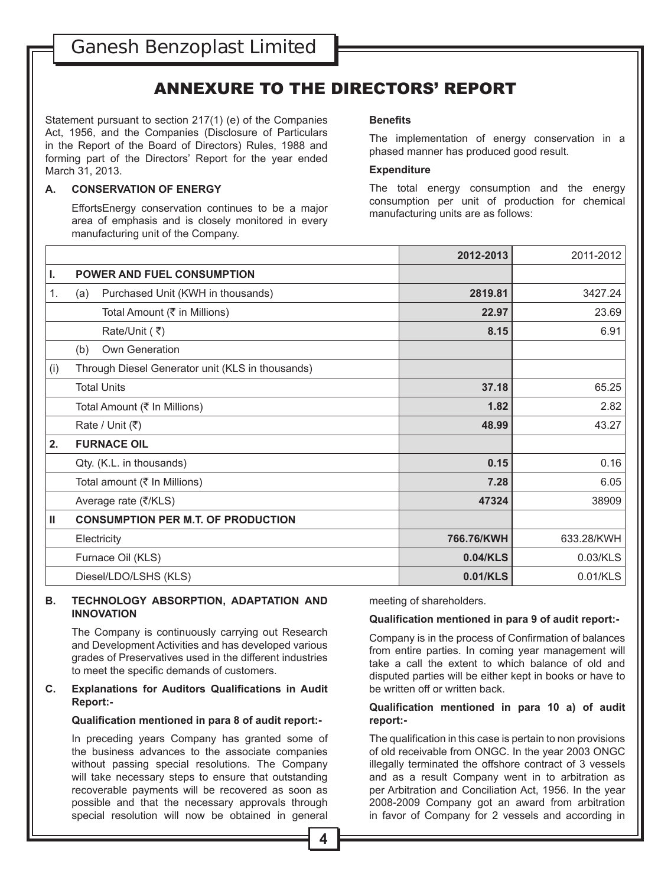# ANNEXURE TO THE DIRECTORS' REPORT

Statement pursuant to section 217(1) (e) of the Companies Act, 1956, and the Companies (Disclosure of Particulars in the Report of the Board of Directors) Rules, 1988 and forming part of the Directors' Report for the year ended March 31, 2013.

**A. CONSERVATION OF ENERGY**

EffortsEnergy conservation continues to be a major area of emphasis and is closely monitored in every manufacturing unit of the Company.

**Benefits**

The implementation of energy conservation in a phased manner has produced good result.

**Expenditure**

The total energy consumption and the energy consumption per unit of production for chemical manufacturing units are as follows:

| | | | 2012-2013 | 2011-2012 |
|---|---|---|---|---|
| **I.** | **POWER AND FUEL CONSUMPTION** | | | |
| 1. | (a) | Purchased Unit (KWH in thousands) | **2819.81** | 3427.24 |
| | | Total Amount (₹ in Millions) | **22.97** | 23.69 |
| | | Rate/Unit ( ₹) | **8.15** | 6.91 |
| | (b) | Own Generation | | |
| (i) | Through Diesel Generator unit (KLS in thousands) | | | |
| | Total Units | | **37.18** | 65.25 |
| | Total Amount (₹ In Millions) | | **1.82** | 2.82 |
| | Rate / Unit (₹) | | **48.99** | 43.27 |
| **2.** | **FURNACE OIL** | | | |
| | Qty. (K.L. in thousands) | | **0.15** | 0.16 |
| | Total amount (₹ In Millions) | | **7.28** | 6.05 |
| | Average rate (₹/KLS) | | **47324** | 38909 |
| **II** | **CONSUMPTION PER M.T. OF PRODUCTION** | | | |
| | Electricity | | **766.76/KWH** | 633.28/KWH |
| | Furnace Oil (KLS) | | **0.04/KLS** | 0.03/KLS |
| | Diesel/LDO/LSHS (KLS) | | **0.01/KLS** | 0.01/KLS |

**B. TECHNOLOGY ABSORPTION, ADAPTATION AND INNOVATION**

The Company is continuously carrying out Research and Development Activities and has developed various grades of Preservatives used in the different industries to meet the specific demands of customers.

**C. Explanations for Auditors Qualifications in Audit Report:-**

**Qualification mentioned in para 8 of audit report:-**

In preceding years Company has granted some of the business advances to the associate companies without passing special resolutions. The Company will take necessary steps to ensure that outstanding recoverable payments will be recovered as soon as possible and that the necessary approvals through special resolution will now be obtained in general meeting of shareholders.

**Qualification mentioned in para 9 of audit report:-**

Company is in the process of Confirmation of balances from entire parties. In coming year management will take a call the extent to which balance of old and disputed parties will be either kept in books or have to be written off or written back.

**Qualification mentioned in para 10 a) of audit report:-**

The qualification in this case is pertain to non provisions of old receivable from ONGC. In the year 2003 ONGC illegally terminated the offshore contract of 3 vessels and as a result Company went in to arbitration as per Arbitration and Conciliation Act, 1956. In the year 2008-2009 Company got an award from arbitration in favor of Company for 2 vessels and according in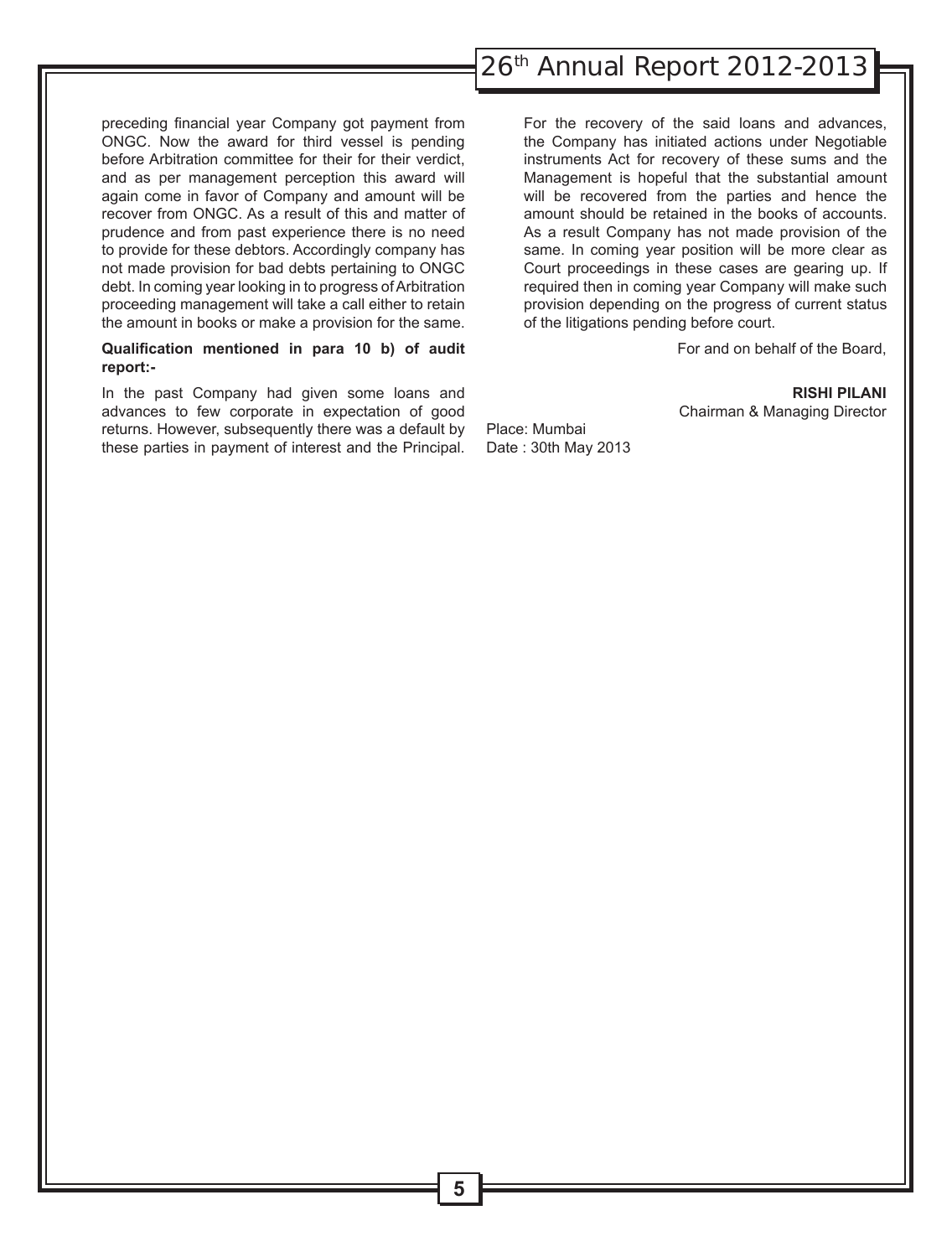preceding financial year Company got payment from ONGC. Now the award for third vessel is pending before Arbitration committee for their for their verdict, and as per management perception this award will again come in favor of Company and amount will be recover from ONGC. As a result of this and matter of prudence and from past experience there is no need to provide for these debtors. Accordingly company has not made provision for bad debts pertaining to ONGC debt. In coming year looking in to progress of Arbitration proceeding management will take a call either to retain the amount in books or make a provision for the same.

**Qualification mentioned in para 10 b) of audit report:-**

In the past Company had given some loans and advances to few corporate in expectation of good returns. However, subsequently there was a default by these parties in payment of interest and the Principal.

For the recovery of the said loans and advances, the Company has initiated actions under Negotiable instruments Act for recovery of these sums and the Management is hopeful that the substantial amount will be recovered from the parties and hence the amount should be retained in the books of accounts. As a result Company has not made provision of the same. In coming year position will be more clear as Court proceedings in these cases are gearing up. If required then in coming year Company will make such provision depending on the progress of current status of the litigations pending before court.

For and on behalf of the Board,

**RISHI PILANI**
Chairman & Managing Director

Place: Mumbai
Date : 30th May 2013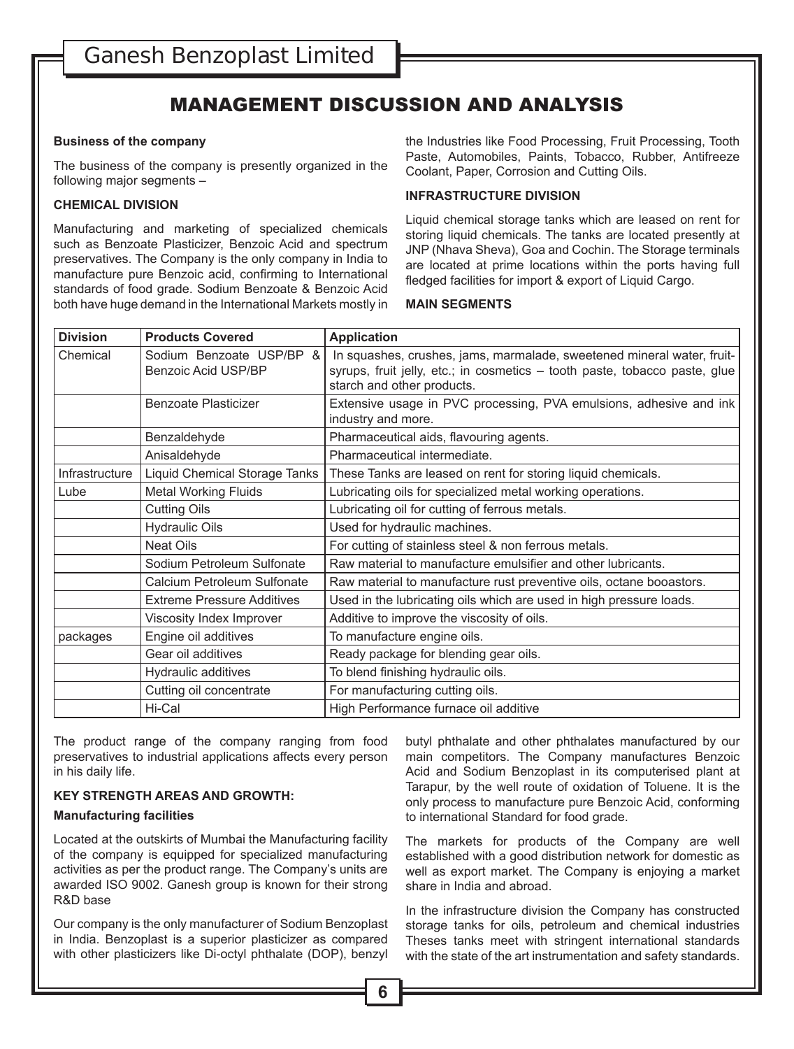# MANAGEMENT DISCUSSION AND ANALYSIS

**Business of the company**

The business of the company is presently organized in the following major segments –

**CHEMICAL DIVISION**

Manufacturing and marketing of specialized chemicals such as Benzoate Plasticizer, Benzoic Acid and spectrum preservatives. The Company is the only company in India to manufacture pure Benzoic acid, confirming to International standards of food grade. Sodium Benzoate & Benzoic Acid both have huge demand in the International Markets mostly in the Industries like Food Processing, Fruit Processing, Tooth Paste, Automobiles, Paints, Tobacco, Rubber, Antifreeze Coolant, Paper, Corrosion and Cutting Oils.

**INFRASTRUCTURE DIVISION**

Liquid chemical storage tanks which are leased on rent for storing liquid chemicals. The tanks are located presently at JNP (Nhava Sheva), Goa and Cochin. The Storage terminals are located at prime locations within the ports having full fledged facilities for import & export of Liquid Cargo.

**MAIN SEGMENTS**

| Division | Products Covered | Application |
|---|---|---|
| Chemical | Sodium Benzoate USP/BP & Benzoic Acid USP/BP | In squashes, crushes, jams, marmalade, sweetened mineral water, fruit-syrups, fruit jelly, etc.; in cosmetics – tooth paste, tobacco paste, glue starch and other products. |
| | Benzoate Plasticizer | Extensive usage in PVC processing, PVA emulsions, adhesive and ink industry and more. |
| | Benzaldehyde | Pharmaceutical aids, flavouring agents. |
| | Anisaldehyde | Pharmaceutical intermediate. |
| Infrastructure | Liquid Chemical Storage Tanks | These Tanks are leased on rent for storing liquid chemicals. |
| Lube | Metal Working Fluids | Lubricating oils for specialized metal working operations. |
| | Cutting Oils | Lubricating oil for cutting of ferrous metals. |
| | Hydraulic Oils | Used for hydraulic machines. |
| | Neat Oils | For cutting of stainless steel & non ferrous metals. |
| | Sodium Petroleum Sulfonate | Raw material to manufacture emulsifier and other lubricants. |
| | Calcium Petroleum Sulfonate | Raw material to manufacture rust preventive oils, octane booastors. |
| | Extreme Pressure Additives | Used in the lubricating oils which are used in high pressure loads. |
| | Viscosity Index Improver | Additive to improve the viscosity of oils. |
| packages | Engine oil additives | To manufacture engine oils. |
| | Gear oil additives | Ready package for blending gear oils. |
| | Hydraulic additives | To blend finishing hydraulic oils. |
| | Cutting oil concentrate | For manufacturing cutting oils. |
| | Hi-Cal | High Performance furnace oil additive |

The product range of the company ranging from food preservatives to industrial applications affects every person in his daily life.

**KEY STRENGTH AREAS AND GROWTH:**

**Manufacturing facilities**

Located at the outskirts of Mumbai the Manufacturing facility of the company is equipped for specialized manufacturing activities as per the product range. The Company's units are awarded ISO 9002. Ganesh group is known for their strong R&D base

Our company is the only manufacturer of Sodium Benzoplast in India. Benzoplast is a superior plasticizer as compared with other plasticizers like Di-octyl phthalate (DOP), benzyl butyl phthalate and other phthalates manufactured by our main competitors. The Company manufactures Benzoic Acid and Sodium Benzoplast in its computerised plant at Tarapur, by the well route of oxidation of Toluene. It is the only process to manufacture pure Benzoic Acid, conforming to international Standard for food grade.

The markets for products of the Company are well established with a good distribution network for domestic as well as export market. The Company is enjoying a market share in India and abroad.

In the infrastructure division the Company has constructed storage tanks for oils, petroleum and chemical industries Theses tanks meet with stringent international standards with the state of the art instrumentation and safety standards.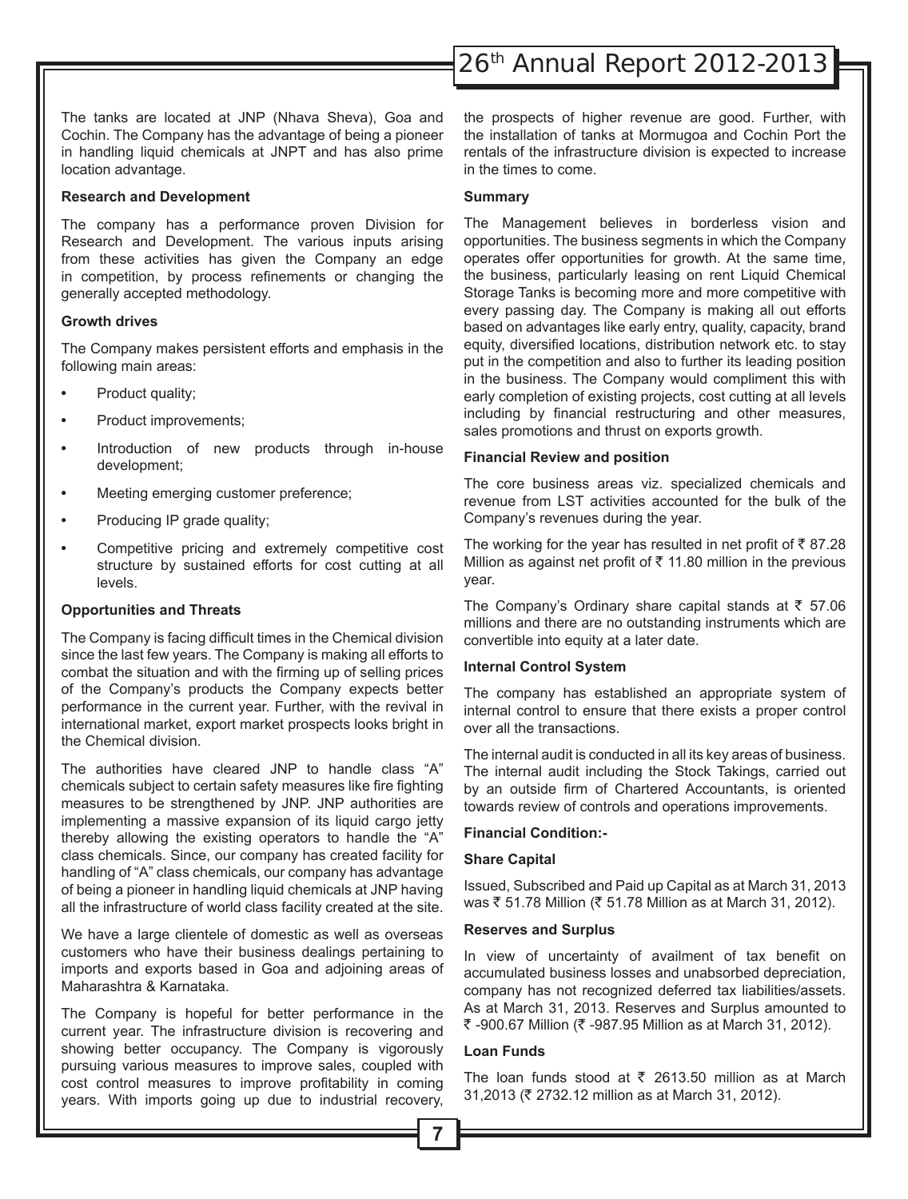The tanks are located at JNP (Nhava Sheva), Goa and Cochin. The Company has the advantage of being a pioneer in handling liquid chemicals at JNPT and has also prime location advantage.

**Research and Development**

The company has a performance proven Division for Research and Development. The various inputs arising from these activities has given the Company an edge in competition, by process refinements or changing the generally accepted methodology.

**Growth drives**

The Company makes persistent efforts and emphasis in the following main areas:

- Product quality;
- Product improvements;
- Introduction of new products through in-house development;
- Meeting emerging customer preference;
- Producing IP grade quality;
- Competitive pricing and extremely competitive cost structure by sustained efforts for cost cutting at all levels.

**Opportunities and Threats**

The Company is facing difficult times in the Chemical division since the last few years. The Company is making all efforts to combat the situation and with the firming up of selling prices of the Company's products the Company expects better performance in the current year. Further, with the revival in international market, export market prospects looks bright in the Chemical division.

The authorities have cleared JNP to handle class "A" chemicals subject to certain safety measures like fire fighting measures to be strengthened by JNP. JNP authorities are implementing a massive expansion of its liquid cargo jetty thereby allowing the existing operators to handle the "A" class chemicals. Since, our company has created facility for handling of "A" class chemicals, our company has advantage of being a pioneer in handling liquid chemicals at JNP having all the infrastructure of world class facility created at the site.

We have a large clientele of domestic as well as overseas customers who have their business dealings pertaining to imports and exports based in Goa and adjoining areas of Maharashtra & Karnataka.

The Company is hopeful for better performance in the current year. The infrastructure division is recovering and showing better occupancy. The Company is vigorously pursuing various measures to improve sales, coupled with cost control measures to improve profitability in coming years. With imports going up due to industrial recovery, the prospects of higher revenue are good. Further, with the installation of tanks at Mormugoa and Cochin Port the rentals of the infrastructure division is expected to increase in the times to come.

**Summary**

The Management believes in borderless vision and opportunities. The business segments in which the Company operates offer opportunities for growth. At the same time, the business, particularly leasing on rent Liquid Chemical Storage Tanks is becoming more and more competitive with every passing day. The Company is making all out efforts based on advantages like early entry, quality, capacity, brand equity, diversified locations, distribution network etc. to stay put in the competition and also to further its leading position in the business. The Company would compliment this with early completion of existing projects, cost cutting at all levels including by financial restructuring and other measures, sales promotions and thrust on exports growth.

**Financial Review and position**

The core business areas viz. specialized chemicals and revenue from LST activities accounted for the bulk of the Company's revenues during the year.

The working for the year has resulted in net profit of ₹ 87.28 Million as against net profit of ₹ 11.80 million in the previous year.

The Company's Ordinary share capital stands at ₹ 57.06 millions and there are no outstanding instruments which are convertible into equity at a later date.

**Internal Control System**

The company has established an appropriate system of internal control to ensure that there exists a proper control over all the transactions.

The internal audit is conducted in all its key areas of business. The internal audit including the Stock Takings, carried out by an outside firm of Chartered Accountants, is oriented towards review of controls and operations improvements.

**Financial Condition:-**

**Share Capital**

Issued, Subscribed and Paid up Capital as at March 31, 2013 was ₹ 51.78 Million (₹ 51.78 Million as at March 31, 2012).

**Reserves and Surplus**

In view of uncertainty of availment of tax benefit on accumulated business losses and unabsorbed depreciation, company has not recognized deferred tax liabilities/assets. As at March 31, 2013. Reserves and Surplus amounted to ₹ -900.67 Million (₹ -987.95 Million as at March 31, 2012).

**Loan Funds**

The loan funds stood at ₹ 2613.50 million as at March 31,2013 (₹ 2732.12 million as at March 31, 2012).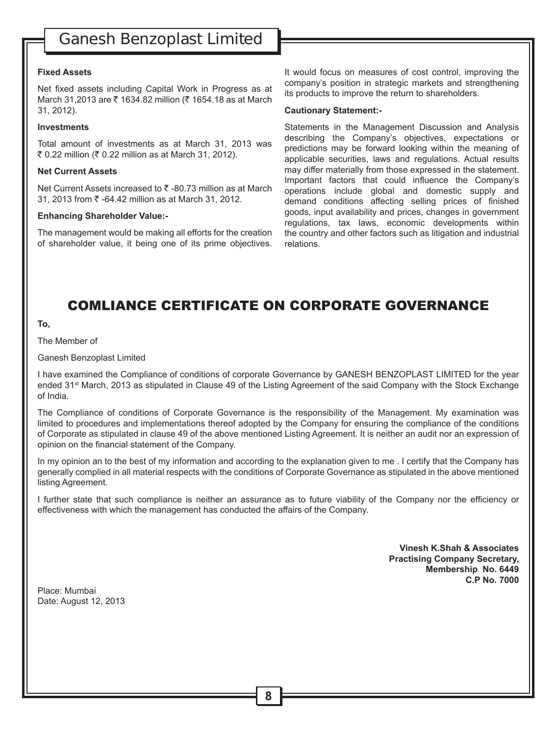**Fixed Assets**

Net fixed assets including Capital Work in Progress as at March 31,2013 are ₹ 1634.82 million (₹ 1654.18 as at March 31, 2012).

**Investments**

Total amount of investments as at March 31, 2013 was ₹ 0.22 million (₹ 0.22 million as at March 31, 2012).

**Net Current Assets**

Net Current Assets increased to ₹ -80.73 million as at March 31, 2013 from ₹ -64.42 million as at March 31, 2012.

**Enhancing Shareholder Value:-**

The management would be making all efforts for the creation of shareholder value, it being one of its prime objectives. It would focus on measures of cost control, improving the company's position in strategic markets and strengthening its products to improve the return to shareholders.

**Cautionary Statement:-**

Statements in the Management Discussion and Analysis describing the Company's objectives, expectations or predictions may be forward looking within the meaning of applicable securities, laws and regulations. Actual results may differ materially from those expressed in the statement. Important factors that could influence the Company's operations include global and domestic supply and demand conditions affecting selling prices of finished goods, input availability and prices, changes in government regulations, tax laws, economic developments within the country and other factors such as litigation and industrial relations.

## COMLIANCE CERTIFICATE ON CORPORATE GOVERNANCE

**To,**

The Member of

Ganesh Benzoplast Limited

I have examined the Compliance of conditions of corporate Governance by GANESH BENZOPLAST LIMITED for the year ended 31st March, 2013 as stipulated in Clause 49 of the Listing Agreement of the said Company with the Stock Exchange of India.

The Compliance of conditions of Corporate Governance is the responsibility of the Management. My examination was limited to procedures and implementations thereof adopted by the Company for ensuring the compliance of the conditions of Corporate as stipulated in clause 49 of the above mentioned Listing Agreement. It is neither an audit nor an expression of opinion on the financial statement of the Company.

In my opinion an to the best of my information and according to the explanation given to me . I certify that the Company has generally complied in all material respects with the conditions of Corporate Governance as stipulated in the above mentioned listing Agreement.

I further state that such compliance is neither an assurance as to future viability of the Company nor the efficiency or effectiveness with which the management has conducted the affairs of the Company.

**Vinesh K.Shah & Associates**
**Practising Company Secretary,**
**Membership No. 6449**
**C.P No. 7000**

Place: Mumbai
Date: August 12, 2013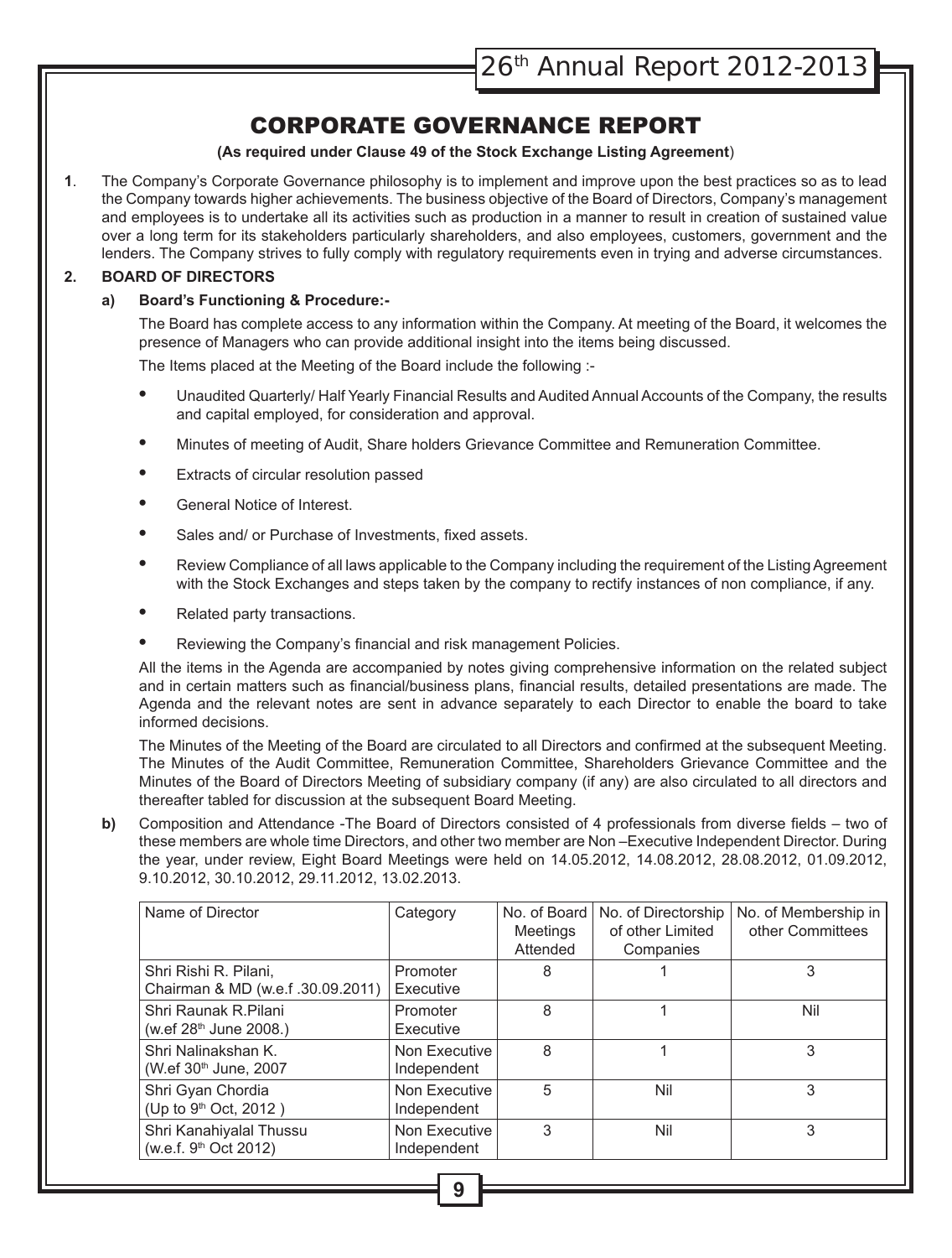# CORPORATE GOVERNANCE REPORT

**(As required under Clause 49 of the Stock Exchange Listing Agreement)**

**1**. The Company's Corporate Governance philosophy is to implement and improve upon the best practices so as to lead the Company towards higher achievements. The business objective of the Board of Directors, Company's management and employees is to undertake all its activities such as production in a manner to result in creation of sustained value over a long term for its stakeholders particularly shareholders, and also employees, customers, government and the lenders. The Company strives to fully comply with regulatory requirements even in trying and adverse circumstances.

**2. BOARD OF DIRECTORS**

**a) Board's Functioning & Procedure:-**

The Board has complete access to any information within the Company. At meeting of the Board, it welcomes the presence of Managers who can provide additional insight into the items being discussed.

The Items placed at the Meeting of the Board include the following :-

- Unaudited Quarterly/ Half Yearly Financial Results and Audited Annual Accounts of the Company, the results and capital employed, for consideration and approval.
- Minutes of meeting of Audit, Share holders Grievance Committee and Remuneration Committee.
- Extracts of circular resolution passed
- General Notice of Interest.
- Sales and/ or Purchase of Investments, fixed assets.
- Review Compliance of all laws applicable to the Company including the requirement of the Listing Agreement with the Stock Exchanges and steps taken by the company to rectify instances of non compliance, if any.
- Related party transactions.
- Reviewing the Company's financial and risk management Policies.

All the items in the Agenda are accompanied by notes giving comprehensive information on the related subject and in certain matters such as financial/business plans, financial results, detailed presentations are made. The Agenda and the relevant notes are sent in advance separately to each Director to enable the board to take informed decisions.

The Minutes of the Meeting of the Board are circulated to all Directors and confirmed at the subsequent Meeting. The Minutes of the Audit Committee, Remuneration Committee, Shareholders Grievance Committee and the Minutes of the Board of Directors Meeting of subsidiary company (if any) are also circulated to all directors and thereafter tabled for discussion at the subsequent Board Meeting.

**b)** Composition and Attendance -The Board of Directors consisted of 4 professionals from diverse fields – two of these members are whole time Directors, and other two member are Non –Executive Independent Director. During the year, under review, Eight Board Meetings were held on 14.05.2012, 14.08.2012, 28.08.2012, 01.09.2012, 9.10.2012, 30.10.2012, 29.11.2012, 13.02.2013.

| Name of Director | Category | No. of Board Meetings Attended | No. of Directorship of other Limited Companies | No. of Membership in other Committees |
|---|---|---|---|---|
| Shri Rishi R. Pilani, Chairman & MD (w.e.f .30.09.2011) | Promoter Executive | 8 | 1 | 3 |
| Shri Raunak R.Pilani (w.ef 28th June 2008.) | Promoter Executive | 8 | 1 | Nil |
| Shri Nalinakshan K. (W.ef 30th June, 2007 | Non Executive Independent | 8 | 1 | 3 |
| Shri Gyan Chordia (Up to 9th Oct, 2012 ) | Non Executive Independent | 5 | Nil | 3 |
| Shri Kanahiyalal Thussu (w.e.f. 9th Oct 2012) | Non Executive Independent | 3 | Nil | 3 |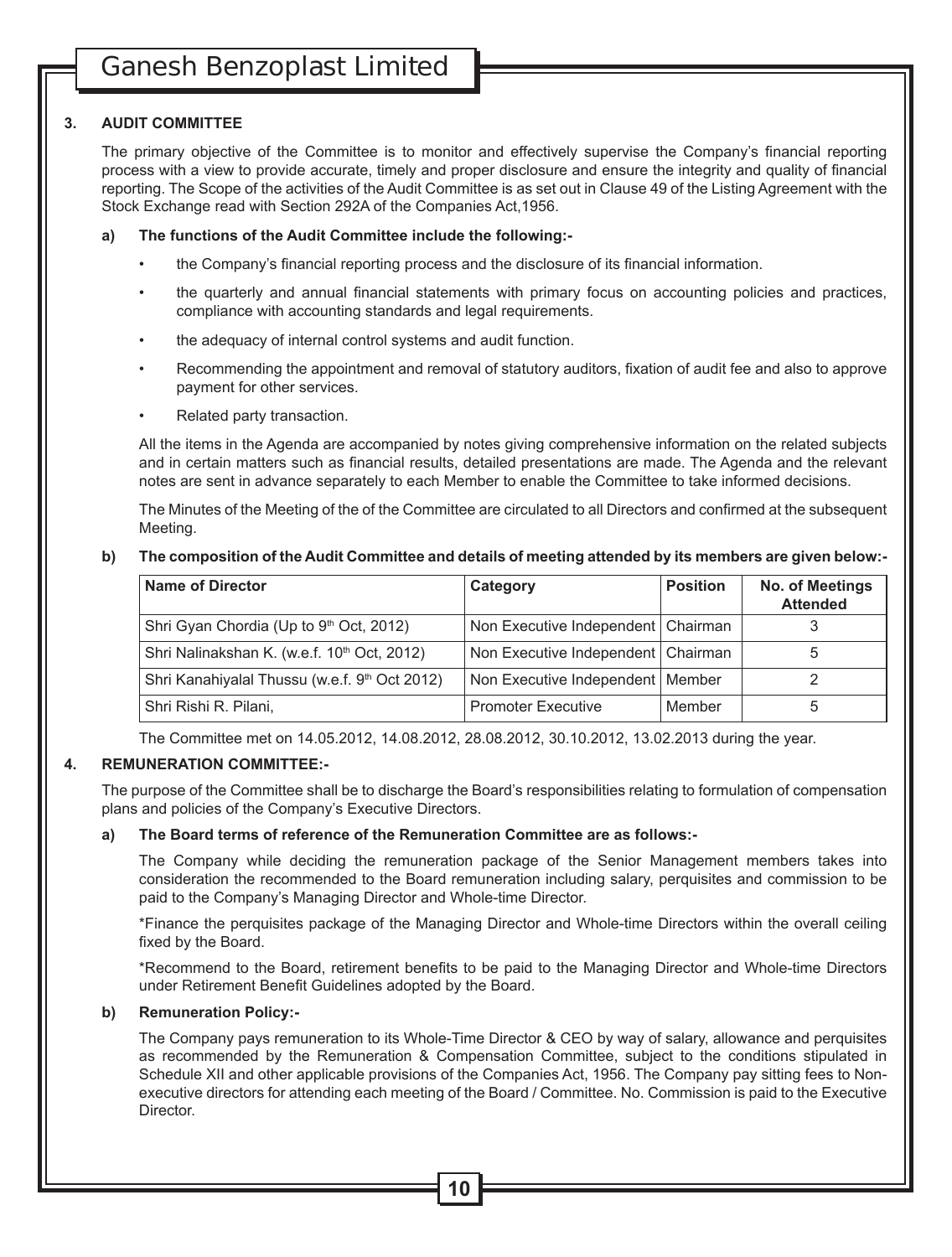### 3. AUDIT COMMITTEE

The primary objective of the Committee is to monitor and effectively supervise the Company's financial reporting process with a view to provide accurate, timely and proper disclosure and ensure the integrity and quality of financial reporting. The Scope of the activities of the Audit Committee is as set out in Clause 49 of the Listing Agreement with the Stock Exchange read with Section 292A of the Companies Act,1956.

**a) The functions of the Audit Committee include the following:-**

- the Company's financial reporting process and the disclosure of its financial information.
- the quarterly and annual financial statements with primary focus on accounting policies and practices, compliance with accounting standards and legal requirements.
- the adequacy of internal control systems and audit function.
- Recommending the appointment and removal of statutory auditors, fixation of audit fee and also to approve payment for other services.
- Related party transaction.

All the items in the Agenda are accompanied by notes giving comprehensive information on the related subjects and in certain matters such as financial results, detailed presentations are made. The Agenda and the relevant notes are sent in advance separately to each Member to enable the Committee to take informed decisions.

The Minutes of the Meeting of the of the Committee are circulated to all Directors and confirmed at the subsequent Meeting.

**b) The composition of the Audit Committee and details of meeting attended by its members are given below:-**

| Name of Director | Category | Position | No. of Meetings Attended |
|---|---|---|---|
| Shri Gyan Chordia (Up to 9th Oct, 2012) | Non Executive Independent | Chairman | 3 |
| Shri Nalinakshan K. (w.e.f. 10th Oct, 2012) | Non Executive Independent | Chairman | 5 |
| Shri Kanahiyalal Thussu (w.e.f. 9th Oct 2012) | Non Executive Independent | Member | 2 |
| Shri Rishi R. Pilani, | Promoter Executive | Member | 5 |

The Committee met on 14.05.2012, 14.08.2012, 28.08.2012, 30.10.2012, 13.02.2013 during the year.

### 4. REMUNERATION COMMITTEE:-

The purpose of the Committee shall be to discharge the Board's responsibilities relating to formulation of compensation plans and policies of the Company's Executive Directors.

**a) The Board terms of reference of the Remuneration Committee are as follows:-**

The Company while deciding the remuneration package of the Senior Management members takes into consideration the recommended to the Board remuneration including salary, perquisites and commission to be paid to the Company's Managing Director and Whole-time Director.

*Finance the perquisites package of the Managing Director and Whole-time Directors within the overall ceiling fixed by the Board.

*Recommend to the Board, retirement benefits to be paid to the Managing Director and Whole-time Directors under Retirement Benefit Guidelines adopted by the Board.

**b) Remuneration Policy:-**

The Company pays remuneration to its Whole-Time Director & CEO by way of salary, allowance and perquisites as recommended by the Remuneration & Compensation Committee, subject to the conditions stipulated in Schedule XII and other applicable provisions of the Companies Act, 1956. The Company pay sitting fees to Non-executive directors for attending each meeting of the Board / Committee. No. Commission is paid to the Executive Director.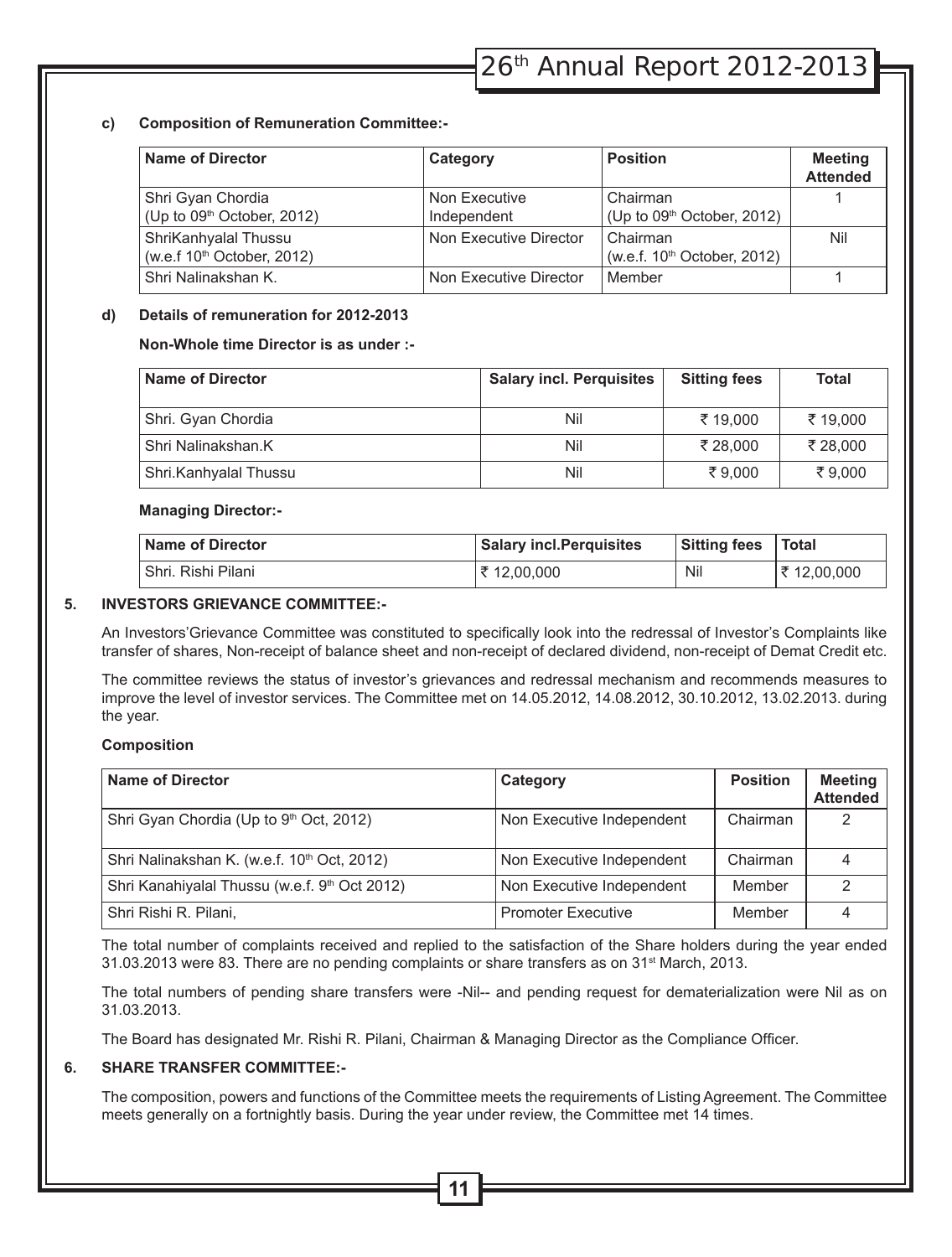**c) Composition of Remuneration Committee:-**

| Name of Director | Category | Position | Meeting Attended |
|---|---|---|---|
| Shri Gyan Chordia (Up to 09th October, 2012) | Non Executive Independent | Chairman (Up to 09th October, 2012) | 1 |
| ShriKanhyalal Thussu (w.e.f 10th October, 2012) | Non Executive Director | Chairman (w.e.f. 10th October, 2012) | Nil |
| Shri Nalinakshan K. | Non Executive Director | Member | 1 |

**d) Details of remuneration for 2012-2013**

**Non-Whole time Director is as under :-**

| Name of Director | Salary incl. Perquisites | Sitting fees | Total |
|---|---|---|---|
| Shri. Gyan Chordia | Nil | ₹ 19,000 | ₹ 19,000 |
| Shri Nalinakshan.K | Nil | ₹ 28,000 | ₹ 28,000 |
| Shri.Kanhyalal Thussu | Nil | ₹ 9,000 | ₹ 9,000 |

**Managing Director:-**

| Name of Director | Salary incl.Perquisites | Sitting fees | Total |
|---|---|---|---|
| Shri. Rishi Pilani | ₹ 12,00,000 | Nil | ₹ 12,00,000 |

## 5. INVESTORS GRIEVANCE COMMITTEE:-

An Investors'Grievance Committee was constituted to specifically look into the redressal of Investor's Complaints like transfer of shares, Non-receipt of balance sheet and non-receipt of declared dividend, non-receipt of Demat Credit etc.

The committee reviews the status of investor's grievances and redressal mechanism and recommends measures to improve the level of investor services. The Committee met on 14.05.2012, 14.08.2012, 30.10.2012, 13.02.2013. during the year.

**Composition**

| Name of Director | Category | Position | Meeting Attended |
|---|---|---|---|
| Shri Gyan Chordia (Up to 9th Oct, 2012) | Non Executive Independent | Chairman | 2 |
| Shri Nalinakshan K. (w.e.f. 10th Oct, 2012) | Non Executive Independent | Chairman | 4 |
| Shri Kanahiyalal Thussu (w.e.f. 9th Oct 2012) | Non Executive Independent | Member | 2 |
| Shri Rishi R. Pilani, | Promoter Executive | Member | 4 |

The total number of complaints received and replied to the satisfaction of the Share holders during the year ended 31.03.2013 were 83. There are no pending complaints or share transfers as on 31st March, 2013.

The total numbers of pending share transfers were -Nil-- and pending request for dematerialization were Nil as on 31.03.2013.

The Board has designated Mr. Rishi R. Pilani, Chairman & Managing Director as the Compliance Officer.

## 6. SHARE TRANSFER COMMITTEE:-

The composition, powers and functions of the Committee meets the requirements of Listing Agreement. The Committee meets generally on a fortnightly basis. During the year under review, the Committee met 14 times.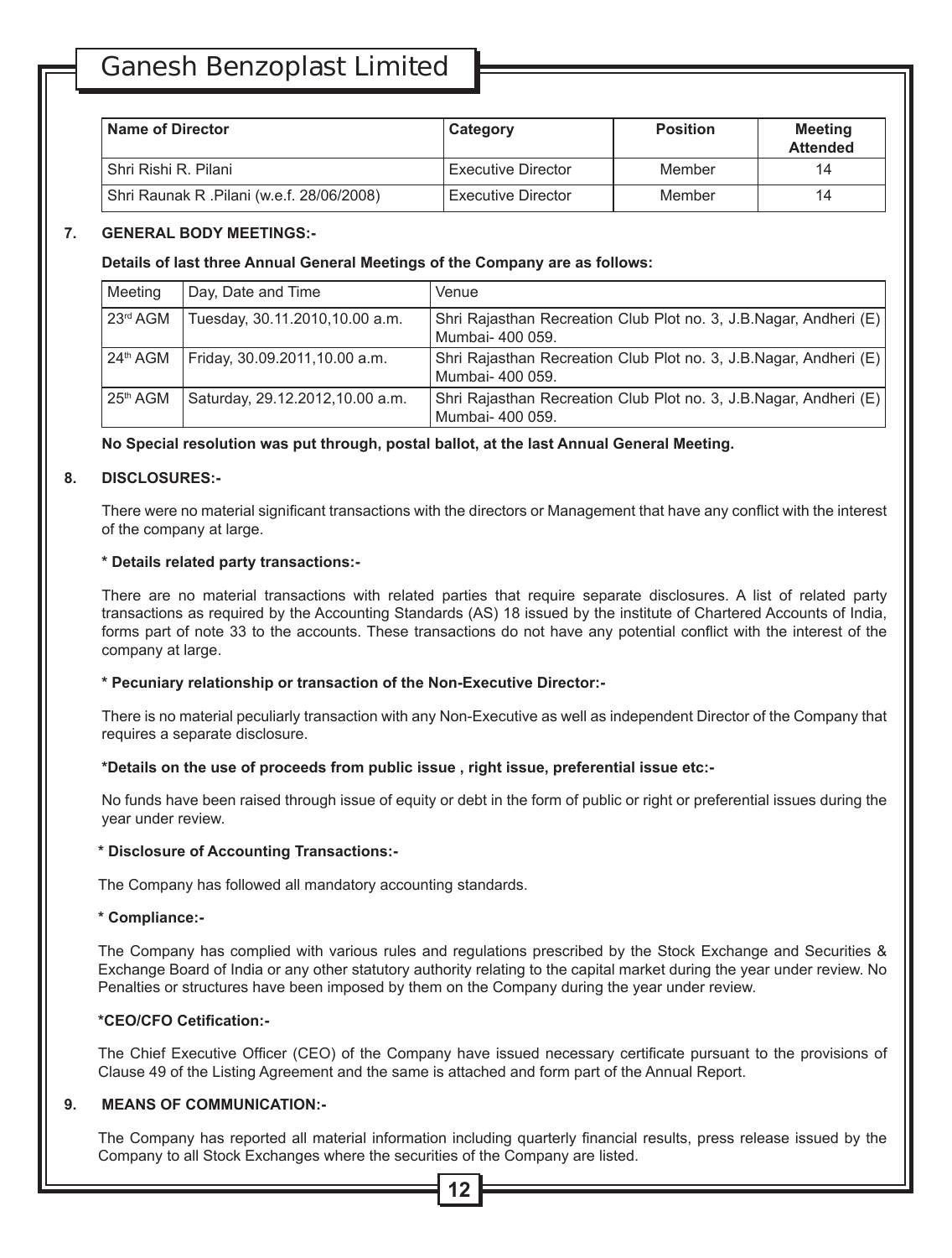| Name of Director | Category | Position | Meeting Attended |
|---|---|---|---|
| Shri Rishi R. Pilani | Executive Director | Member | 14 |
| Shri Raunak R .Pilani (w.e.f. 28/06/2008) | Executive Director | Member | 14 |

**7. GENERAL BODY MEETINGS:-**

**Details of last three Annual General Meetings of the Company are as follows:**

| Meeting | Day, Date and Time | Venue |
|---|---|---|
| 23rd AGM | Tuesday, 30.11.2010,10.00 a.m. | Shri Rajasthan Recreation Club Plot no. 3, J.B.Nagar, Andheri (E) Mumbai- 400 059. |
| 24th AGM | Friday, 30.09.2011,10.00 a.m. | Shri Rajasthan Recreation Club Plot no. 3, J.B.Nagar, Andheri (E) Mumbai- 400 059. |
| 25th AGM | Saturday, 29.12.2012,10.00 a.m. | Shri Rajasthan Recreation Club Plot no. 3, J.B.Nagar, Andheri (E) Mumbai- 400 059. |

**No Special resolution was put through, postal ballot, at the last Annual General Meeting.**

**8. DISCLOSURES:-**

There were no material significant transactions with the directors or Management that have any conflict with the interest of the company at large.

**\* Details related party transactions:-**

There are no material transactions with related parties that require separate disclosures. A list of related party transactions as required by the Accounting Standards (AS) 18 issued by the institute of Chartered Accounts of India, forms part of note 33 to the accounts. These transactions do not have any potential conflict with the interest of the company at large.

**\* Pecuniary relationship or transaction of the Non-Executive Director:-**

There is no material peculiarly transaction with any Non-Executive as well as independent Director of the Company that requires a separate disclosure.

**\*Details on the use of proceeds from public issue , right issue, preferential issue etc:-**

No funds have been raised through issue of equity or debt in the form of public or right or preferential issues during the year under review.

**\* Disclosure of Accounting Transactions:-**

The Company has followed all mandatory accounting standards.

**\* Compliance:-**

The Company has complied with various rules and regulations prescribed by the Stock Exchange and Securities & Exchange Board of India or any other statutory authority relating to the capital market during the year under review. No Penalties or structures have been imposed by them on the Company during the year under review.

**\*CEO/CFO Cetification:-**

The Chief Executive Officer (CEO) of the Company have issued necessary certificate pursuant to the provisions of Clause 49 of the Listing Agreement and the same is attached and form part of the Annual Report.

**9. MEANS OF COMMUNICATION:-**

The Company has reported all material information including quarterly financial results, press release issued by the Company to all Stock Exchanges where the securities of the Company are listed.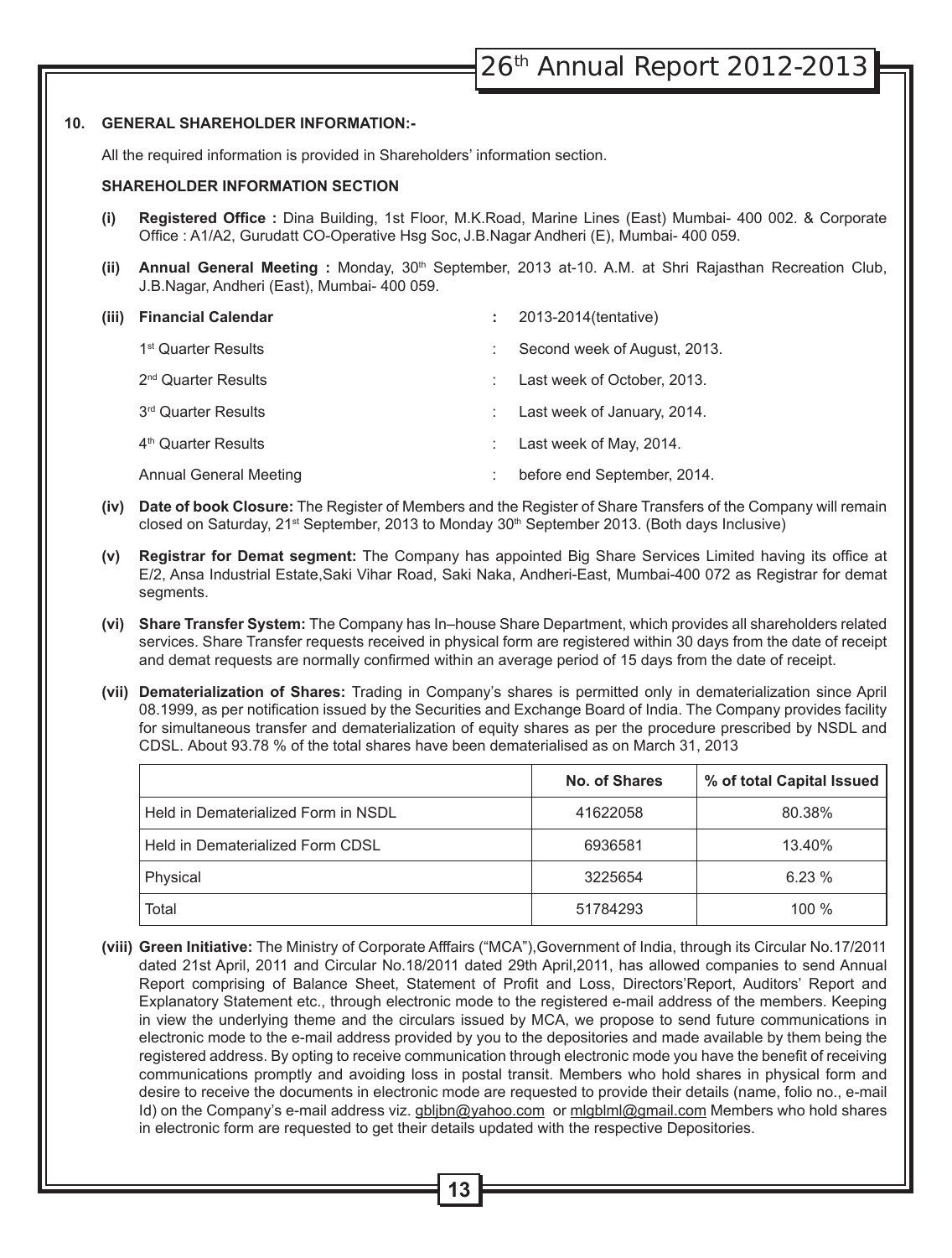## 10. GENERAL SHAREHOLDER INFORMATION:-

All the required information is provided in Shareholders' information section.

### SHAREHOLDER INFORMATION SECTION

**(i) Registered Office :** Dina Building, 1st Floor, M.K.Road, Marine Lines (East) Mumbai- 400 002. & Corporate Office : A1/A2, Gurudatt CO-Operative Hsg Soc, J.B.Nagar Andheri (E), Mumbai- 400 059.

**(ii) Annual General Meeting :** Monday, 30th September, 2013 at-10. A.M. at Shri Rajasthan Recreation Club, J.B.Nagar, Andheri (East), Mumbai- 400 059.

**(iii) Financial Calendar** : 2013-2014(tentative)

| | | |
|---|---|---|
| 1st Quarter Results | : | Second week of August, 2013. |
| 2nd Quarter Results | : | Last week of October, 2013. |
| 3rd Quarter Results | : | Last week of January, 2014. |
| 4th Quarter Results | : | Last week of May, 2014. |
| Annual General Meeting | : | before end September, 2014. |

**(iv) Date of book Closure:** The Register of Members and the Register of Share Transfers of the Company will remain closed on Saturday, 21st September, 2013 to Monday 30th September 2013. (Both days Inclusive)

**(v) Registrar for Demat segment:** The Company has appointed Big Share Services Limited having its office at E/2, Ansa Industrial Estate,Saki Vihar Road, Saki Naka, Andheri-East, Mumbai-400 072 as Registrar for demat segments.

**(vi) Share Transfer System:** The Company has In–house Share Department, which provides all shareholders related services. Share Transfer requests received in physical form are registered within 30 days from the date of receipt and demat requests are normally confirmed within an average period of 15 days from the date of receipt.

**(vii) Dematerialization of Shares:** Trading in Company's shares is permitted only in dematerialization since April 08.1999, as per notification issued by the Securities and Exchange Board of India. The Company provides facility for simultaneous transfer and dematerialization of equity shares as per the procedure prescribed by NSDL and CDSL. About 93.78 % of the total shares have been dematerialised as on March 31, 2013

| | No. of Shares | % of total Capital Issued |
|---|---|---|
| Held in Dematerialized Form in NSDL | 41622058 | 80.38% |
| Held in Dematerialized Form CDSL | 6936581 | 13.40% |
| Physical | 3225654 | 6.23 % |
| Total | 51784293 | 100 % |

**(viii) Green Initiative:** The Ministry of Corporate Afffairs ("MCA"),Government of India, through its Circular No.17/2011 dated 21st April, 2011 and Circular No.18/2011 dated 29th April,2011, has allowed companies to send Annual Report comprising of Balance Sheet, Statement of Profit and Loss, Directors'Report, Auditors' Report and Explanatory Statement etc., through electronic mode to the registered e-mail address of the members. Keeping in view the underlying theme and the circulars issued by MCA, we propose to send future communications in electronic mode to the e-mail address provided by you to the depositories and made available by them being the registered address. By opting to receive communication through electronic mode you have the benefit of receiving communications promptly and avoiding loss in postal transit. Members who hold shares in physical form and desire to receive the documents in electronic mode are requested to provide their details (name, folio no., e-mail Id) on the Company's e-mail address viz. gbljbn@yahoo.com or mlgblml@gmail.com Members who hold shares in electronic form are requested to get their details updated with the respective Depositories.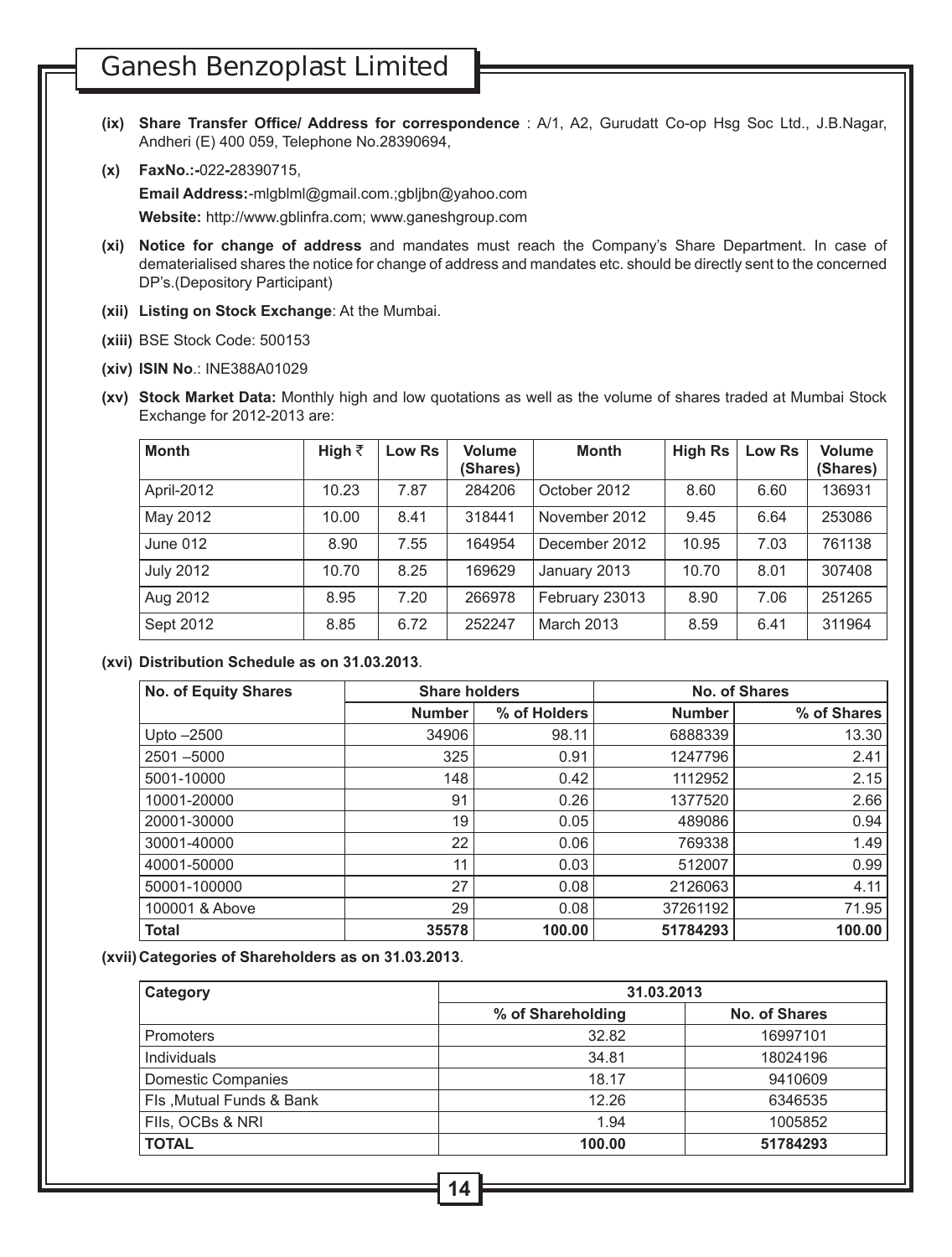**(ix) Share Transfer Office/ Address for correspondence** : A/1, A2, Gurudatt Co-op Hsg Soc Ltd., J.B.Nagar, Andheri (E) 400 059, Telephone No.28390694,

**(x) FaxNo.:-**022**-**28390715,

**Email Address:**-mlgblml@gmail.com.;gbljbn@yahoo.com

**Website:** http://www.gblinfra.com; www.ganeshgroup.com

**(xi) Notice for change of address** and mandates must reach the Company's Share Department. In case of dematerialised shares the notice for change of address and mandates etc. should be directly sent to the concerned DP's.(Depository Participant)

**(xii) Listing on Stock Exchange**: At the Mumbai.

**(xiii)** BSE Stock Code: 500153

**(xiv) ISIN No**.: INE388A01029

**(xv) Stock Market Data:** Monthly high and low quotations as well as the volume of shares traded at Mumbai Stock Exchange for 2012-2013 are:

| Month | High ₹ | Low Rs | Volume (Shares) | Month | High Rs | Low Rs | Volume (Shares) |
|---|---|---|---|---|---|---|---|
| April-2012 | 10.23 | 7.87 | 284206 | October 2012 | 8.60 | 6.60 | 136931 |
| May 2012 | 10.00 | 8.41 | 318441 | November 2012 | 9.45 | 6.64 | 253086 |
| June 012 | 8.90 | 7.55 | 164954 | December 2012 | 10.95 | 7.03 | 761138 |
| July 2012 | 10.70 | 8.25 | 169629 | January 2013 | 10.70 | 8.01 | 307408 |
| Aug 2012 | 8.95 | 7.20 | 266978 | February 23013 | 8.90 | 7.06 | 251265 |
| Sept 2012 | 8.85 | 6.72 | 252247 | March 2013 | 8.59 | 6.41 | 311964 |

**(xvi) Distribution Schedule as on 31.03.2013**.

| No. of Equity Shares | Share holders | | No. of Shares | |
|---|---|---|---|---|
| | Number | % of Holders | Number | % of Shares |
| Upto –2500 | 34906 | 98.11 | 6888339 | 13.30 |
| 2501 –5000 | 325 | 0.91 | 1247796 | 2.41 |
| 5001-10000 | 148 | 0.42 | 1112952 | 2.15 |
| 10001-20000 | 91 | 0.26 | 1377520 | 2.66 |
| 20001-30000 | 19 | 0.05 | 489086 | 0.94 |
| 30001-40000 | 22 | 0.06 | 769338 | 1.49 |
| 40001-50000 | 11 | 0.03 | 512007 | 0.99 |
| 50001-100000 | 27 | 0.08 | 2126063 | 4.11 |
| 100001 & Above | 29 | 0.08 | 37261192 | 71.95 |
| **Total** | **35578** | **100.00** | **51784293** | **100.00** |

**(xvii) Categories of Shareholders as on 31.03.2013**.

| Category | 31.03.2013 | |
|---|---|---|
| | % of Shareholding | No. of Shares |
| Promoters | 32.82 | 16997101 |
| Individuals | 34.81 | 18024196 |
| Domestic Companies | 18.17 | 9410609 |
| FIs ,Mutual Funds & Bank | 12.26 | 6346535 |
| FIIs, OCBs & NRI | 1.94 | 1005852 |
| **TOTAL** | **100.00** | **51784293** |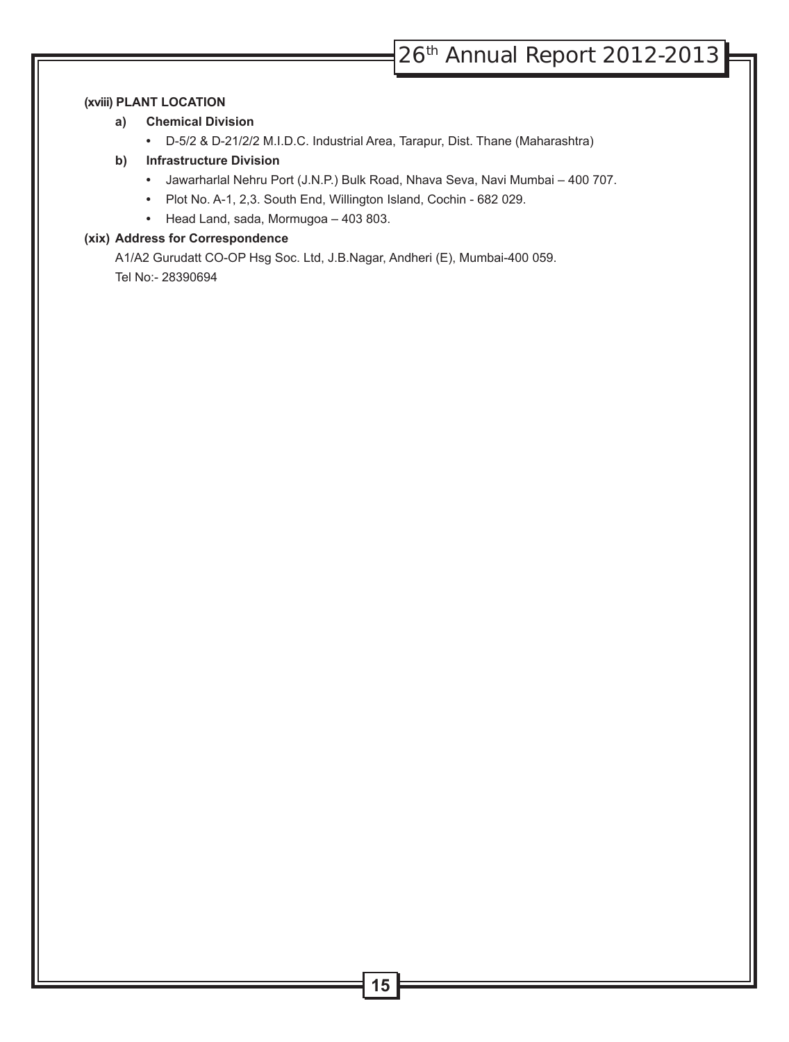**(xviii) PLANT LOCATION**

**a) Chemical Division**

- D-5/2 & D-21/2/2 M.I.D.C. Industrial Area, Tarapur, Dist. Thane (Maharashtra)

**b) Infrastructure Division**

- Jawarharlal Nehru Port (J.N.P.) Bulk Road, Nhava Seva, Navi Mumbai – 400 707.
- Plot No. A-1, 2,3. South End, Willington Island, Cochin - 682 029.
- Head Land, sada, Mormugoa – 403 803.

**(xix) Address for Correspondence**

A1/A2 Gurudatt CO-OP Hsg Soc. Ltd, J.B.Nagar, Andheri (E), Mumbai-400 059.

Tel No:- 28390694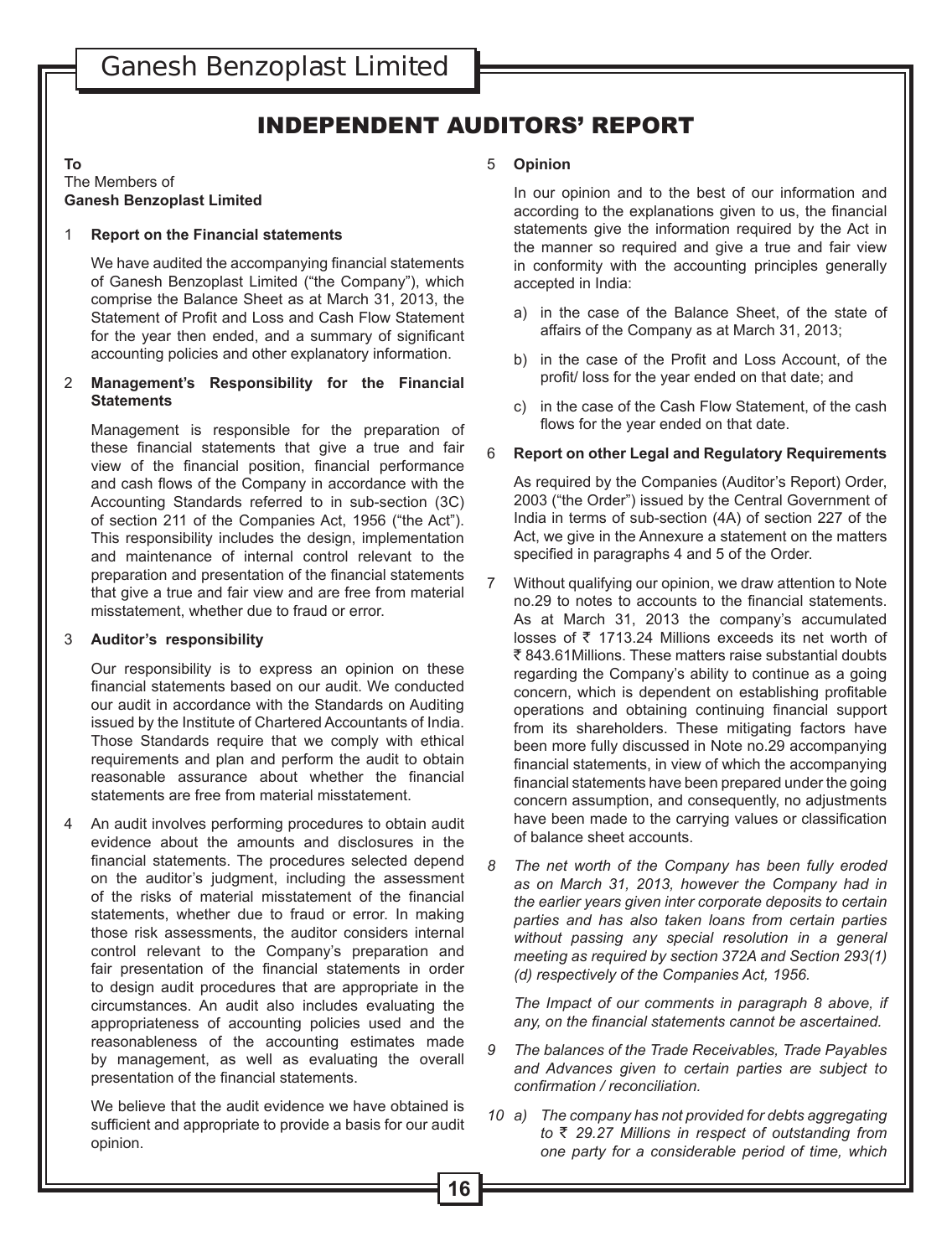# INDEPENDENT AUDITORS' REPORT

**To**
The Members of
**Ganesh Benzoplast Limited**

1 **Report on the Financial statements**

We have audited the accompanying financial statements of Ganesh Benzoplast Limited ("the Company"), which comprise the Balance Sheet as at March 31, 2013, the Statement of Profit and Loss and Cash Flow Statement for the year then ended, and a summary of significant accounting policies and other explanatory information.

2 **Management's Responsibility for the Financial Statements**

Management is responsible for the preparation of these financial statements that give a true and fair view of the financial position, financial performance and cash flows of the Company in accordance with the Accounting Standards referred to in sub-section (3C) of section 211 of the Companies Act, 1956 ("the Act"). This responsibility includes the design, implementation and maintenance of internal control relevant to the preparation and presentation of the financial statements that give a true and fair view and are free from material misstatement, whether due to fraud or error.

3 **Auditor's responsibility**

Our responsibility is to express an opinion on these financial statements based on our audit. We conducted our audit in accordance with the Standards on Auditing issued by the Institute of Chartered Accountants of India. Those Standards require that we comply with ethical requirements and plan and perform the audit to obtain reasonable assurance about whether the financial statements are free from material misstatement.

4 An audit involves performing procedures to obtain audit evidence about the amounts and disclosures in the financial statements. The procedures selected depend on the auditor's judgment, including the assessment of the risks of material misstatement of the financial statements, whether due to fraud or error. In making those risk assessments, the auditor considers internal control relevant to the Company's preparation and fair presentation of the financial statements in order to design audit procedures that are appropriate in the circumstances. An audit also includes evaluating the appropriateness of accounting policies used and the reasonableness of the accounting estimates made by management, as well as evaluating the overall presentation of the financial statements.

We believe that the audit evidence we have obtained is sufficient and appropriate to provide a basis for our audit opinion.

5 **Opinion**

In our opinion and to the best of our information and according to the explanations given to us, the financial statements give the information required by the Act in the manner so required and give a true and fair view in conformity with the accounting principles generally accepted in India:

a) in the case of the Balance Sheet, of the state of affairs of the Company as at March 31, 2013;

b) in the case of the Profit and Loss Account, of the profit/ loss for the year ended on that date; and

c) in the case of the Cash Flow Statement, of the cash flows for the year ended on that date.

6 **Report on other Legal and Regulatory Requirements**

As required by the Companies (Auditor's Report) Order, 2003 ("the Order") issued by the Central Government of India in terms of sub-section (4A) of section 227 of the Act, we give in the Annexure a statement on the matters specified in paragraphs 4 and 5 of the Order.

7 Without qualifying our opinion, we draw attention to Note no.29 to notes to accounts to the financial statements. As at March 31, 2013 the company's accumulated losses of ₹ 1713.24 Millions exceeds its net worth of ₹ 843.61Millions. These matters raise substantial doubts regarding the Company's ability to continue as a going concern, which is dependent on establishing profitable operations and obtaining continuing financial support from its shareholders. These mitigating factors have been more fully discussed in Note no.29 accompanying financial statements, in view of which the accompanying financial statements have been prepared under the going concern assumption, and consequently, no adjustments have been made to the carrying values or classification of balance sheet accounts.

*8 The net worth of the Company has been fully eroded as on March 31, 2013, however the Company had in the earlier years given inter corporate deposits to certain parties and has also taken loans from certain parties without passing any special resolution in a general meeting as required by section 372A and Section 293(1) (d) respectively of the Companies Act, 1956.*

*The Impact of our comments in paragraph 8 above, if any, on the financial statements cannot be ascertained.*

*9 The balances of the Trade Receivables, Trade Payables and Advances given to certain parties are subject to confirmation / reconciliation.*

*10 a) The company has not provided for debts aggregating to ₹ 29.27 Millions in respect of outstanding from one party for a considerable period of time, which*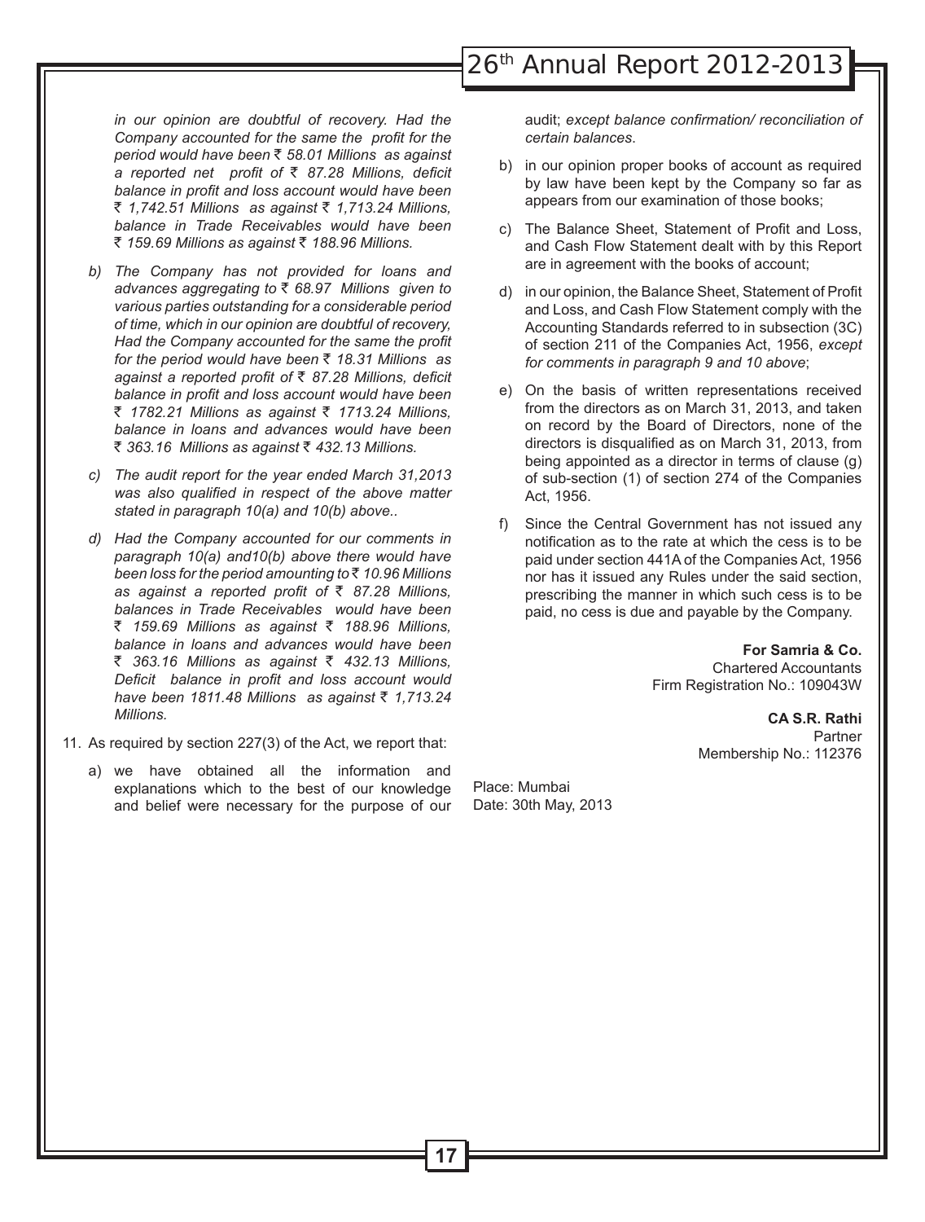*in our opinion are doubtful of recovery. Had the Company accounted for the same the profit for the period would have been ₹ 58.01 Millions as against a reported net profit of ₹ 87.28 Millions, deficit balance in profit and loss account would have been ₹ 1,742.51 Millions as against ₹ 1,713.24 Millions, balance in Trade Receivables would have been ₹ 159.69 Millions as against ₹ 188.96 Millions.*

b) *The Company has not provided for loans and advances aggregating to ₹ 68.97 Millions given to various parties outstanding for a considerable period of time, which in our opinion are doubtful of recovery, Had the Company accounted for the same the profit for the period would have been ₹ 18.31 Millions as against a reported profit of ₹ 87.28 Millions, deficit balance in profit and loss account would have been ₹ 1782.21 Millions as against ₹ 1713.24 Millions, balance in loans and advances would have been ₹ 363.16 Millions as against ₹ 432.13 Millions.*

c) *The audit report for the year ended March 31,2013 was also qualified in respect of the above matter stated in paragraph 10(a) and 10(b) above..*

d) *Had the Company accounted for our comments in paragraph 10(a) and10(b) above there would have been loss for the period amounting to ₹ 10.96 Millions as against a reported profit of ₹ 87.28 Millions, balances in Trade Receivables would have been ₹ 159.69 Millions as against ₹ 188.96 Millions, balance in loans and advances would have been ₹ 363.16 Millions as against ₹ 432.13 Millions, Deficit balance in profit and loss account would have been 1811.48 Millions as against ₹ 1,713.24 Millions.*

11. As required by section 227(3) of the Act, we report that:

a) we have obtained all the information and explanations which to the best of our knowledge and belief were necessary for the purpose of our audit; *except balance confirmation/ reconciliation of certain balances*.

b) in our opinion proper books of account as required by law have been kept by the Company so far as appears from our examination of those books;

c) The Balance Sheet, Statement of Profit and Loss, and Cash Flow Statement dealt with by this Report are in agreement with the books of account;

d) in our opinion, the Balance Sheet, Statement of Profit and Loss, and Cash Flow Statement comply with the Accounting Standards referred to in subsection (3C) of section 211 of the Companies Act, 1956, *except for comments in paragraph 9 and 10 above*;

e) On the basis of written representations received from the directors as on March 31, 2013, and taken on record by the Board of Directors, none of the directors is disqualified as on March 31, 2013, from being appointed as a director in terms of clause (g) of sub-section (1) of section 274 of the Companies Act, 1956.

f) Since the Central Government has not issued any notification as to the rate at which the cess is to be paid under section 441A of the Companies Act, 1956 nor has it issued any Rules under the said section, prescribing the manner in which such cess is to be paid, no cess is due and payable by the Company.

**For Samria & Co.**
Chartered Accountants
Firm Registration No.: 109043W

**CA S.R. Rathi**
Partner
Membership No.: 112376

Place: Mumbai
Date: 30th May, 2013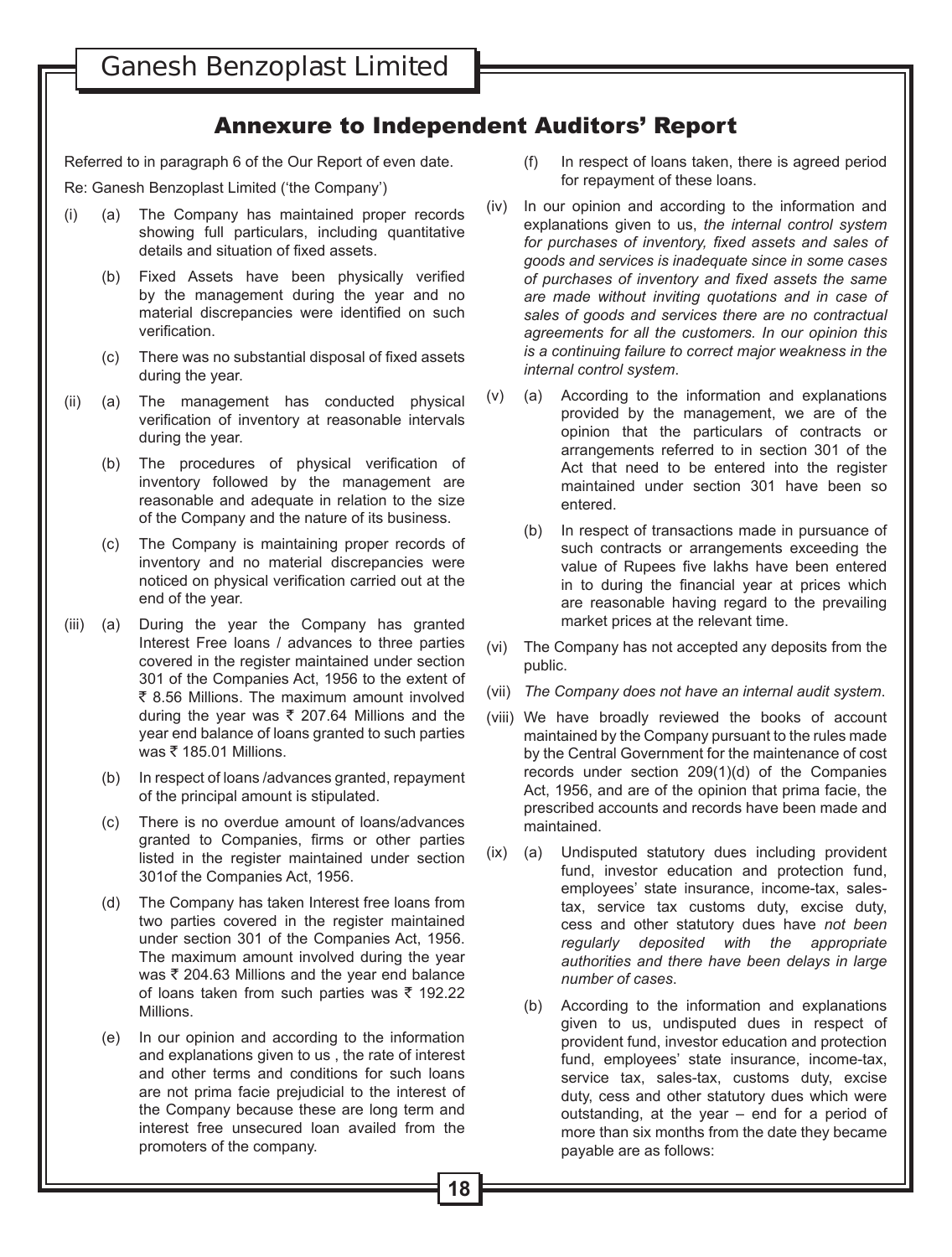## Annexure to Independent Auditors' Report

Referred to in paragraph 6 of the Our Report of even date.

Re: Ganesh Benzoplast Limited ('the Company')

(i) (a) The Company has maintained proper records showing full particulars, including quantitative details and situation of fixed assets.

(b) Fixed Assets have been physically verified by the management during the year and no material discrepancies were identified on such verification.

(c) There was no substantial disposal of fixed assets during the year.

(ii) (a) The management has conducted physical verification of inventory at reasonable intervals during the year.

(b) The procedures of physical verification of inventory followed by the management are reasonable and adequate in relation to the size of the Company and the nature of its business.

(c) The Company is maintaining proper records of inventory and no material discrepancies were noticed on physical verification carried out at the end of the year.

(iii) (a) During the year the Company has granted Interest Free loans / advances to three parties covered in the register maintained under section 301 of the Companies Act, 1956 to the extent of ₹ 8.56 Millions. The maximum amount involved during the year was ₹ 207.64 Millions and the year end balance of loans granted to such parties was ₹ 185.01 Millions.

(b) In respect of loans /advances granted, repayment of the principal amount is stipulated.

(c) There is no overdue amount of loans/advances granted to Companies, firms or other parties listed in the register maintained under section 301of the Companies Act, 1956.

(d) The Company has taken Interest free loans from two parties covered in the register maintained under section 301 of the Companies Act, 1956. The maximum amount involved during the year was ₹ 204.63 Millions and the year end balance of loans taken from such parties was ₹ 192.22 Millions.

(e) In our opinion and according to the information and explanations given to us , the rate of interest and other terms and conditions for such loans are not prima facie prejudicial to the interest of the Company because these are long term and interest free unsecured loan availed from the promoters of the company.

(f) In respect of loans taken, there is agreed period for repayment of these loans.

(iv) In our opinion and according to the information and explanations given to us, *the internal control system for purchases of inventory, fixed assets and sales of goods and services is inadequate since in some cases of purchases of inventory and fixed assets the same are made without inviting quotations and in case of sales of goods and services there are no contractual agreements for all the customers. In our opinion this is a continuing failure to correct major weakness in the internal control system*.

(v) (a) According to the information and explanations provided by the management, we are of the opinion that the particulars of contracts or arrangements referred to in section 301 of the Act that need to be entered into the register maintained under section 301 have been so entered.

(b) In respect of transactions made in pursuance of such contracts or arrangements exceeding the value of Rupees five lakhs have been entered in to during the financial year at prices which are reasonable having regard to the prevailing market prices at the relevant time.

(vi) The Company has not accepted any deposits from the public.

(vii) *The Company does not have an internal audit system*.

(viii) We have broadly reviewed the books of account maintained by the Company pursuant to the rules made by the Central Government for the maintenance of cost records under section 209(1)(d) of the Companies Act, 1956, and are of the opinion that prima facie, the prescribed accounts and records have been made and maintained.

(ix) (a) Undisputed statutory dues including provident fund, investor education and protection fund, employees' state insurance, income-tax, sales-tax, service tax customs duty, excise duty, cess and other statutory dues have *not been regularly deposited with the appropriate authorities and there have been delays in large number of cases*.

(b) According to the information and explanations given to us, undisputed dues in respect of provident fund, investor education and protection fund, employees' state insurance, income-tax, service tax, sales-tax, customs duty, excise duty, cess and other statutory dues which were outstanding, at the year – end for a period of more than six months from the date they became payable are as follows: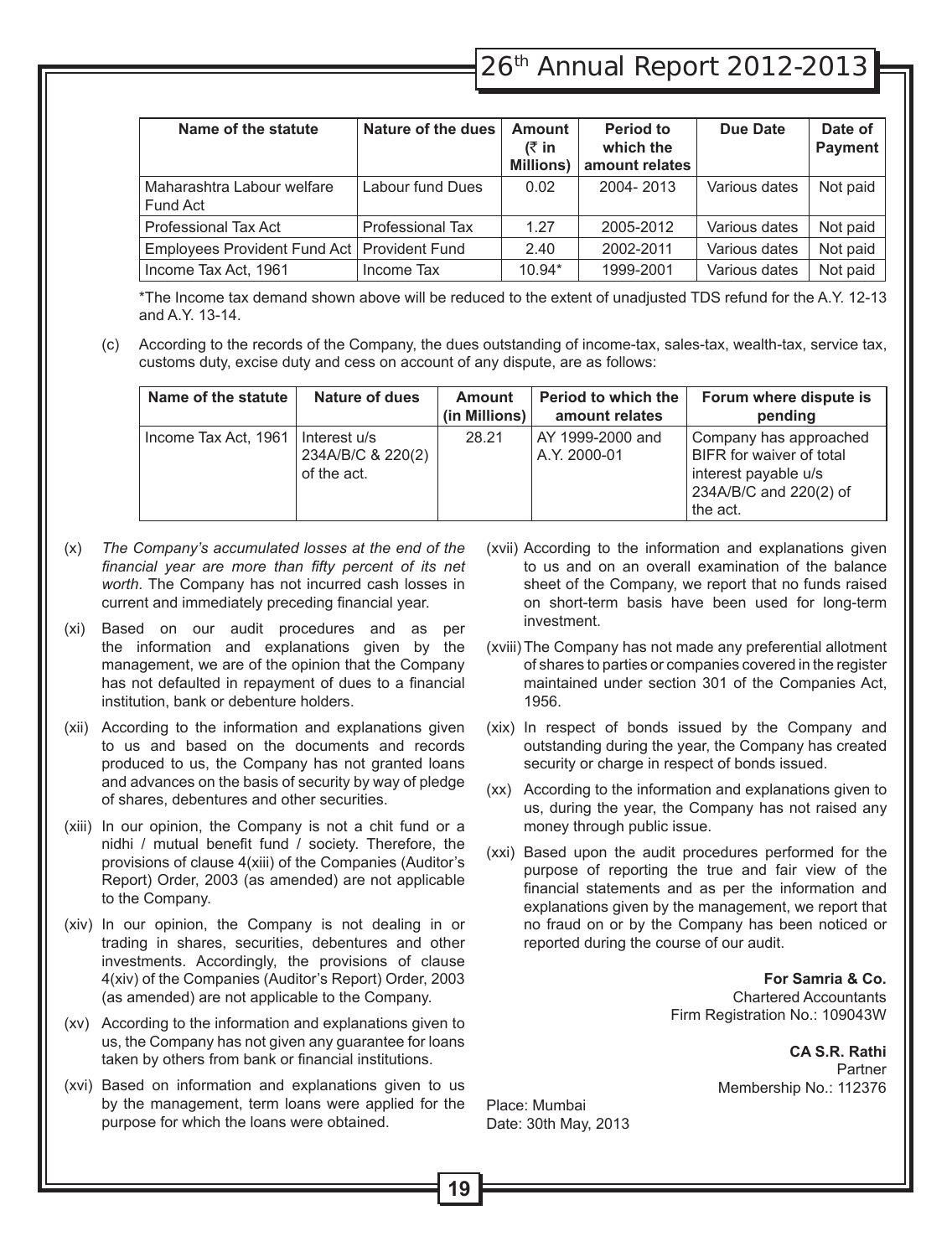| Name of the statute | Nature of the dues | Amount (₹ in Millions) | Period to which the amount relates | Due Date | Date of Payment |
|---|---|---|---|---|---|
| Maharashtra Labour welfare Fund Act | Labour fund Dues | 0.02 | 2004- 2013 | Various dates | Not paid |
| Professional Tax Act | Professional Tax | 1.27 | 2005-2012 | Various dates | Not paid |
| Employees Provident Fund Act | Provident Fund | 2.40 | 2002-2011 | Various dates | Not paid |
| Income Tax Act, 1961 | Income Tax | 10.94* | 1999-2001 | Various dates | Not paid |

*The Income tax demand shown above will be reduced to the extent of unadjusted TDS refund for the A.Y. 12-13 and A.Y. 13-14.

(c) According to the records of the Company, the dues outstanding of income-tax, sales-tax, wealth-tax, service tax, customs duty, excise duty and cess on account of any dispute, are as follows:

| Name of the statute | Nature of dues | Amount (in Millions) | Period to which the amount relates | Forum where dispute is pending |
|---|---|---|---|---|
| Income Tax Act, 1961 | Interest u/s 234A/B/C & 220(2) of the act. | 28.21 | AY 1999-2000 and A.Y. 2000-01 | Company has approached BIFR for waiver of total interest payable u/s 234A/B/C and 220(2) of the act. |

(x) *The Company's accumulated losses at the end of the financial year are more than fifty percent of its net worth*. The Company has not incurred cash losses in current and immediately preceding financial year.

(xi) Based on our audit procedures and as per the information and explanations given by the management, we are of the opinion that the Company has not defaulted in repayment of dues to a financial institution, bank or debenture holders.

(xii) According to the information and explanations given to us and based on the documents and records produced to us, the Company has not granted loans and advances on the basis of security by way of pledge of shares, debentures and other securities.

(xiii) In our opinion, the Company is not a chit fund or a nidhi / mutual benefit fund / society. Therefore, the provisions of clause 4(xiii) of the Companies (Auditor's Report) Order, 2003 (as amended) are not applicable to the Company.

(xiv) In our opinion, the Company is not dealing in or trading in shares, securities, debentures and other investments. Accordingly, the provisions of clause 4(xiv) of the Companies (Auditor's Report) Order, 2003 (as amended) are not applicable to the Company.

(xv) According to the information and explanations given to us, the Company has not given any guarantee for loans taken by others from bank or financial institutions.

(xvi) Based on information and explanations given to us by the management, term loans were applied for the purpose for which the loans were obtained.

(xvii) According to the information and explanations given to us and on an overall examination of the balance sheet of the Company, we report that no funds raised on short-term basis have been used for long-term investment.

(xviii) The Company has not made any preferential allotment of shares to parties or companies covered in the register maintained under section 301 of the Companies Act, 1956.

(xix) In respect of bonds issued by the Company and outstanding during the year, the Company has created security or charge in respect of bonds issued.

(xx) According to the information and explanations given to us, during the year, the Company has not raised any money through public issue.

(xxi) Based upon the audit procedures performed for the purpose of reporting the true and fair view of the financial statements and as per the information and explanations given by the management, we report that no fraud on or by the Company has been noticed or reported during the course of our audit.

**For Samria & Co.**
Chartered Accountants
Firm Registration No.: 109043W

**CA S.R. Rathi**
Partner
Membership No.: 112376

Place: Mumbai
Date: 30th May, 2013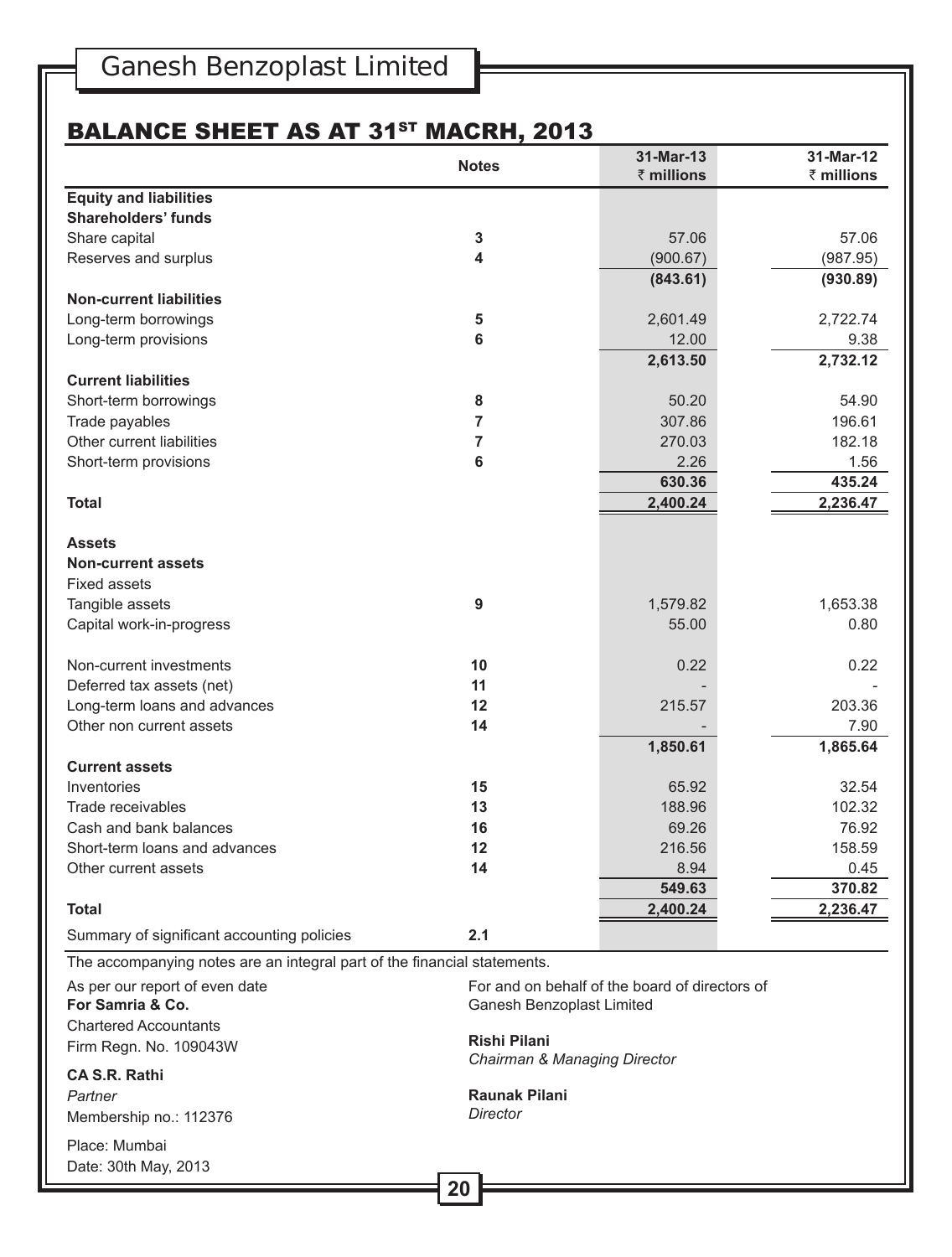## BALANCE SHEET AS AT 31ST MACRH, 2013

| | Notes | 31-Mar-13 ₹ millions | 31-Mar-12 ₹ millions |
|---|---|---|---|
| **Equity and liabilities** | | | |
| **Shareholders' funds** | | | |
| Share capital | 3 | 57.06 | 57.06 |
| Reserves and surplus | 4 | (900.67) | (987.95) |
| | | **(843.61)** | **(930.89)** |
| **Non-current liabilities** | | | |
| Long-term borrowings | 5 | 2,601.49 | 2,722.74 |
| Long-term provisions | 6 | 12.00 | 9.38 |
| | | **2,613.50** | **2,732.12** |
| **Current liabilities** | | | |
| Short-term borrowings | 8 | 50.20 | 54.90 |
| Trade payables | 7 | 307.86 | 196.61 |
| Other current liabilities | 7 | 270.03 | 182.18 |
| Short-term provisions | 6 | 2.26 | 1.56 |
| | | **630.36** | **435.24** |
| **Total** | | **2,400.24** | **2,236.47** |
| **Assets** | | | |
| **Non-current assets** | | | |
| Fixed assets | | | |
| Tangible assets | 9 | 1,579.82 | 1,653.38 |
| Capital work-in-progress | | 55.00 | 0.80 |
| Non-current investments | 10 | 0.22 | 0.22 |
| Deferred tax assets (net) | 11 | - | - |
| Long-term loans and advances | 12 | 215.57 | 203.36 |
| Other non current assets | 14 | - | 7.90 |
| | | **1,850.61** | **1,865.64** |
| **Current assets** | | | |
| Inventories | 15 | 65.92 | 32.54 |
| Trade receivables | 13 | 188.96 | 102.32 |
| Cash and bank balances | 16 | 69.26 | 76.92 |
| Short-term loans and advances | 12 | 216.56 | 158.59 |
| Other current assets | 14 | 8.94 | 0.45 |
| | | **549.63** | **370.82** |
| **Total** | | **2,400.24** | **2,236.47** |
| Summary of significant accounting policies | 2.1 | | |

The accompanying notes are an integral part of the financial statements.

As per our report of even date
**For Samria & Co.**
Chartered Accountants
Firm Regn. No. 109043W

**CA S.R. Rathi**
*Partner*
Membership no.: 112376

Place: Mumbai
Date: 30th May, 2013

For and on behalf of the board of directors of
Ganesh Benzoplast Limited

**Rishi Pilani**
*Chairman & Managing Director*

**Raunak Pilani**
*Director*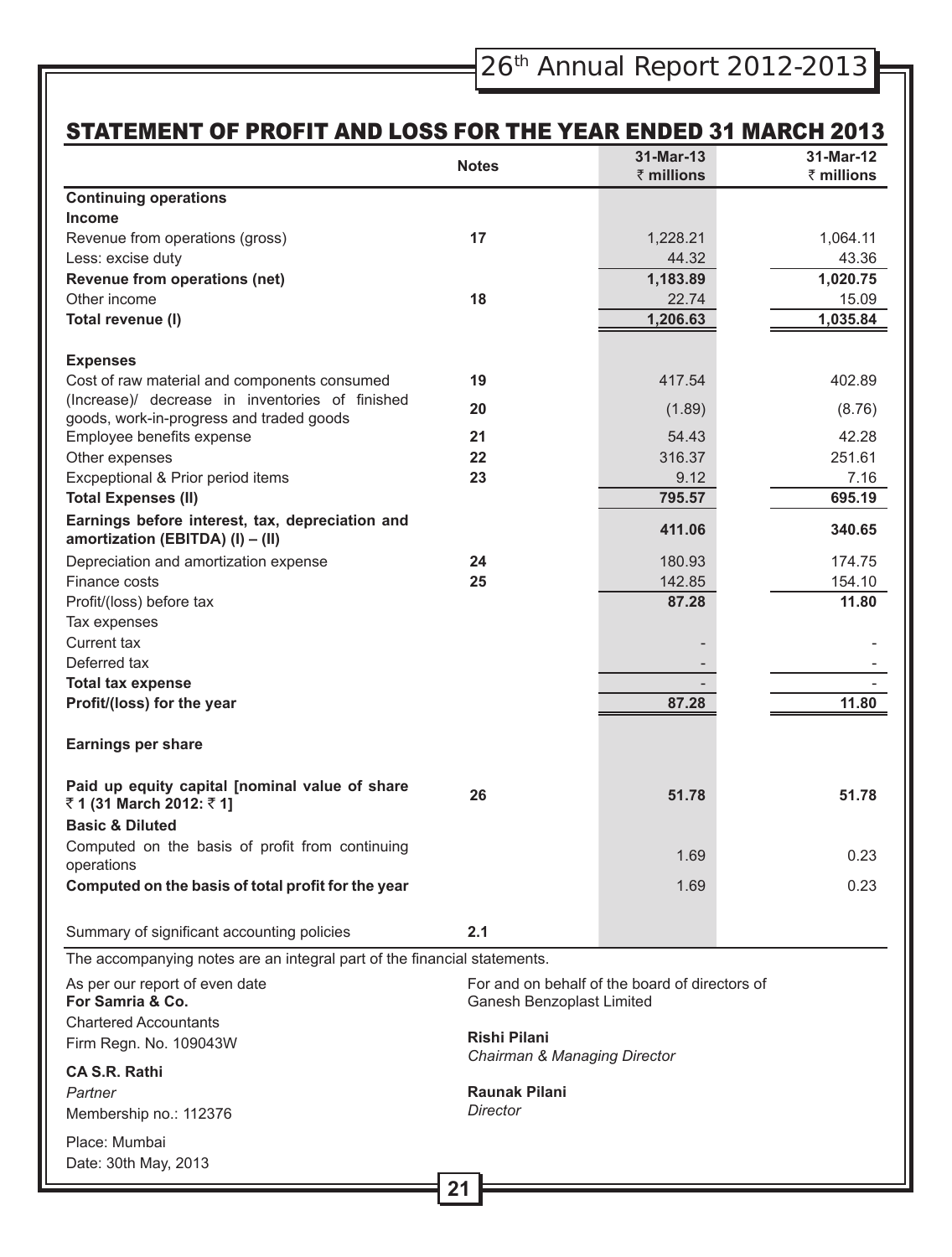## STATEMENT OF PROFIT AND LOSS FOR THE YEAR ENDED 31 MARCH 2013

| | Notes | 31-Mar-13 ₹ millions | 31-Mar-12 ₹ millions |
|---|---|---|---|
| **Continuing operations** | | | |
| **Income** | | | |
| Revenue from operations (gross) | 17 | 1,228.21 | 1,064.11 |
| Less: excise duty | | 44.32 | 43.36 |
| **Revenue from operations (net)** | | **1,183.89** | **1,020.75** |
| Other income | 18 | 22.74 | 15.09 |
| **Total revenue (I)** | | **1,206.63** | **1,035.84** |
| **Expenses** | | | |
| Cost of raw material and components consumed | 19 | 417.54 | 402.89 |
| (Increase)/ decrease in inventories of finished goods, work-in-progress and traded goods | 20 | (1.89) | (8.76) |
| Employee benefits expense | 21 | 54.43 | 42.28 |
| Other expenses | 22 | 316.37 | 251.61 |
| Excpeptional & Prior period items | 23 | 9.12 | 7.16 |
| **Total Expenses (II)** | | **795.57** | **695.19** |
| **Earnings before interest, tax, depreciation and amortization (EBITDA) (I) – (II)** | | **411.06** | **340.65** |
| Depreciation and amortization expense | 24 | 180.93 | 174.75 |
| Finance costs | 25 | 142.85 | 154.10 |
| Profit/(loss) before tax | | **87.28** | **11.80** |
| Tax expenses | | | |
| Current tax | | - | - |
| Deferred tax | | - | - |
| **Total tax expense** | | - | - |
| **Profit/(loss) for the year** | | **87.28** | **11.80** |
| **Earnings per share** | | | |
| **Paid up equity capital [nominal value of share ₹ 1 (31 March 2012: ₹ 1]** | 26 | **51.78** | **51.78** |
| **Basic & Diluted** | | | |
| Computed on the basis of profit from continuing operations | | 1.69 | 0.23 |
| **Computed on the basis of total profit for the year** | | 1.69 | 0.23 |
| Summary of significant accounting policies | 2.1 | | |

The accompanying notes are an integral part of the financial statements.

As per our report of even date
**For Samria & Co.**
Chartered Accountants
Firm Regn. No. 109043W

**CA S.R. Rathi**
*Partner*
Membership no.: 112376

Place: Mumbai
Date: 30th May, 2013

For and on behalf of the board of directors of
Ganesh Benzoplast Limited

**Rishi Pilani**
*Chairman & Managing Director*

**Raunak Pilani**
*Director*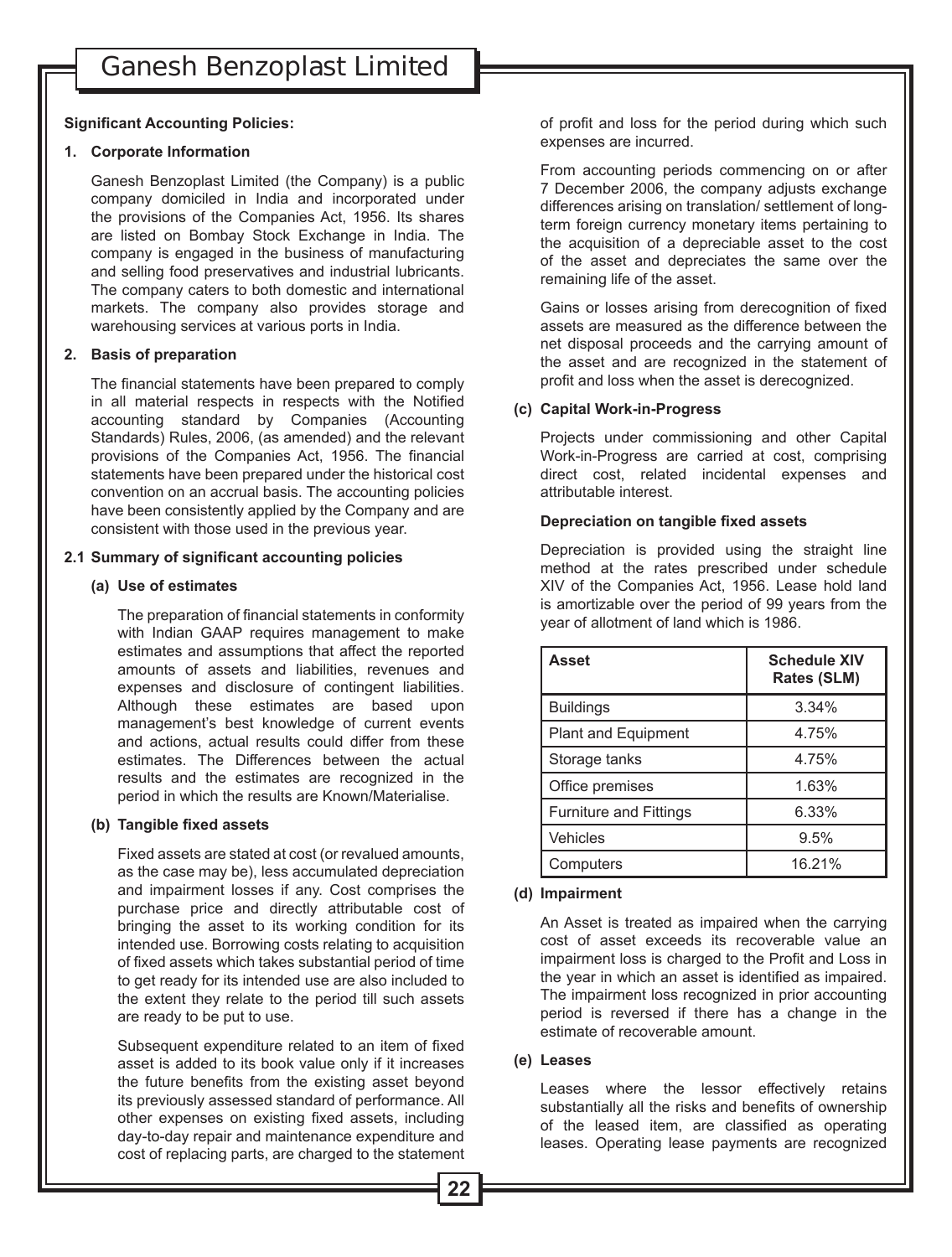**Significant Accounting Policies:**

**1. Corporate Information**

Ganesh Benzoplast Limited (the Company) is a public company domiciled in India and incorporated under the provisions of the Companies Act, 1956. Its shares are listed on Bombay Stock Exchange in India. The company is engaged in the business of manufacturing and selling food preservatives and industrial lubricants. The company caters to both domestic and international markets. The company also provides storage and warehousing services at various ports in India.

**2. Basis of preparation**

The financial statements have been prepared to comply in all material respects in respects with the Notified accounting standard by Companies (Accounting Standards) Rules, 2006, (as amended) and the relevant provisions of the Companies Act, 1956. The financial statements have been prepared under the historical cost convention on an accrual basis. The accounting policies have been consistently applied by the Company and are consistent with those used in the previous year.

**2.1 Summary of significant accounting policies**

**(a) Use of estimates**

The preparation of financial statements in conformity with Indian GAAP requires management to make estimates and assumptions that affect the reported amounts of assets and liabilities, revenues and expenses and disclosure of contingent liabilities. Although these estimates are based upon management's best knowledge of current events and actions, actual results could differ from these estimates. The Differences between the actual results and the estimates are recognized in the period in which the results are Known/Materialise.

**(b) Tangible fixed assets**

Fixed assets are stated at cost (or revalued amounts, as the case may be), less accumulated depreciation and impairment losses if any. Cost comprises the purchase price and directly attributable cost of bringing the asset to its working condition for its intended use. Borrowing costs relating to acquisition of fixed assets which takes substantial period of time to get ready for its intended use are also included to the extent they relate to the period till such assets are ready to be put to use.

Subsequent expenditure related to an item of fixed asset is added to its book value only if it increases the future benefits from the existing asset beyond its previously assessed standard of performance. All other expenses on existing fixed assets, including day-to-day repair and maintenance expenditure and cost of replacing parts, are charged to the statement of profit and loss for the period during which such expenses are incurred.

From accounting periods commencing on or after 7 December 2006, the company adjusts exchange differences arising on translation/ settlement of long-term foreign currency monetary items pertaining to the acquisition of a depreciable asset to the cost of the asset and depreciates the same over the remaining life of the asset.

Gains or losses arising from derecognition of fixed assets are measured as the difference between the net disposal proceeds and the carrying amount of the asset and are recognized in the statement of profit and loss when the asset is derecognized.

**(c) Capital Work-in-Progress**

Projects under commissioning and other Capital Work-in-Progress are carried at cost, comprising direct cost, related incidental expenses and attributable interest.

**Depreciation on tangible fixed assets**

Depreciation is provided using the straight line method at the rates prescribed under schedule XIV of the Companies Act, 1956. Lease hold land is amortizable over the period of 99 years from the year of allotment of land which is 1986.

| Asset | Schedule XIV Rates (SLM) |
|---|---|
| Buildings | 3.34% |
| Plant and Equipment | 4.75% |
| Storage tanks | 4.75% |
| Office premises | 1.63% |
| Furniture and Fittings | 6.33% |
| Vehicles | 9.5% |
| Computers | 16.21% |

**(d) Impairment**

An Asset is treated as impaired when the carrying cost of asset exceeds its recoverable value an impairment loss is charged to the Profit and Loss in the year in which an asset is identified as impaired. The impairment loss recognized in prior accounting period is reversed if there has a change in the estimate of recoverable amount.

**(e) Leases**

Leases where the lessor effectively retains substantially all the risks and benefits of ownership of the leased item, are classified as operating leases. Operating lease payments are recognized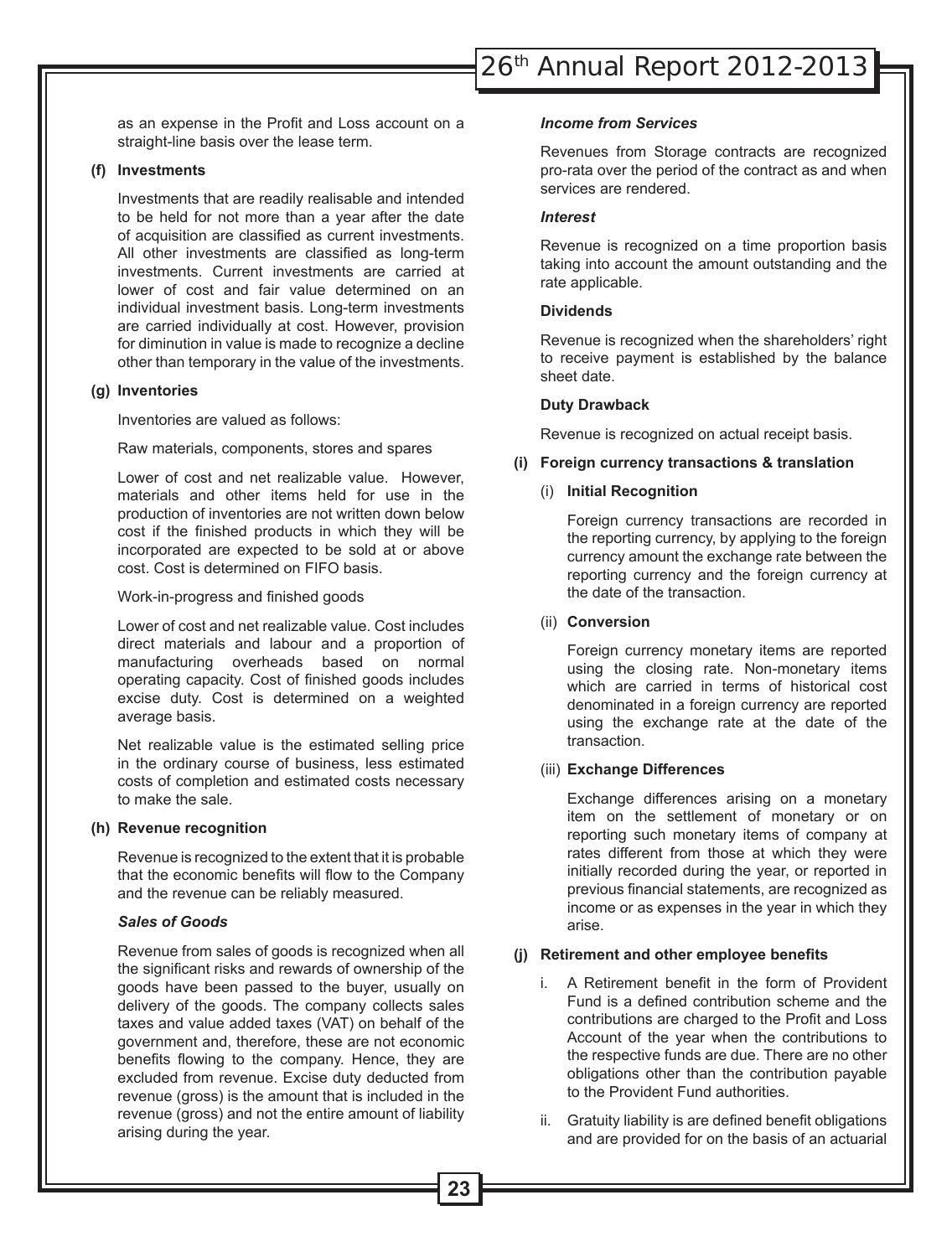as an expense in the Profit and Loss account on a straight-line basis over the lease term.

**(f) Investments**

Investments that are readily realisable and intended to be held for not more than a year after the date of acquisition are classified as current investments. All other investments are classified as long-term investments. Current investments are carried at lower of cost and fair value determined on an individual investment basis. Long-term investments are carried individually at cost. However, provision for diminution in value is made to recognize a decline other than temporary in the value of the investments.

**(g) Inventories**

Inventories are valued as follows:

Raw materials, components, stores and spares

Lower of cost and net realizable value. However, materials and other items held for use in the production of inventories are not written down below cost if the finished products in which they will be incorporated are expected to be sold at or above cost. Cost is determined on FIFO basis.

Work-in-progress and finished goods

Lower of cost and net realizable value. Cost includes direct materials and labour and a proportion of manufacturing overheads based on normal operating capacity. Cost of finished goods includes excise duty. Cost is determined on a weighted average basis.

Net realizable value is the estimated selling price in the ordinary course of business, less estimated costs of completion and estimated costs necessary to make the sale.

**(h) Revenue recognition**

Revenue is recognized to the extent that it is probable that the economic benefits will flow to the Company and the revenue can be reliably measured.

***Sales of Goods***

Revenue from sales of goods is recognized when all the significant risks and rewards of ownership of the goods have been passed to the buyer, usually on delivery of the goods. The company collects sales taxes and value added taxes (VAT) on behalf of the government and, therefore, these are not economic benefits flowing to the company. Hence, they are excluded from revenue. Excise duty deducted from revenue (gross) is the amount that is included in the revenue (gross) and not the entire amount of liability arising during the year.

***Income from Services***

Revenues from Storage contracts are recognized pro-rata over the period of the contract as and when services are rendered.

***Interest***

Revenue is recognized on a time proportion basis taking into account the amount outstanding and the rate applicable.

**Dividends**

Revenue is recognized when the shareholders' right to receive payment is established by the balance sheet date.

**Duty Drawback**

Revenue is recognized on actual receipt basis.

**(i) Foreign currency transactions & translation**

(i) **Initial Recognition**

Foreign currency transactions are recorded in the reporting currency, by applying to the foreign currency amount the exchange rate between the reporting currency and the foreign currency at the date of the transaction.

(ii) **Conversion**

Foreign currency monetary items are reported using the closing rate. Non-monetary items which are carried in terms of historical cost denominated in a foreign currency are reported using the exchange rate at the date of the transaction.

(iii) **Exchange Differences**

Exchange differences arising on a monetary item on the settlement of monetary or on reporting such monetary items of company at rates different from those at which they were initially recorded during the year, or reported in previous financial statements, are recognized as income or as expenses in the year in which they arise.

**(j) Retirement and other employee benefits**

i. A Retirement benefit in the form of Provident Fund is a defined contribution scheme and the contributions are charged to the Profit and Loss Account of the year when the contributions to the respective funds are due. There are no other obligations other than the contribution payable to the Provident Fund authorities.

ii. Gratuity liability is are defined benefit obligations and are provided for on the basis of an actuarial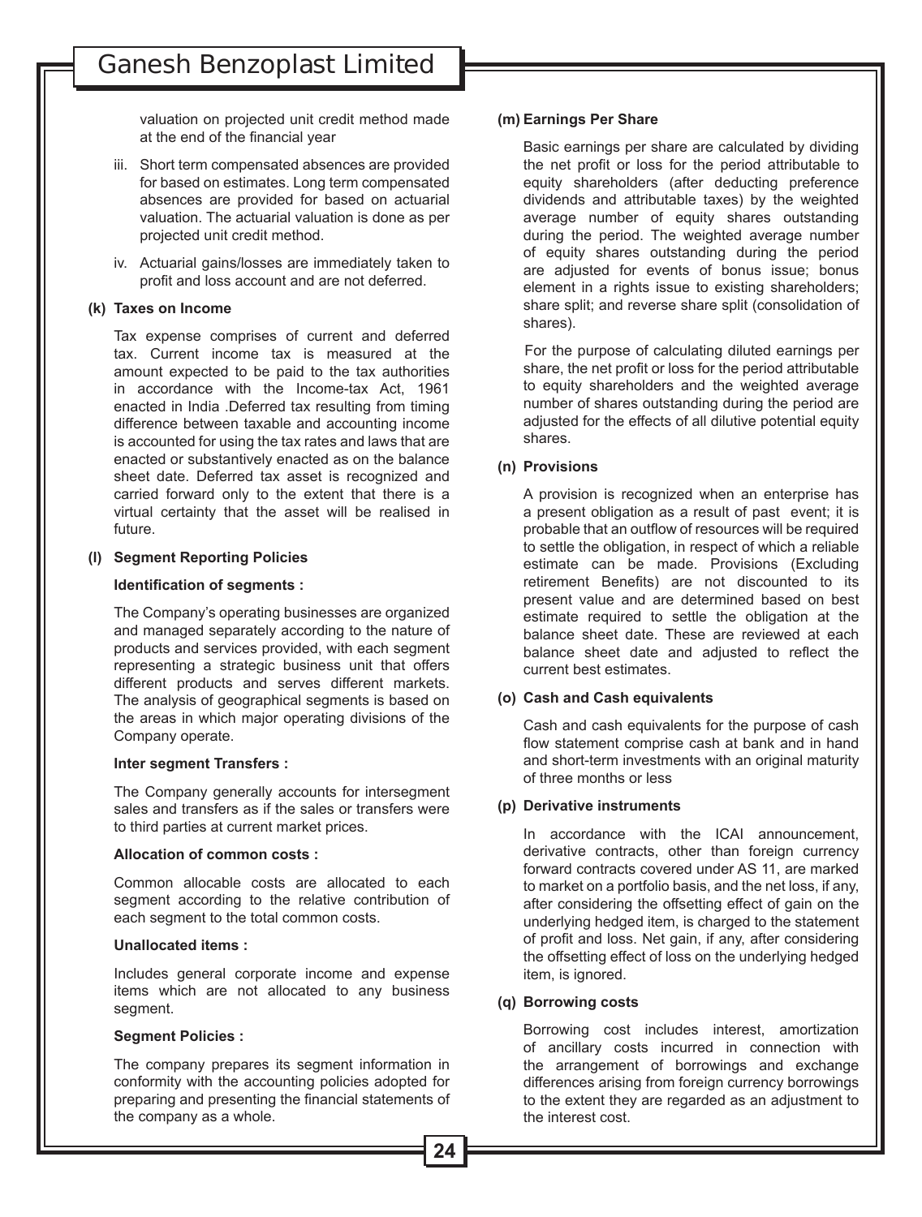valuation on projected unit credit method made at the end of the financial year

iii. Short term compensated absences are provided for based on estimates. Long term compensated absences are provided for based on actuarial valuation. The actuarial valuation is done as per projected unit credit method.

iv. Actuarial gains/losses are immediately taken to profit and loss account and are not deferred.

**(k) Taxes on Income**

Tax expense comprises of current and deferred tax. Current income tax is measured at the amount expected to be paid to the tax authorities in accordance with the Income-tax Act, 1961 enacted in India .Deferred tax resulting from timing difference between taxable and accounting income is accounted for using the tax rates and laws that are enacted or substantively enacted as on the balance sheet date. Deferred tax asset is recognized and carried forward only to the extent that there is a virtual certainty that the asset will be realised in future.

**(l) Segment Reporting Policies**

**Identification of segments :**

The Company's operating businesses are organized and managed separately according to the nature of products and services provided, with each segment representing a strategic business unit that offers different products and serves different markets. The analysis of geographical segments is based on the areas in which major operating divisions of the Company operate.

**Inter segment Transfers :**

The Company generally accounts for intersegment sales and transfers as if the sales or transfers were to third parties at current market prices.

**Allocation of common costs :**

Common allocable costs are allocated to each segment according to the relative contribution of each segment to the total common costs.

**Unallocated items :**

Includes general corporate income and expense items which are not allocated to any business segment.

**Segment Policies :**

The company prepares its segment information in conformity with the accounting policies adopted for preparing and presenting the financial statements of the company as a whole.

**(m) Earnings Per Share**

Basic earnings per share are calculated by dividing the net profit or loss for the period attributable to equity shareholders (after deducting preference dividends and attributable taxes) by the weighted average number of equity shares outstanding during the period. The weighted average number of equity shares outstanding during the period are adjusted for events of bonus issue; bonus element in a rights issue to existing shareholders; share split; and reverse share split (consolidation of shares).

For the purpose of calculating diluted earnings per share, the net profit or loss for the period attributable to equity shareholders and the weighted average number of shares outstanding during the period are adjusted for the effects of all dilutive potential equity shares.

**(n) Provisions**

A provision is recognized when an enterprise has a present obligation as a result of past event; it is probable that an outflow of resources will be required to settle the obligation, in respect of which a reliable estimate can be made. Provisions (Excluding retirement Benefits) are not discounted to its present value and are determined based on best estimate required to settle the obligation at the balance sheet date. These are reviewed at each balance sheet date and adjusted to reflect the current best estimates.

**(o) Cash and Cash equivalents**

Cash and cash equivalents for the purpose of cash flow statement comprise cash at bank and in hand and short-term investments with an original maturity of three months or less

**(p) Derivative instruments**

In accordance with the ICAI announcement, derivative contracts, other than foreign currency forward contracts covered under AS 11, are marked to market on a portfolio basis, and the net loss, if any, after considering the offsetting effect of gain on the underlying hedged item, is charged to the statement of profit and loss. Net gain, if any, after considering the offsetting effect of loss on the underlying hedged item, is ignored.

**(q) Borrowing costs**

Borrowing cost includes interest, amortization of ancillary costs incurred in connection with the arrangement of borrowings and exchange differences arising from foreign currency borrowings to the extent they are regarded as an adjustment to the interest cost.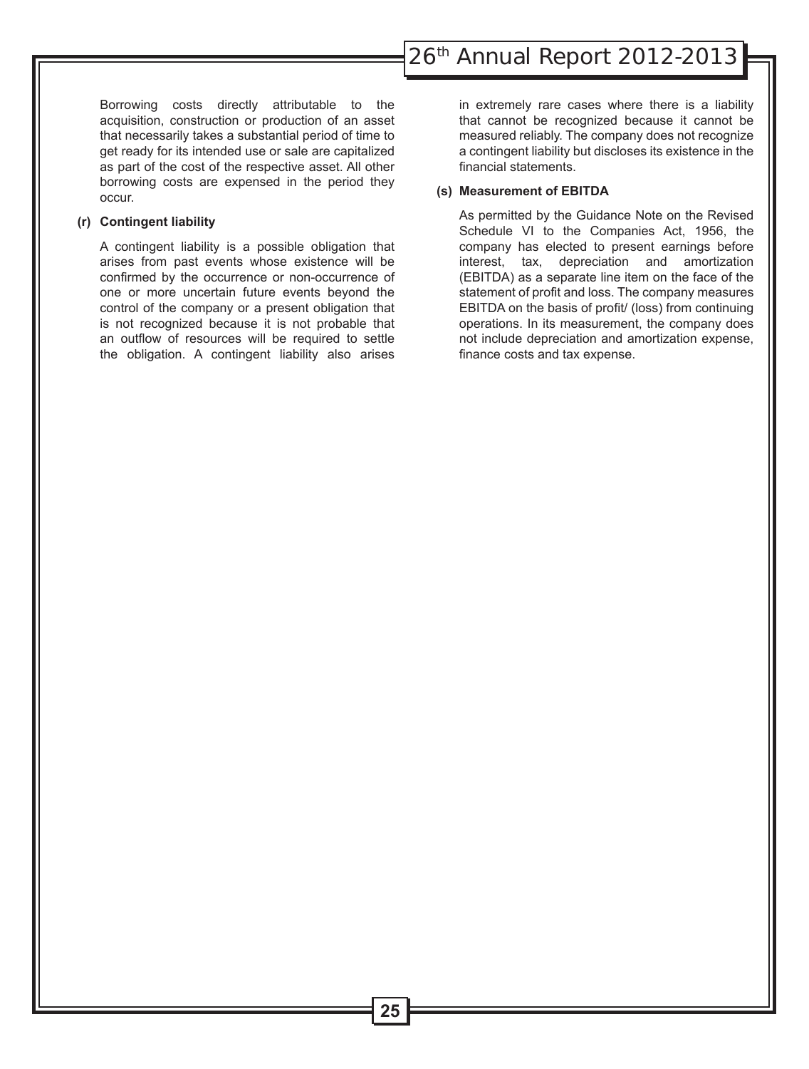Borrowing costs directly attributable to the acquisition, construction or production of an asset that necessarily takes a substantial period of time to get ready for its intended use or sale are capitalized as part of the cost of the respective asset. All other borrowing costs are expensed in the period they occur.

**(r) Contingent liability**

A contingent liability is a possible obligation that arises from past events whose existence will be confirmed by the occurrence or non-occurrence of one or more uncertain future events beyond the control of the company or a present obligation that is not recognized because it is not probable that an outflow of resources will be required to settle the obligation. A contingent liability also arises in extremely rare cases where there is a liability that cannot be recognized because it cannot be measured reliably. The company does not recognize a contingent liability but discloses its existence in the financial statements.

**(s) Measurement of EBITDA**

As permitted by the Guidance Note on the Revised Schedule VI to the Companies Act, 1956, the company has elected to present earnings before interest, tax, depreciation and amortization (EBITDA) as a separate line item on the face of the statement of profit and loss. The company measures EBITDA on the basis of profit/ (loss) from continuing operations. In its measurement, the company does not include depreciation and amortization expense, finance costs and tax expense.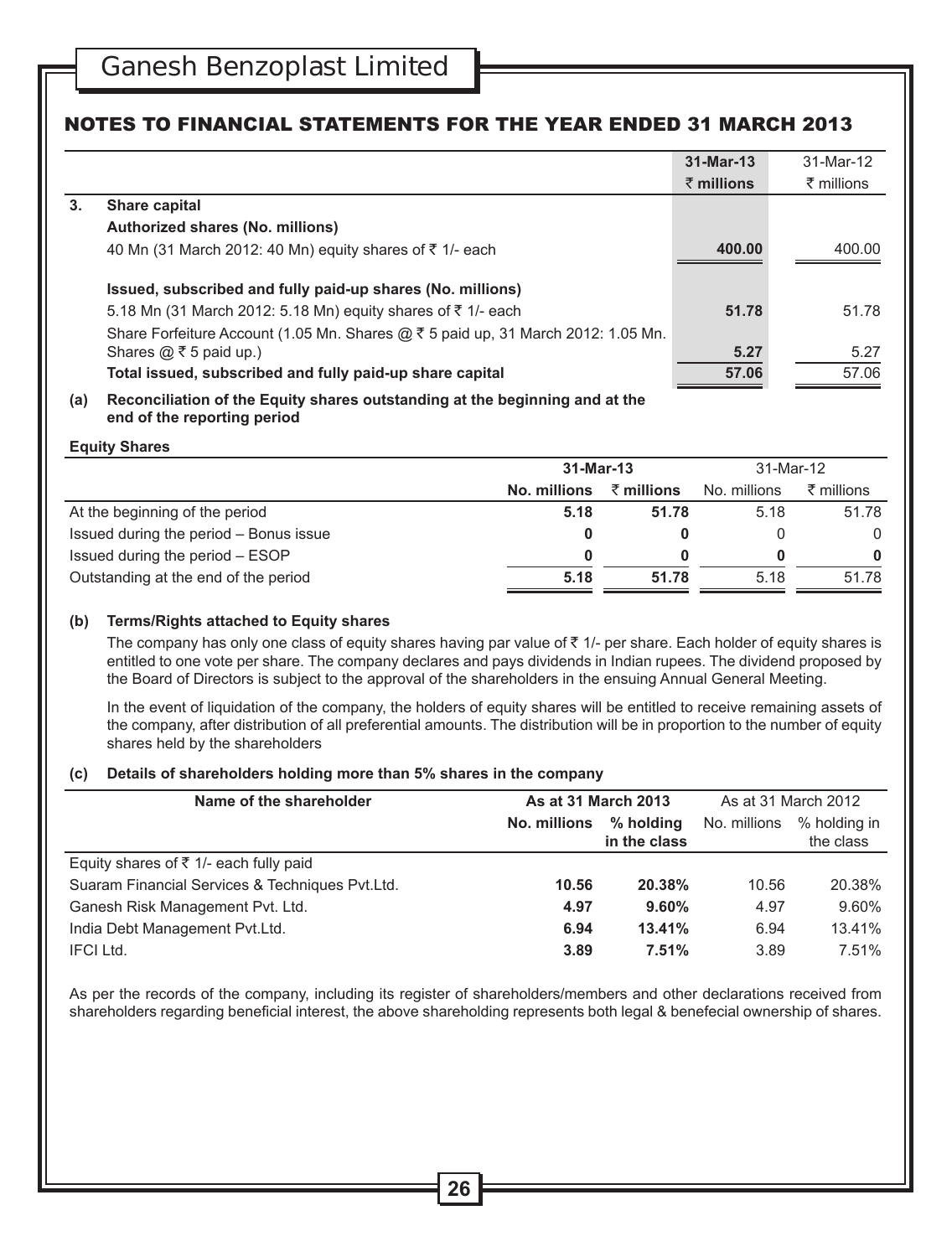## NOTES TO FINANCIAL STATEMENTS FOR THE YEAR ENDED 31 MARCH 2013

| | | 31-Mar-13 | 31-Mar-12 |
|---|---|---|---|
| | | **₹ millions** | ₹ millions |
| **3.** | **Share capital** | | |
| | **Authorized shares (No. millions)** | | |
| | 40 Mn (31 March 2012: 40 Mn) equity shares of ₹ 1/- each | **400.00** | 400.00 |
| | **Issued, subscribed and fully paid-up shares (No. millions)** | | |
| | 5.18 Mn (31 March 2012: 5.18 Mn) equity shares of ₹ 1/- each | **51.78** | 51.78 |
| | Share Forfeiture Account (1.05 Mn. Shares @ ₹ 5 paid up, 31 March 2012: 1.05 Mn. Shares @ ₹ 5 paid up.) | **5.27** | 5.27 |
| | **Total issued, subscribed and fully paid-up share capital** | **57.06** | 57.06 |

**(a) Reconciliation of the Equity shares outstanding at the beginning and at the end of the reporting period**

**Equity Shares**

| | 31-Mar-13 | | 31-Mar-12 | |
|---|---|---|---|---|
| | **No. millions** | **₹ millions** | No. millions | ₹ millions |
| At the beginning of the period | **5.18** | **51.78** | 5.18 | 51.78 |
| Issued during the period – Bonus issue | **0** | **0** | 0 | 0 |
| Issued during the period – ESOP | **0** | **0** | **0** | **0** |
| Outstanding at the end of the period | **5.18** | **51.78** | 5.18 | 51.78 |

**(b) Terms/Rights attached to Equity shares**

The company has only one class of equity shares having par value of ₹ 1/- per share. Each holder of equity shares is entitled to one vote per share. The company declares and pays dividends in Indian rupees. The dividend proposed by the Board of Directors is subject to the approval of the shareholders in the ensuing Annual General Meeting.

In the event of liquidation of the company, the holders of equity shares will be entitled to receive remaining assets of the company, after distribution of all preferential amounts. The distribution will be in proportion to the number of equity shares held by the shareholders

**(c) Details of shareholders holding more than 5% shares in the company**

| Name of the shareholder | As at 31 March 2013 | | As at 31 March 2012 | |
|---|---|---|---|---|
| | **No. millions** | **% holding in the class** | No. millions | % holding in the class |
| Equity shares of ₹ 1/- each fully paid | | | | |
| Suaram Financial Services & Techniques Pvt.Ltd. | **10.56** | **20.38%** | 10.56 | 20.38% |
| Ganesh Risk Management Pvt. Ltd. | **4.97** | **9.60%** | 4.97 | 9.60% |
| India Debt Management Pvt.Ltd. | **6.94** | **13.41%** | 6.94 | 13.41% |
| IFCI Ltd. | **3.89** | **7.51%** | 3.89 | 7.51% |

As per the records of the company, including its register of shareholders/members and other declarations received from shareholders regarding beneficial interest, the above shareholding represents both legal & benefecial ownership of shares.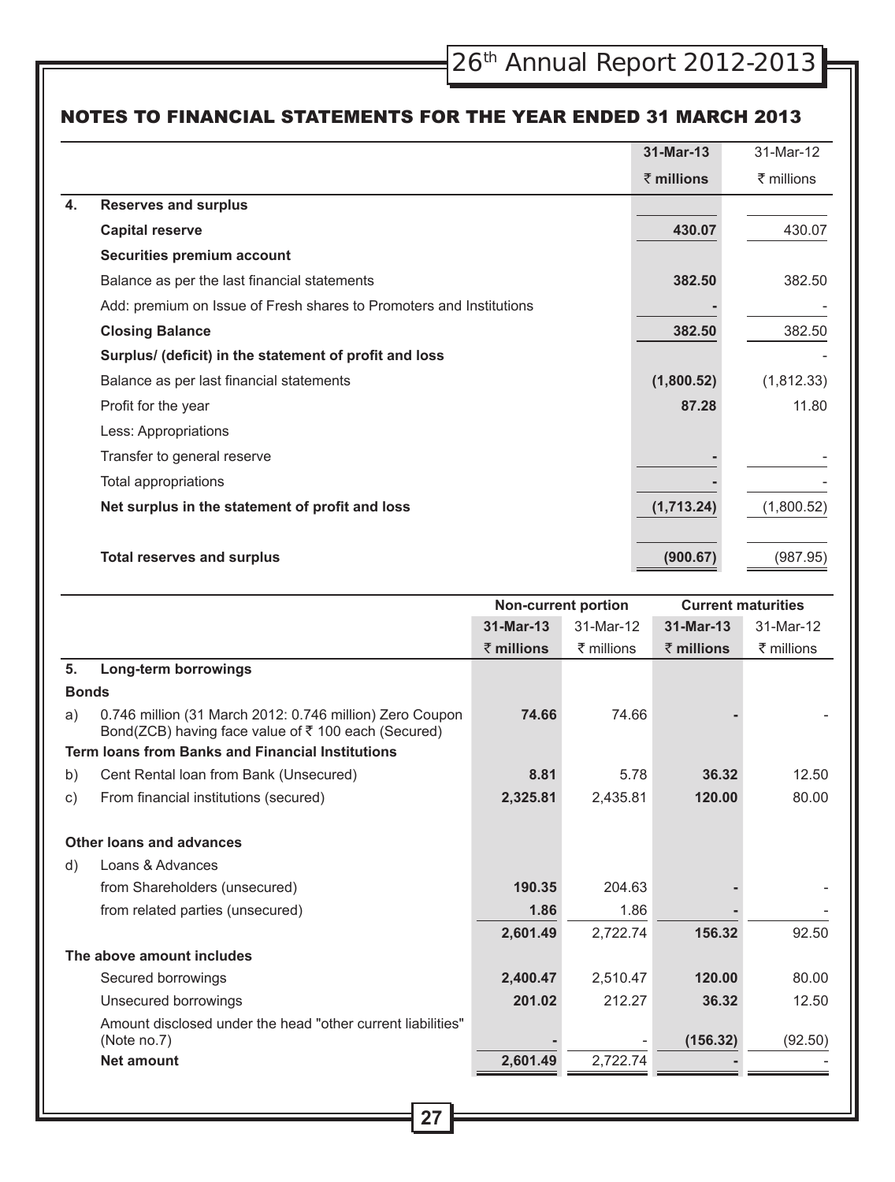## NOTES TO FINANCIAL STATEMENTS FOR THE YEAR ENDED 31 MARCH 2013

| | | 31-Mar-13 | 31-Mar-12 |
|---|---|---|---|
| | | **₹ millions** | ₹ millions |
| **4.** | **Reserves and surplus** | | |
| | **Capital reserve** | **430.07** | 430.07 |
| | **Securities premium account** | | |
| | Balance as per the last financial statements | **382.50** | 382.50 |
| | Add: premium on Issue of Fresh shares to Promoters and Institutions | **-** | - |
| | **Closing Balance** | **382.50** | 382.50 |
| | **Surplus/ (deficit) in the statement of profit and loss** | | - |
| | Balance as per last financial statements | **(1,800.52)** | (1,812.33) |
| | Profit for the year | **87.28** | 11.80 |
| | Less: Appropriations | | |
| | Transfer to general reserve | **-** | - |
| | Total appropriations | **-** | - |
| | **Net surplus in the statement of profit and loss** | **(1,713.24)** | (1,800.52) |
| | **Total reserves and surplus** | **(900.67)** | (987.95) |

| | | Non-current portion | | Current maturities | |
|---|---|---|---|---|---|
| | | **31-Mar-13** | 31-Mar-12 | **31-Mar-13** | 31-Mar-12 |
| | | **₹ millions** | ₹ millions | **₹ millions** | ₹ millions |
| **5.** | **Long-term borrowings** | | | | |
| **Bonds** | | | | | |
| a) | 0.746 million (31 March 2012: 0.746 million) Zero Coupon Bond(ZCB) having face value of ₹ 100 each (Secured) | **74.66** | 74.66 | **-** | - |
| | **Term loans from Banks and Financial Institutions** | | | | |
| b) | Cent Rental loan from Bank (Unsecured) | **8.81** | 5.78 | **36.32** | 12.50 |
| c) | From financial institutions (secured) | **2,325.81** | 2,435.81 | **120.00** | 80.00 |
| | **Other loans and advances** | | | | |
| d) | Loans & Advances | | | | |
| | from Shareholders (unsecured) | **190.35** | 204.63 | **-** | - |
| | from related parties (unsecured) | **1.86** | 1.86 | **-** | - |
| | | **2,601.49** | 2,722.74 | **156.32** | 92.50 |
| | **The above amount includes** | | | | |
| | Secured borrowings | **2,400.47** | 2,510.47 | **120.00** | 80.00 |
| | Unsecured borrowings | **201.02** | 212.27 | **36.32** | 12.50 |
| | Amount disclosed under the head "other current liabilities" (Note no.7) | **-** | - | **(156.32)** | (92.50) |
| | **Net amount** | **2,601.49** | 2,722.74 | **-** | - |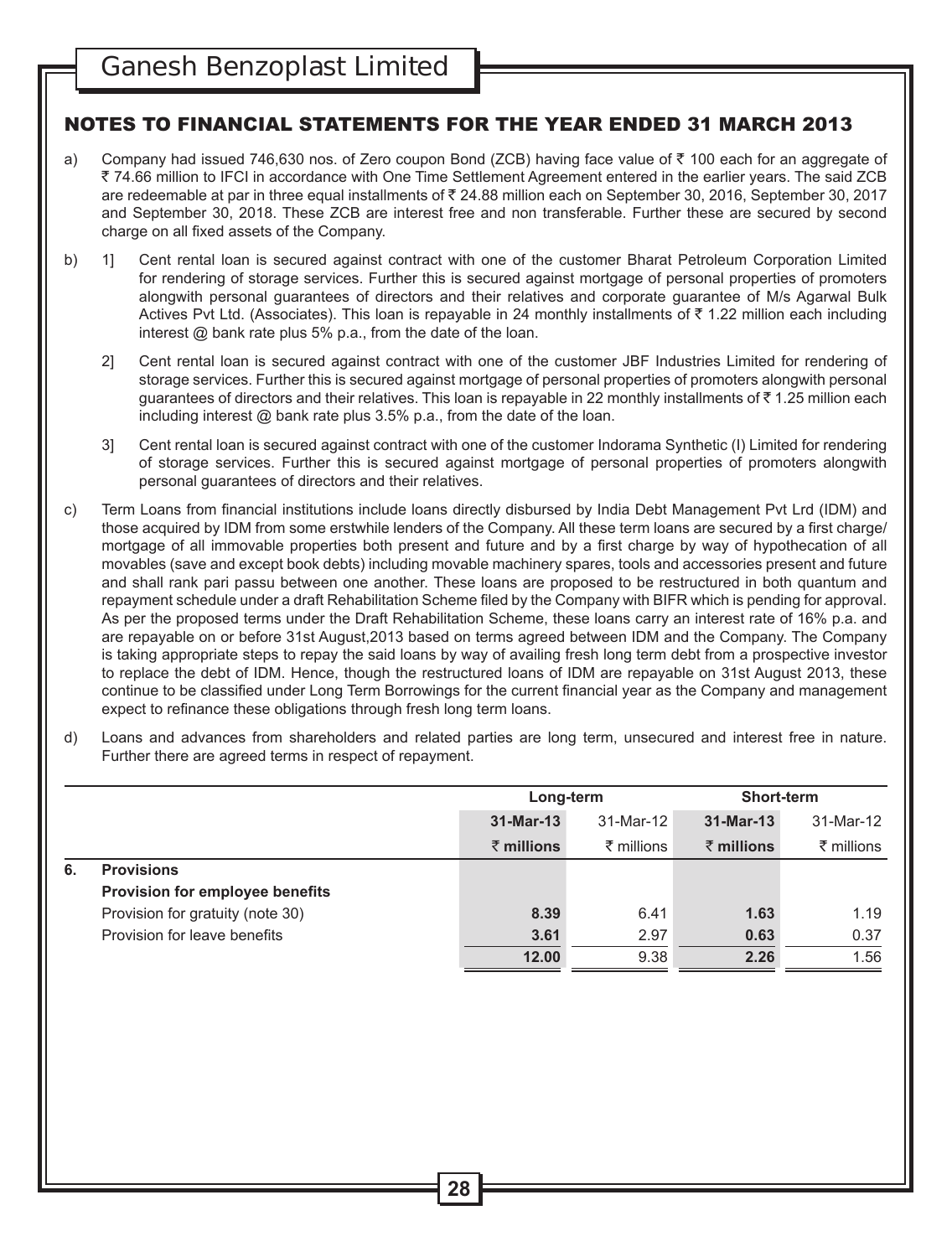## NOTES TO FINANCIAL STATEMENTS FOR THE YEAR ENDED 31 MARCH 2013

a) Company had issued 746,630 nos. of Zero coupon Bond (ZCB) having face value of ₹ 100 each for an aggregate of ₹ 74.66 million to IFCI in accordance with One Time Settlement Agreement entered in the earlier years. The said ZCB are redeemable at par in three equal installments of ₹ 24.88 million each on September 30, 2016, September 30, 2017 and September 30, 2018. These ZCB are interest free and non transferable. Further these are secured by second charge on all fixed assets of the Company.

b) 1] Cent rental loan is secured against contract with one of the customer Bharat Petroleum Corporation Limited for rendering of storage services. Further this is secured against mortgage of personal properties of promoters alongwith personal guarantees of directors and their relatives and corporate guarantee of M/s Agarwal Bulk Actives Pvt Ltd. (Associates). This loan is repayable in 24 monthly installments of ₹ 1.22 million each including interest @ bank rate plus 5% p.a., from the date of the loan.

2] Cent rental loan is secured against contract with one of the customer JBF Industries Limited for rendering of storage services. Further this is secured against mortgage of personal properties of promoters alongwith personal guarantees of directors and their relatives. This loan is repayable in 22 monthly installments of ₹ 1.25 million each including interest @ bank rate plus 3.5% p.a., from the date of the loan.

3] Cent rental loan is secured against contract with one of the customer Indorama Synthetic (I) Limited for rendering of storage services. Further this is secured against mortgage of personal properties of promoters alongwith personal guarantees of directors and their relatives.

c) Term Loans from financial institutions include loans directly disbursed by India Debt Management Pvt Lrd (IDM) and those acquired by IDM from some erstwhile lenders of the Company. All these term loans are secured by a first charge/ mortgage of all immovable properties both present and future and by a first charge by way of hypothecation of all movables (save and except book debts) including movable machinery spares, tools and accessories present and future and shall rank pari passu between one another. These loans are proposed to be restructured in both quantum and repayment schedule under a draft Rehabilitation Scheme filed by the Company with BIFR which is pending for approval. As per the proposed terms under the Draft Rehabilitation Scheme, these loans carry an interest rate of 16% p.a. and are repayable on or before 31st August,2013 based on terms agreed between IDM and the Company. The Company is taking appropriate steps to repay the said loans by way of availing fresh long term debt from a prospective investor to replace the debt of IDM. Hence, though the restructured loans of IDM are repayable on 31st August 2013, these continue to be classified under Long Term Borrowings for the current financial year as the Company and management expect to refinance these obligations through fresh long term loans.

d) Loans and advances from shareholders and related parties are long term, unsecured and interest free in nature. Further there are agreed terms in respect of repayment.

| | Long-term | | Short-term | |
|---|---|---|---|---|
| | **31-Mar-13** | 31-Mar-12 | **31-Mar-13** | 31-Mar-12 |
| | **₹ millions** | ₹ millions | **₹ millions** | ₹ millions |
| **6. Provisions** | | | | |
| **Provision for employee benefits** | | | | |
| Provision for gratuity (note 30) | **8.39** | 6.41 | **1.63** | 1.19 |
| Provision for leave benefits | **3.61** | 2.97 | **0.63** | 0.37 |
| | **12.00** | 9.38 | **2.26** | 1.56 |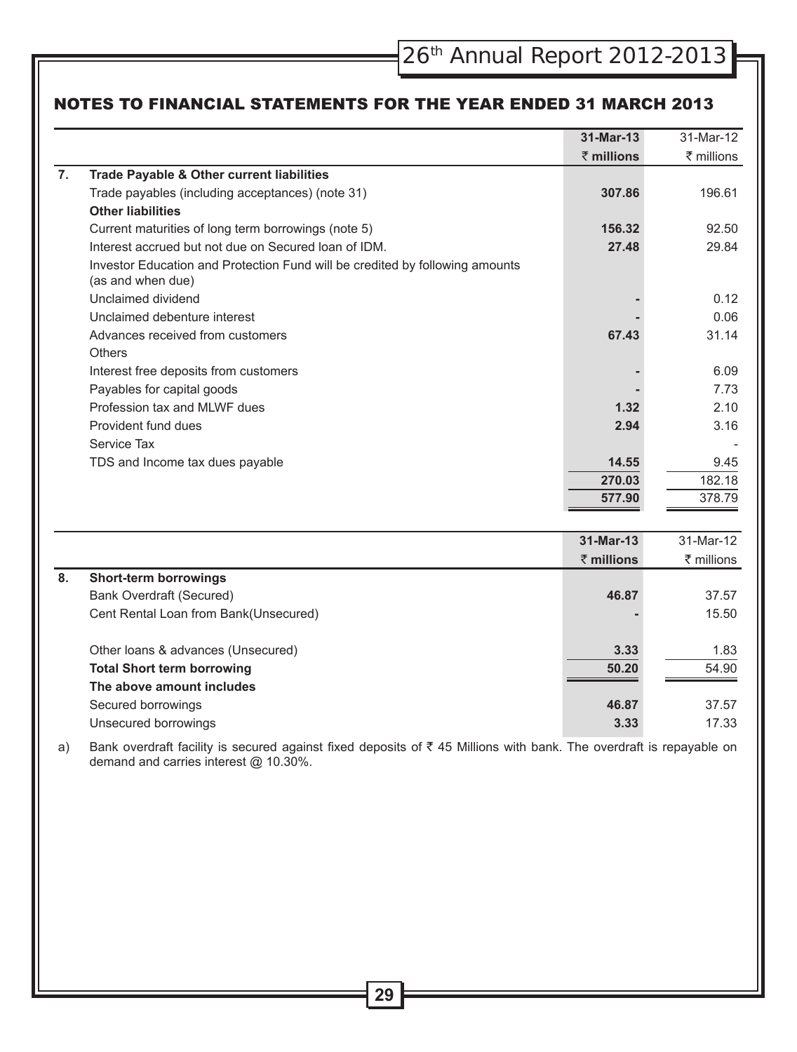## NOTES TO FINANCIAL STATEMENTS FOR THE YEAR ENDED 31 MARCH 2013

| | | 31-Mar-13 | 31-Mar-12 |
|---|---|---|---|
| | | ₹ millions | ₹ millions |
| **7.** | **Trade Payable & Other current liabilities** | | |
| | Trade payables (including acceptances) (note 31) | **307.86** | 196.61 |
| | **Other liabilities** | | |
| | Current maturities of long term borrowings (note 5) | **156.32** | 92.50 |
| | Interest accrued but not due on Secured loan of IDM. | **27.48** | 29.84 |
| | Investor Education and Protection Fund will be credited by following amounts (as and when due) | | |
| | Unclaimed dividend | **-** | 0.12 |
| | Unclaimed debenture interest | **-** | 0.06 |
| | Advances received from customers | **67.43** | 31.14 |
| | Others | | |
| | Interest free deposits from customers | **-** | 6.09 |
| | Payables for capital goods | **-** | 7.73 |
| | Profession tax and MLWF dues | **1.32** | 2.10 |
| | Provident fund dues | **2.94** | 3.16 |
| | Service Tax | | - |
| | TDS and Income tax dues payable | **14.55** | 9.45 |
| | | **270.03** | 182.18 |
| | | **577.90** | 378.79 |

| | | 31-Mar-13 | 31-Mar-12 |
|---|---|---|---|
| | | ₹ millions | ₹ millions |
| **8.** | **Short-term borrowings** | | |
| | Bank Overdraft (Secured) | **46.87** | 37.57 |
| | Cent Rental Loan from Bank(Unsecured) | **-** | 15.50 |
| | Other loans & advances (Unsecured) | **3.33** | 1.83 |
| | **Total Short term borrowing** | **50.20** | 54.90 |
| | **The above amount includes** | | |
| | Secured borrowings | **46.87** | 37.57 |
| | Unsecured borrowings | **3.33** | 17.33 |

a) Bank overdraft facility is secured against fixed deposits of ₹ 45 Millions with bank. The overdraft is repayable on demand and carries interest @ 10.30%.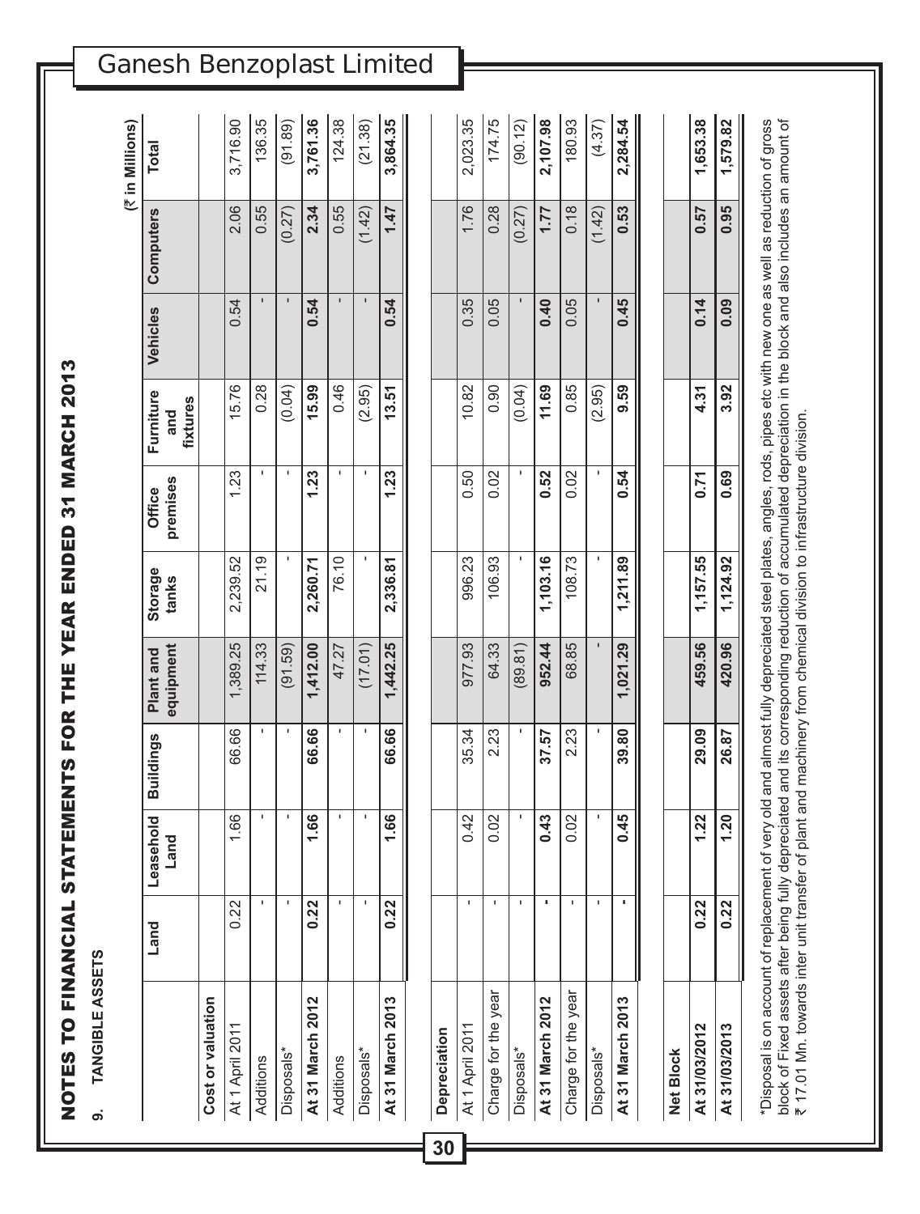# NOTES TO FINANCIAL STATEMENTS FOR THE YEAR ENDED 31 MARCH 2013

## 9. TANGIBLE ASSETS

(₹ in Millions)

| | Land | Leasehold Land | Buildings | Plant and equipment | Storage tanks | Office premises | Furniture and fixtures | Vehicles | Computers | Total |
|---|---|---|---|---|---|---|---|---|---|---|
| **Cost or valuation** | | | | | | | | | | |
| At 1 April 2011 | 0.22 | 1.66 | 66.66 | 1,389.25 | 2,239.52 | 1.23 | 15.76 | 0.54 | 2.06 | 3,716.90 |
| Additions | - | - | - | 114.33 | 21.19 | - | 0.28 | - | 0.55 | 136.35 |
| Disposals* | - | - | - | (91.59) | - | - | (0.04) | - | (0.27) | (91.89) |
| **At 31 March 2012** | **0.22** | **1.66** | **66.66** | **1,412.00** | **2,260.71** | **1.23** | **15.99** | **0.54** | **2.34** | **3,761.36** |
| Additions | - | - | - | 47.27 | 76.10 | - | 0.46 | - | 0.55 | 124.38 |
| Disposals* | - | - | - | (17.01) | - | - | (2.95) | - | (1.42) | (21.38) |
| **At 31 March 2013** | **0.22** | **1.66** | **66.66** | **1,442.25** | **2,336.81** | **1.23** | **13.51** | **0.54** | **1.47** | **3,864.35** |
| **Depreciation** | | | | | | | | | | |
| At 1 April 2011 | - | 0.42 | 35.34 | 977.93 | 996.23 | 0.50 | 10.82 | 0.35 | 1.76 | 2,023.35 |
| Charge for the year | - | 0.02 | 2.23 | 64.33 | 106.93 | 0.02 | 0.90 | 0.05 | 0.28 | 174.75 |
| Disposals* | - | - | - | (89.81) | - | - | (0.04) | - | (0.27) | (90.12) |
| **At 31 March 2012** | **-** | **0.43** | **37.57** | **952.44** | **1,103.16** | **0.52** | **11.69** | **0.40** | **1.77** | **2,107.98** |
| Charge for the year | - | 0.02 | 2.23 | 68.85 | 108.73 | 0.02 | 0.85 | 0.05 | 0.18 | 180.93 |
| Disposals* | - | - | - | - | - | - | (2.95) | - | (1.42) | (4.37) |
| **At 31 March 2013** | **-** | **0.45** | **39.80** | **1,021.29** | **1,211.89** | **0.54** | **9.59** | **0.45** | **0.53** | **2,284.54** |
| **Net Block** | | | | | | | | | | |
| **At 31/03/2012** | **0.22** | **1.22** | **29.09** | **459.56** | **1,157.55** | **0.71** | **4.31** | **0.14** | **0.57** | **1,653.38** |
| **At 31/03/2013** | **0.22** | **1.20** | **26.87** | **420.96** | **1,124.92** | **0.69** | **3.92** | **0.09** | **0.95** | **1,579.82** |

*Disposal is on account of replacement of very old and almost fully depreciated steel plates, angles, rods, pipes etc with new one as well as reduction of gross block of Fixed assets after being fully depreciated and its corresponding reduction of accumulated depreciation in the block and also includes an amount of ₹ 17.01 Mn. towards inter unit transfer of plant and machinery from chemical division to infrastructure division.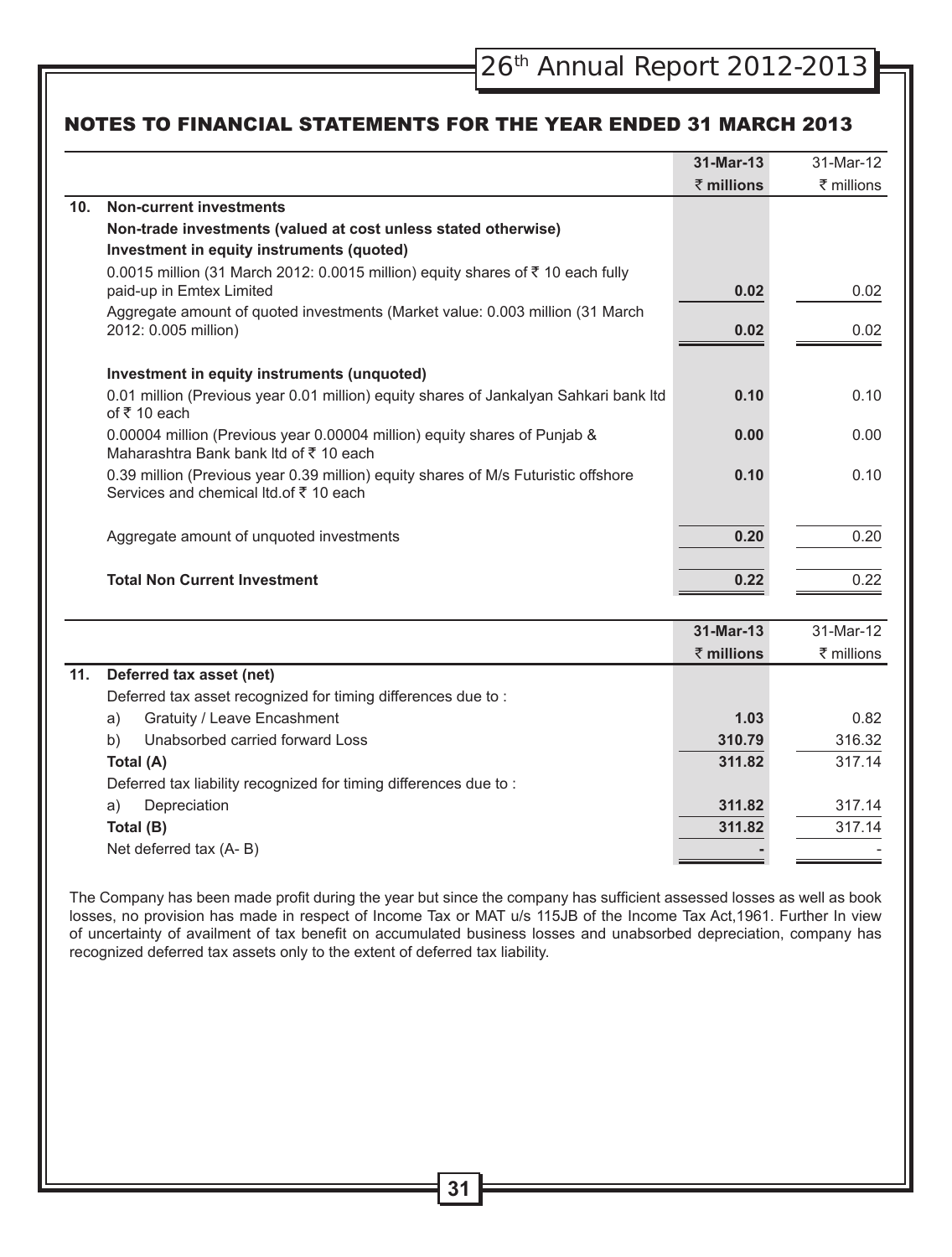## NOTES TO FINANCIAL STATEMENTS FOR THE YEAR ENDED 31 MARCH 2013

| | | 31-Mar-13 | 31-Mar-12 |
|---|---|---|---|
| | | **₹ millions** | ₹ millions |
| **10.** | **Non-current investments** | | |
| | **Non-trade investments (valued at cost unless stated otherwise)** | | |
| | **Investment in equity instruments (quoted)** | | |
| | 0.0015 million (31 March 2012: 0.0015 million) equity shares of ₹ 10 each fully paid-up in Emtex Limited | **0.02** | 0.02 |
| | Aggregate amount of quoted investments (Market value: 0.003 million (31 March 2012: 0.005 million) | **0.02** | 0.02 |
| | **Investment in equity instruments (unquoted)** | | |
| | 0.01 million (Previous year 0.01 million) equity shares of Jankalyan Sahkari bank ltd of ₹ 10 each | **0.10** | 0.10 |
| | 0.00004 million (Previous year 0.00004 million) equity shares of Punjab & Maharashtra Bank bank ltd of ₹ 10 each | **0.00** | 0.00 |
| | 0.39 million (Previous year 0.39 million) equity shares of M/s Futuristic offshore Services and chemical ltd.of ₹ 10 each | **0.10** | 0.10 |
| | Aggregate amount of unquoted investments | **0.20** | 0.20 |
| | **Total Non Current Investment** | **0.22** | 0.22 |

| | | 31-Mar-13 | 31-Mar-12 |
|---|---|---|---|
| | | **₹ millions** | ₹ millions |
| **11.** | **Deferred tax asset (net)** | | |
| | Deferred tax asset recognized for timing differences due to : | | |
| | a) Gratuity / Leave Encashment | **1.03** | 0.82 |
| | b) Unabsorbed carried forward Loss | **310.79** | 316.32 |
| | **Total (A)** | **311.82** | 317.14 |
| | Deferred tax liability recognized for timing differences due to : | | |
| | a) Depreciation | **311.82** | 317.14 |
| | **Total (B)** | **311.82** | 317.14 |
| | Net deferred tax (A- B) | **-** | - |

The Company has been made profit during the year but since the company has sufficient assessed losses as well as book losses, no provision has made in respect of Income Tax or MAT u/s 115JB of the Income Tax Act,1961. Further In view of uncertainty of availment of tax benefit on accumulated business losses and unabsorbed depreciation, company has recognized deferred tax assets only to the extent of deferred tax liability.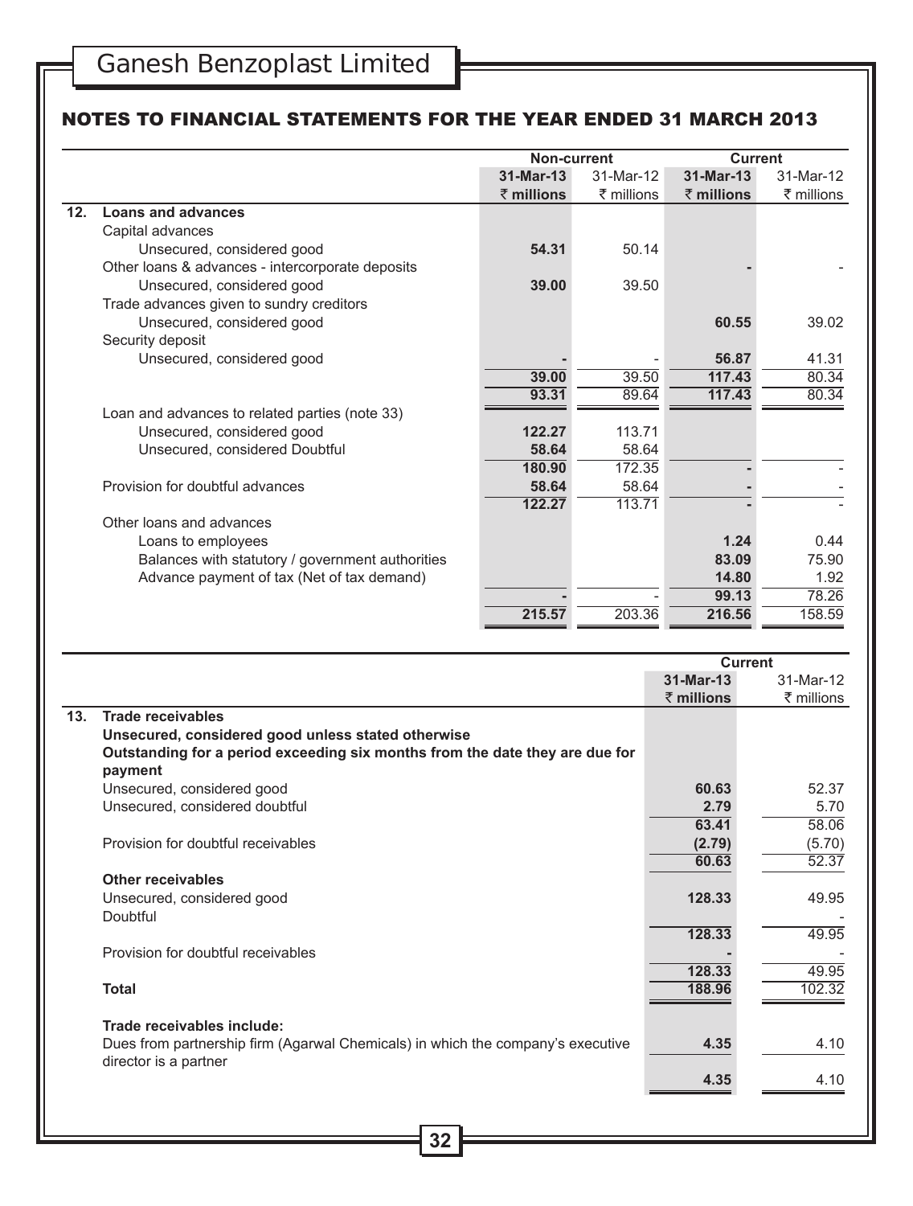## NOTES TO FINANCIAL STATEMENTS FOR THE YEAR ENDED 31 MARCH 2013

| | | Non-current | | Current | |
|---|---|---|---|---|---|
| | | **31-Mar-13** | 31-Mar-12 | **31-Mar-13** | 31-Mar-12 |
| | | **₹ millions** | ₹ millions | **₹ millions** | ₹ millions |
| **12.** | **Loans and advances** | | | | |
| | Capital advances | | | | |
| | Unsecured, considered good | **54.31** | 50.14 | | |
| | Other loans & advances - intercorporate deposits | | | **-** | - |
| | Unsecured, considered good | **39.00** | 39.50 | | |
| | Trade advances given to sundry creditors | | | | |
| | Unsecured, considered good | | | **60.55** | 39.02 |
| | Security deposit | | | | |
| | Unsecured, considered good | **-** | - | **56.87** | 41.31 |
| | | **39.00** | 39.50 | **117.43** | 80.34 |
| | | **93.31** | 89.64 | **117.43** | 80.34 |
| | Loan and advances to related parties (note 33) | | | | |
| | Unsecured, considered good | **122.27** | 113.71 | | |
| | Unsecured, considered Doubtful | **58.64** | 58.64 | | |
| | | **180.90** | 172.35 | **-** | - |
| | Provision for doubtful advances | **58.64** | 58.64 | **-** | - |
| | | **122.27** | 113.71 | **-** | - |
| | Other loans and advances | | | | |
| | Loans to employees | | | **1.24** | 0.44 |
| | Balances with statutory / government authorities | | | **83.09** | 75.90 |
| | Advance payment of tax (Net of tax demand) | | | **14.80** | 1.92 |
| | | **-** | - | **99.13** | 78.26 |
| | | **215.57** | 203.36 | **216.56** | 158.59 |

| | | Current | |
|---|---|---|---|
| | | **31-Mar-13** | 31-Mar-12 |
| | | **₹ millions** | ₹ millions |
| **13.** | **Trade receivables** | | |
| | **Unsecured, considered good unless stated otherwise** | | |
| | **Outstanding for a period exceeding six months from the date they are due for payment** | | |
| | Unsecured, considered good | **60.63** | 52.37 |
| | Unsecured, considered doubtful | **2.79** | 5.70 |
| | | **63.41** | 58.06 |
| | Provision for doubtful receivables | **(2.79)** | (5.70) |
| | | **60.63** | 52.37 |
| | **Other receivables** | | |
| | Unsecured, considered good | **128.33** | 49.95 |
| | Doubtful | | - |
| | | **128.33** | 49.95 |
| | Provision for doubtful receivables | **-** | - |
| | | **128.33** | 49.95 |
| | **Total** | **188.96** | 102.32 |
| | | | |
| | **Trade receivables include:** | | |
| | Dues from partnership firm (Agarwal Chemicals) in which the company's executive director is a partner | **4.35** | 4.10 |
| | | **4.35** | 4.10 |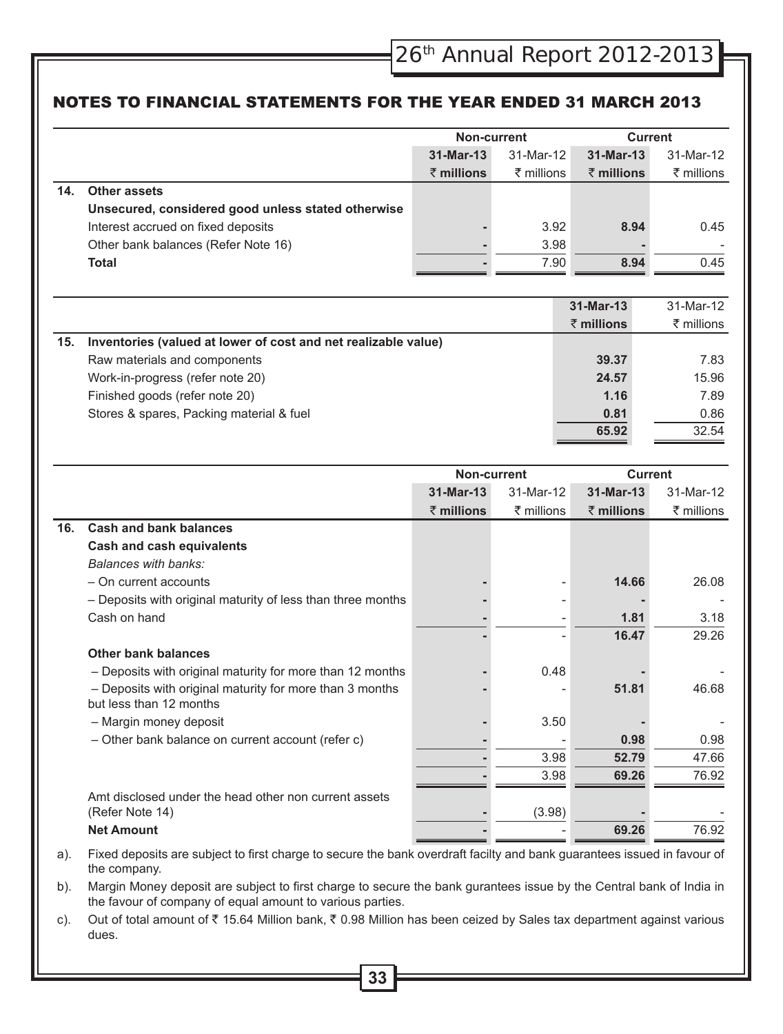## NOTES TO FINANCIAL STATEMENTS FOR THE YEAR ENDED 31 MARCH 2013

| | | Non-current | | Current | |
|---|---|---|---|---|---|
| | | **31-Mar-13** | 31-Mar-12 | **31-Mar-13** | 31-Mar-12 |
| | | **₹ millions** | ₹ millions | **₹ millions** | ₹ millions |
| **14.** | **Other assets** | | | | |
| | **Unsecured, considered good unless stated otherwise** | | | | |
| | Interest accrued on fixed deposits | **-** | 3.92 | **8.94** | 0.45 |
| | Other bank balances (Refer Note 16) | **-** | 3.98 | **-** | - |
| | **Total** | **-** | 7.90 | **8.94** | 0.45 |

| | | **31-Mar-13** | 31-Mar-12 |
|---|---|---|---|
| | | **₹ millions** | ₹ millions |
| **15.** | **Inventories (valued at lower of cost and net realizable value)** | | |
| | Raw materials and components | **39.37** | 7.83 |
| | Work-in-progress (refer note 20) | **24.57** | 15.96 |
| | Finished goods (refer note 20) | **1.16** | 7.89 |
| | Stores & spares, Packing material & fuel | **0.81** | 0.86 |
| | | **65.92** | 32.54 |

| | | Non-current | | Current | |
|---|---|---|---|---|---|
| | | **31-Mar-13** | 31-Mar-12 | **31-Mar-13** | 31-Mar-12 |
| | | **₹ millions** | ₹ millions | **₹ millions** | ₹ millions |
| **16.** | **Cash and bank balances** | | | | |
| | **Cash and cash equivalents** | | | | |
| | *Balances with banks:* | | | | |
| | – On current accounts | **-** | - | **14.66** | 26.08 |
| | – Deposits with original maturity of less than three months | **-** | - | **-** | - |
| | Cash on hand | **-** | - | **1.81** | 3.18 |
| | | **-** | - | **16.47** | 29.26 |
| | **Other bank balances** | | | | |
| | – Deposits with original maturity for more than 12 months | **-** | 0.48 | **-** | - |
| | – Deposits with original maturity for more than 3 months but less than 12 months | **-** | - | **51.81** | 46.68 |
| | – Margin money deposit | **-** | 3.50 | **-** | - |
| | – Other bank balance on current account (refer c) | **-** | - | **0.98** | 0.98 |
| | | **-** | 3.98 | **52.79** | 47.66 |
| | | **-** | 3.98 | **69.26** | 76.92 |
| | Amt disclosed under the head other non current assets (Refer Note 14) | **-** | (3.98) | **-** | - |
| | **Net Amount** | **-** | - | **69.26** | 76.92 |

a). Fixed deposits are subject to first charge to secure the bank overdraft facilty and bank guarantees issued in favour of the company.

b). Margin Money deposit are subject to first charge to secure the bank gurantees issue by the Central bank of India in the favour of company of equal amount to various parties.

c). Out of total amount of ₹ 15.64 Million bank, ₹ 0.98 Million has been ceized by Sales tax department against various dues.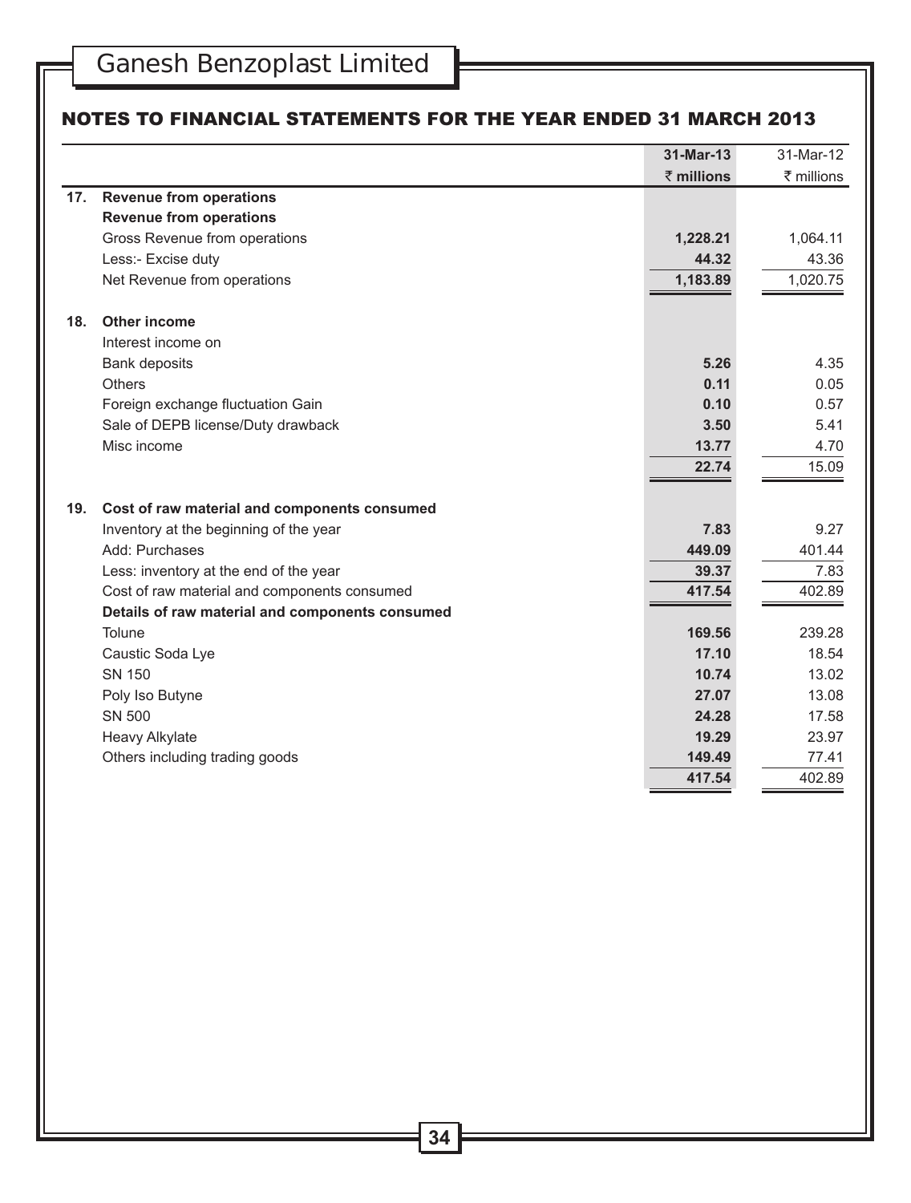## NOTES TO FINANCIAL STATEMENTS FOR THE YEAR ENDED 31 MARCH 2013

| | | 31-Mar-13<br>₹ millions | 31-Mar-12<br>₹ millions |
|---|---|---|---|
| **17.** | **Revenue from operations** | | |
| | **Revenue from operations** | | |
| | Gross Revenue from operations | **1,228.21** | 1,064.11 |
| | Less:- Excise duty | **44.32** | 43.36 |
| | Net Revenue from operations | **1,183.89** | 1,020.75 |
| **18.** | **Other income** | | |
| | Interest income on | | |
| | Bank deposits | **5.26** | 4.35 |
| | Others | **0.11** | 0.05 |
| | Foreign exchange fluctuation Gain | **0.10** | 0.57 |
| | Sale of DEPB license/Duty drawback | **3.50** | 5.41 |
| | Misc income | **13.77** | 4.70 |
| | | **22.74** | 15.09 |
| **19.** | **Cost of raw material and components consumed** | | |
| | Inventory at the beginning of the year | **7.83** | 9.27 |
| | Add: Purchases | **449.09** | 401.44 |
| | Less: inventory at the end of the year | **39.37** | 7.83 |
| | Cost of raw material and components consumed | **417.54** | 402.89 |
| | **Details of raw material and components consumed** | | |
| | Tolune | **169.56** | 239.28 |
| | Caustic Soda Lye | **17.10** | 18.54 |
| | SN 150 | **10.74** | 13.02 |
| | Poly Iso Butyne | **27.07** | 13.08 |
| | SN 500 | **24.28** | 17.58 |
| | Heavy Alkylate | **19.29** | 23.97 |
| | Others including trading goods | **149.49** | 77.41 |
| | | **417.54** | 402.89 |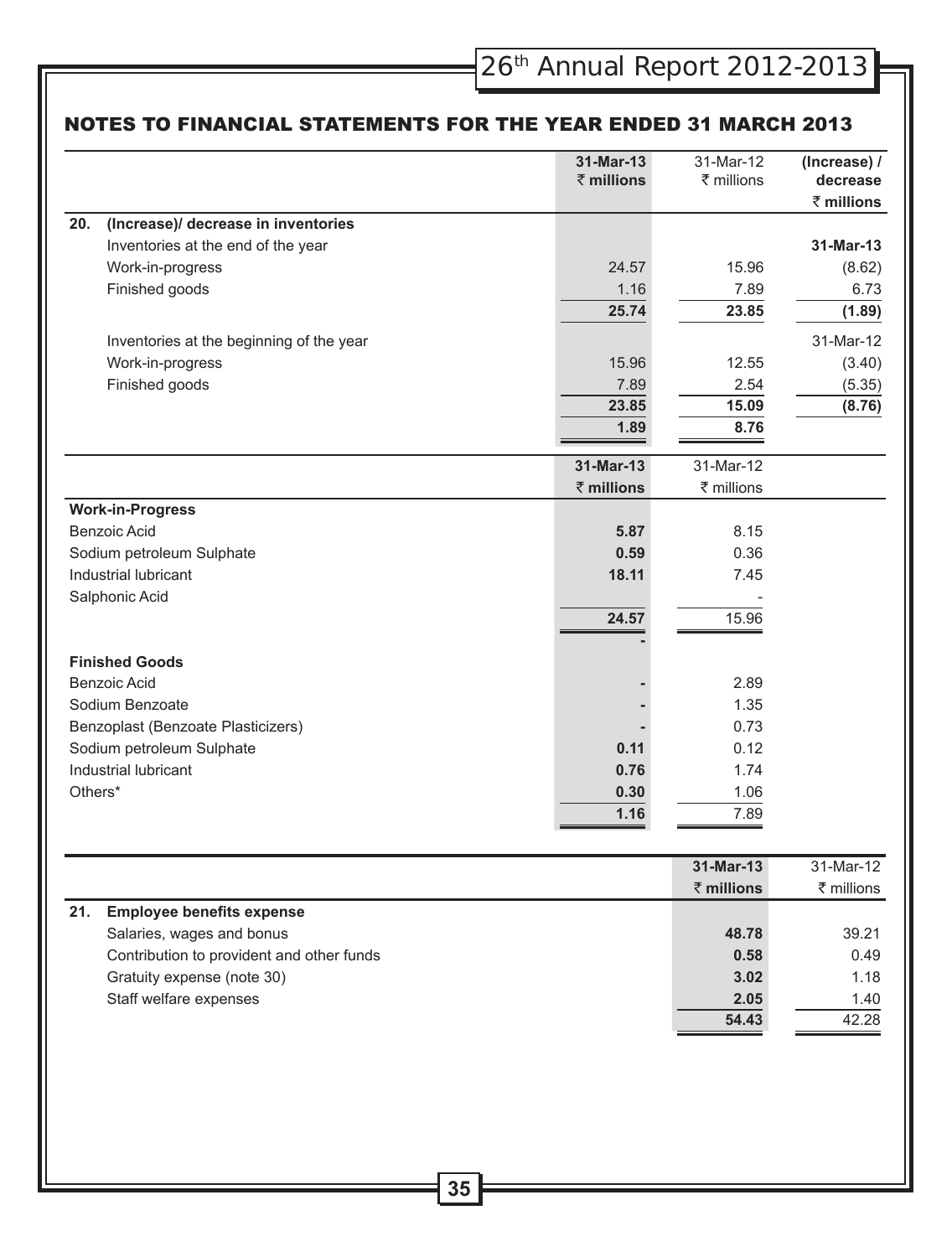## NOTES TO FINANCIAL STATEMENTS FOR THE YEAR ENDED 31 MARCH 2013

| | 31-Mar-13 ₹ millions | 31-Mar-12 ₹ millions | (Increase) / decrease ₹ millions |
|---|---|---|---|
| **20. (Increase)/ decrease in inventories** | | | |
| Inventories at the end of the year | | | **31-Mar-13** |
| Work-in-progress | 24.57 | 15.96 | (8.62) |
| Finished goods | 1.16 | 7.89 | 6.73 |
| | **25.74** | **23.85** | **(1.89)** |
| Inventories at the beginning of the year | | | 31-Mar-12 |
| Work-in-progress | 15.96 | 12.55 | (3.40) |
| Finished goods | 7.89 | 2.54 | (5.35) |
| | **23.85** | **15.09** | **(8.76)** |
| | **1.89** | **8.76** | |

| | 31-Mar-13 ₹ millions | 31-Mar-12 ₹ millions |
|---|---|---|
| **Work-in-Progress** | | |
| Benzoic Acid | **5.87** | 8.15 |
| Sodium petroleum Sulphate | **0.59** | 0.36 |
| Industrial lubricant | **18.11** | 7.45 |
| Salphonic Acid | | - |
| | **24.57** | 15.96 |
| | **-** | |
| **Finished Goods** | | |
| Benzoic Acid | **-** | 2.89 |
| Sodium Benzoate | **-** | 1.35 |
| Benzoplast (Benzoate Plasticizers) | **-** | 0.73 |
| Sodium petroleum Sulphate | **0.11** | 0.12 |
| Industrial lubricant | **0.76** | 1.74 |
| Others* | **0.30** | 1.06 |
| | **1.16** | 7.89 |

| | 31-Mar-13 ₹ millions | 31-Mar-12 ₹ millions |
|---|---|---|
| **21. Employee benefits expense** | | |
| Salaries, wages and bonus | **48.78** | 39.21 |
| Contribution to provident and other funds | **0.58** | 0.49 |
| Gratuity expense (note 30) | **3.02** | 1.18 |
| Staff welfare expenses | **2.05** | 1.40 |
| | **54.43** | 42.28 |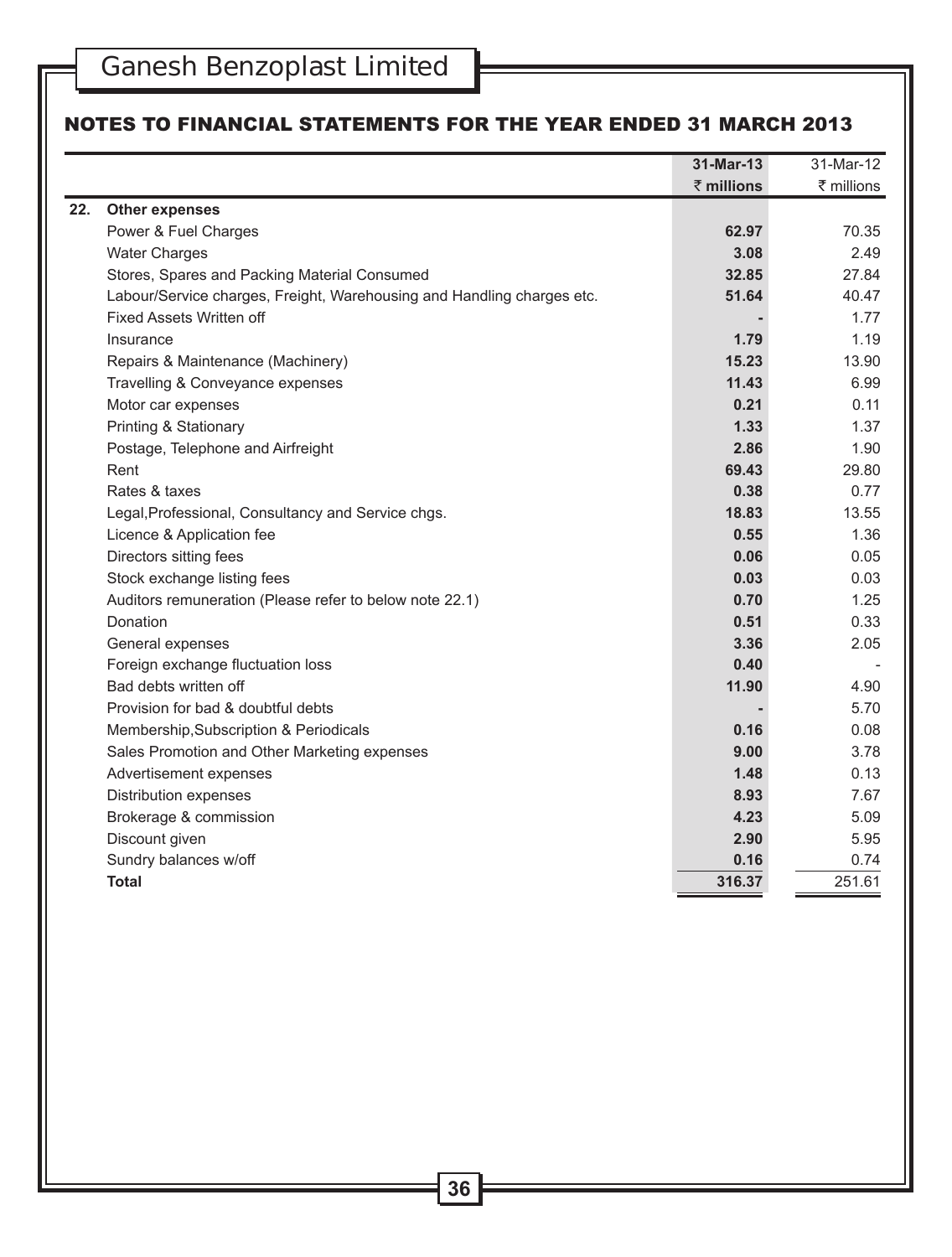## NOTES TO FINANCIAL STATEMENTS FOR THE YEAR ENDED 31 MARCH 2013

| | | 31-Mar-13 | 31-Mar-12 |
|---|---|---|---|
| | | **₹ millions** | ₹ millions |
| **22.** | **Other expenses** | | |
| | Power & Fuel Charges | **62.97** | 70.35 |
| | Water Charges | **3.08** | 2.49 |
| | Stores, Spares and Packing Material Consumed | **32.85** | 27.84 |
| | Labour/Service charges, Freight, Warehousing and Handling charges etc. | **51.64** | 40.47 |
| | Fixed Assets Written off | **-** | 1.77 |
| | Insurance | **1.79** | 1.19 |
| | Repairs & Maintenance (Machinery) | **15.23** | 13.90 |
| | Travelling & Conveyance expenses | **11.43** | 6.99 |
| | Motor car expenses | **0.21** | 0.11 |
| | Printing & Stationary | **1.33** | 1.37 |
| | Postage, Telephone and Airfreight | **2.86** | 1.90 |
| | Rent | **69.43** | 29.80 |
| | Rates & taxes | **0.38** | 0.77 |
| | Legal,Professional, Consultancy and Service chgs. | **18.83** | 13.55 |
| | Licence & Application fee | **0.55** | 1.36 |
| | Directors sitting fees | **0.06** | 0.05 |
| | Stock exchange listing fees | **0.03** | 0.03 |
| | Auditors remuneration (Please refer to below note 22.1) | **0.70** | 1.25 |
| | Donation | **0.51** | 0.33 |
| | General expenses | **3.36** | 2.05 |
| | Foreign exchange fluctuation loss | **0.40** | - |
| | Bad debts written off | **11.90** | 4.90 |
| | Provision for bad & doubtful debts | **-** | 5.70 |
| | Membership,Subscription & Periodicals | **0.16** | 0.08 |
| | Sales Promotion and Other Marketing expenses | **9.00** | 3.78 |
| | Advertisement expenses | **1.48** | 0.13 |
| | Distribution expenses | **8.93** | 7.67 |
| | Brokerage & commission | **4.23** | 5.09 |
| | Discount given | **2.90** | 5.95 |
| | Sundry balances w/off | **0.16** | 0.74 |
| | **Total** | **316.37** | 251.61 |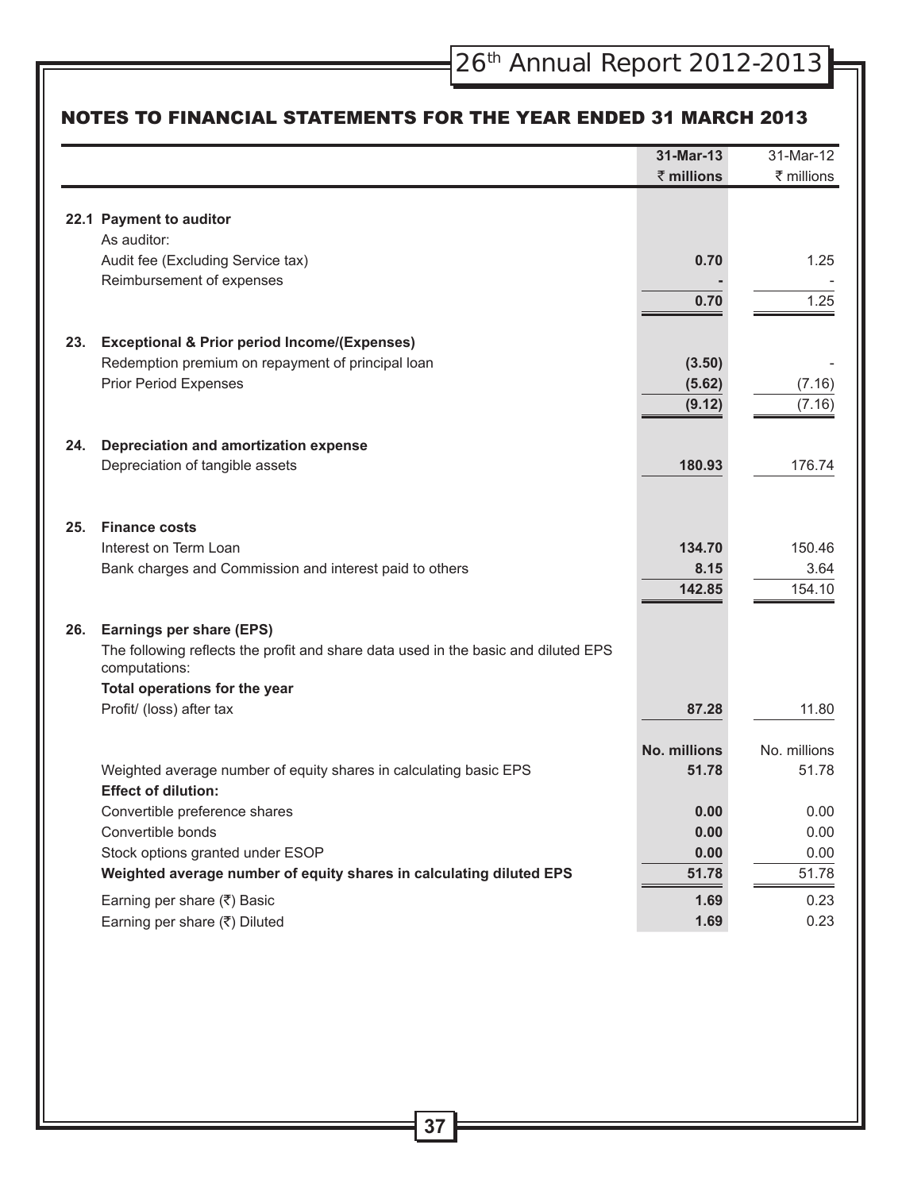## NOTES TO FINANCIAL STATEMENTS FOR THE YEAR ENDED 31 MARCH 2013

| | | 31-Mar-13 | 31-Mar-12 |
|---|---|---|---|
| | | **₹ millions** | ₹ millions |
| **22.1** | **Payment to auditor** | | |
| | As auditor: | | |
| | Audit fee (Excluding Service tax) | **0.70** | 1.25 |
| | Reimbursement of expenses | **-** | - |
| | | **0.70** | 1.25 |
| **23.** | **Exceptional & Prior period Income/(Expenses)** | | |
| | Redemption premium on repayment of principal loan | **(3.50)** | - |
| | Prior Period Expenses | **(5.62)** | (7.16) |
| | | **(9.12)** | (7.16) |
| **24.** | **Depreciation and amortization expense** | | |
| | Depreciation of tangible assets | **180.93** | 176.74 |
| **25.** | **Finance costs** | | |
| | Interest on Term Loan | **134.70** | 150.46 |
| | Bank charges and Commission and interest paid to others | **8.15** | 3.64 |
| | | **142.85** | 154.10 |
| **26.** | **Earnings per share (EPS)** | | |
| | The following reflects the profit and share data used in the basic and diluted EPS computations: | | |
| | **Total operations for the year** | | |
| | Profit/ (loss) after tax | **87.28** | 11.80 |
| | | **No. millions** | No. millions |
| | Weighted average number of equity shares in calculating basic EPS | **51.78** | 51.78 |
| | **Effect of dilution:** | | |
| | Convertible preference shares | **0.00** | 0.00 |
| | Convertible bonds | **0.00** | 0.00 |
| | Stock options granted under ESOP | **0.00** | 0.00 |
| | **Weighted average number of equity shares in calculating diluted EPS** | **51.78** | 51.78 |
| | Earning per share (₹) Basic | **1.69** | 0.23 |
| | Earning per share (₹) Diluted | **1.69** | 0.23 |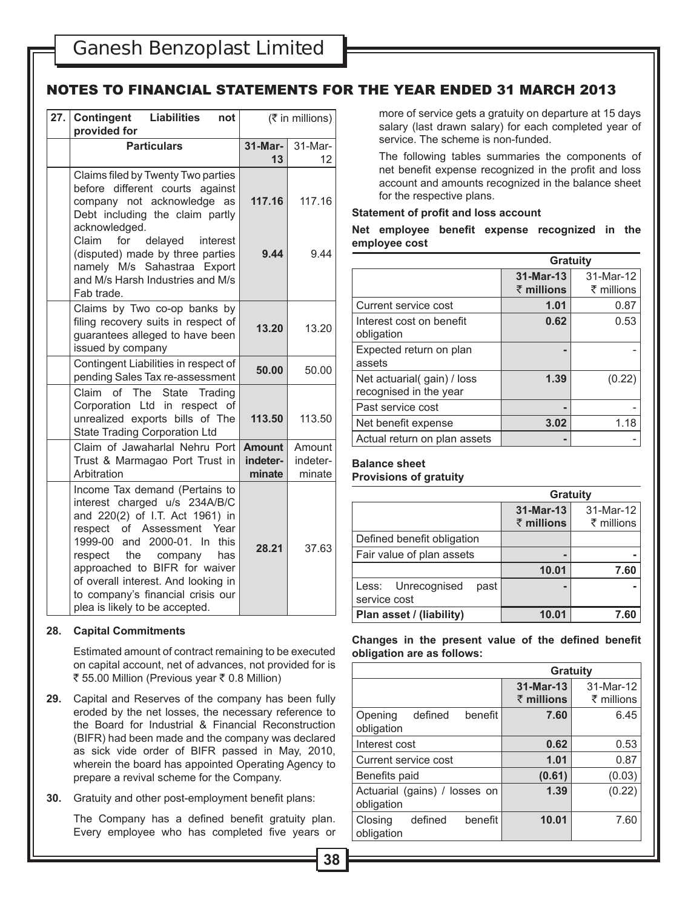## NOTES TO FINANCIAL STATEMENTS FOR THE YEAR ENDED 31 MARCH 2013

**27. Contingent Liabilities not provided for** (₹ in millions)

| Particulars | 31-Mar-13 | 31-Mar-12 |
|---|---|---|
| Claims filed by Twenty Two parties before different courts against company not acknowledge as Debt including the claim partly acknowledged. | **117.16** | 117.16 |
| Claim for delayed interest (disputed) made by three parties namely M/s Sahastraa Export and M/s Harsh Industries and M/s Fab trade. | **9.44** | 9.44 |
| Claims by Two co-op banks by filing recovery suits in respect of guarantees alleged to have been issued by company | **13.20** | 13.20 |
| Contingent Liabilities in respect of pending Sales Tax re-assessment | **50.00** | 50.00 |
| Claim of The State Trading Corporation Ltd in respect of unrealized exports bills of The State Trading Corporation Ltd | **113.50** | 113.50 |
| Claim of Jawaharlal Nehru Port Trust & Marmagao Port Trust in Arbitration | **Amount indeterminate** | Amount indeterminate |
| Income Tax demand (Pertains to interest charged u/s 234A/B/C and 220(2) of I.T. Act 1961) in respect of Assessment Year 1999-00 and 2000-01. In this respect the company has approached to BIFR for waiver of overall interest. And looking in to company's financial crisis our plea is likely to be accepted. | **28.21** | 37.63 |

**28. Capital Commitments**

Estimated amount of contract remaining to be executed on capital account, net of advances, not provided for is ₹ 55.00 Million (Previous year ₹ 0.8 Million)

**29.** Capital and Reserves of the company has been fully eroded by the net losses, the necessary reference to the Board for Industrial & Financial Reconstruction (BIFR) had been made and the company was declared as sick vide order of BIFR passed in May, 2010, wherein the board has appointed Operating Agency to prepare a revival scheme for the Company.

**30.** Gratuity and other post-employment benefit plans:

The Company has a defined benefit gratuity plan. Every employee who has completed five years or more of service gets a gratuity on departure at 15 days salary (last drawn salary) for each completed year of service. The scheme is non-funded.

The following tables summaries the components of net benefit expense recognized in the profit and loss account and amounts recognized in the balance sheet for the respective plans.

**Statement of profit and loss account**

**Net employee benefit expense recognized in the employee cost**

| | Gratuity | |
|---|---|---|
| | **31-Mar-13 ₹ millions** | 31-Mar-12 ₹ millions |
| Current service cost | **1.01** | 0.87 |
| Interest cost on benefit obligation | **0.62** | 0.53 |
| Expected return on plan assets | **-** | - |
| Net actuarial( gain) / loss recognised in the year | **1.39** | (0.22) |
| Past service cost | **-** | - |
| Net benefit expense | **3.02** | 1.18 |
| Actual return on plan assets | **-** | - |

**Balance sheet**
**Provisions of gratuity**

| | Gratuity | |
|---|---|---|
| | **31-Mar-13 ₹ millions** | 31-Mar-12 ₹ millions |
| Defined benefit obligation | | |
| Fair value of plan assets | **-** | **-** |
| | **10.01** | **7.60** |
| Less: Unrecognised past service cost | **-** | **-** |
| **Plan asset / (liability)** | **10.01** | **7.60** |

**Changes in the present value of the defined benefit obligation are as follows:**

| | Gratuity | |
|---|---|---|
| | **31-Mar-13 ₹ millions** | 31-Mar-12 ₹ millions |
| Opening defined benefit obligation | **7.60** | 6.45 |
| Interest cost | **0.62** | 0.53 |
| Current service cost | **1.01** | 0.87 |
| Benefits paid | **(0.61)** | (0.03) |
| Actuarial (gains) / losses on obligation | **1.39** | (0.22) |
| Closing defined benefit obligation | **10.01** | 7.60 |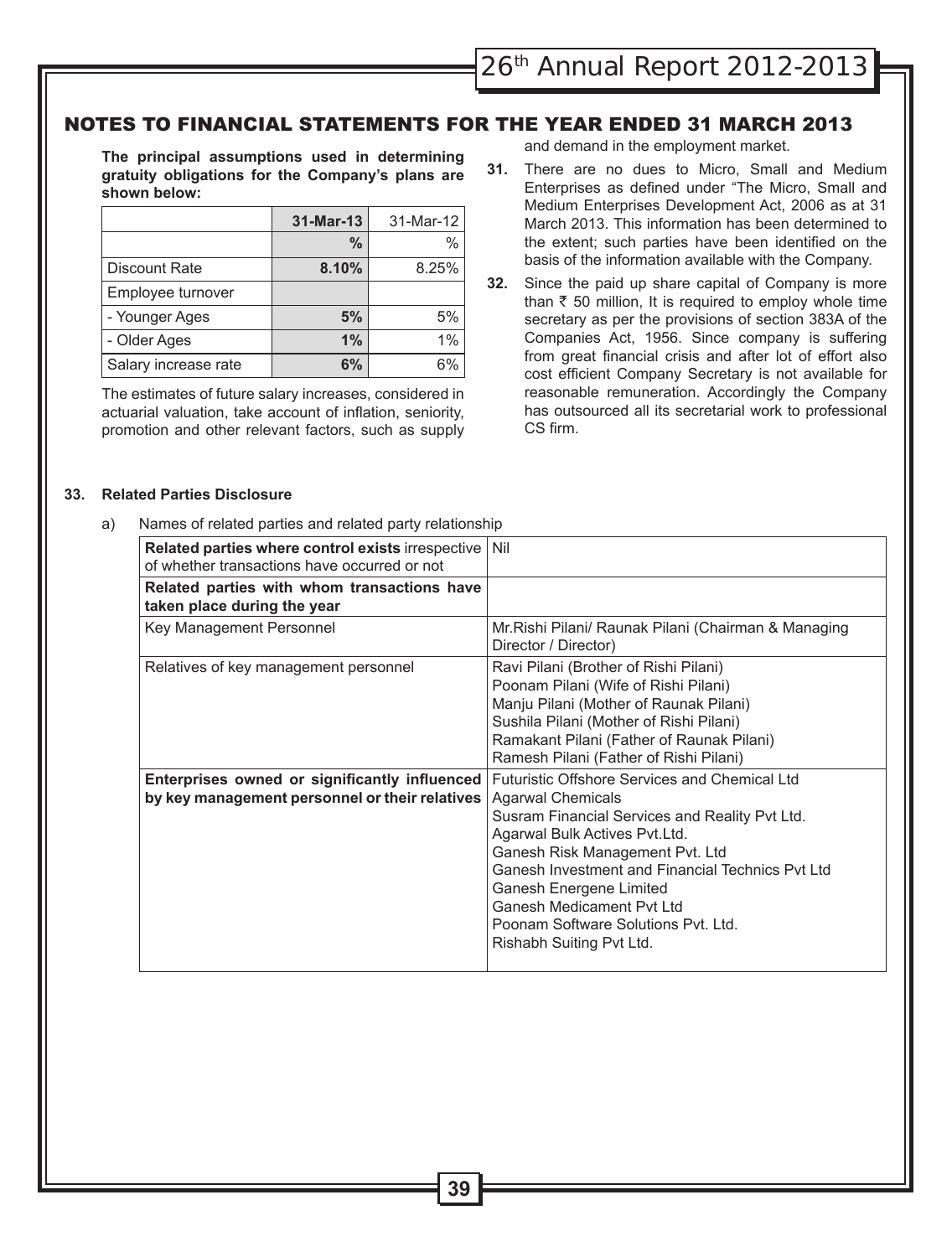## NOTES TO FINANCIAL STATEMENTS FOR THE YEAR ENDED 31 MARCH 2013

**The principal assumptions used in determining gratuity obligations for the Company's plans are shown below:**

| | **31-Mar-13** | 31-Mar-12 |
|---|---|---|
| | **%** | % |
| Discount Rate | **8.10%** | 8.25% |
| Employee turnover | | |
| - Younger Ages | **5%** | 5% |
| - Older Ages | **1%** | 1% |
| Salary increase rate | **6%** | 6% |

The estimates of future salary increases, considered in actuarial valuation, take account of inflation, seniority, promotion and other relevant factors, such as supply and demand in the employment market.

**31.** There are no dues to Micro, Small and Medium Enterprises as defined under "The Micro, Small and Medium Enterprises Development Act, 2006 as at 31 March 2013. This information has been determined to the extent; such parties have been identified on the basis of the information available with the Company.

**32.** Since the paid up share capital of Company is more than ₹ 50 million, It is required to employ whole time secretary as per the provisions of section 383A of the Companies Act, 1956. Since company is suffering from great financial crisis and after lot of effort also cost efficient Company Secretary is not available for reasonable remuneration. Accordingly the Company has outsourced all its secretarial work to professional CS firm.

**33. Related Parties Disclosure**

a) Names of related parties and related party relationship

| | |
|---|---|
| **Related parties where control exists** irrespective of whether transactions have occurred or not | Nil |
| **Related parties with whom transactions have taken place during the year** | |
| Key Management Personnel | Mr.Rishi Pilani/ Raunak Pilani (Chairman & Managing Director / Director) |
| Relatives of key management personnel | Ravi Pilani (Brother of Rishi Pilani)<br>Poonam Pilani (Wife of Rishi Pilani)<br>Manju Pilani (Mother of Raunak Pilani)<br>Sushila Pilani (Mother of Rishi Pilani)<br>Ramakant Pilani (Father of Raunak Pilani)<br>Ramesh Pilani (Father of Rishi Pilani) |
| **Enterprises owned or significantly influenced by key management personnel or their relatives** | Futuristic Offshore Services and Chemical Ltd<br>Agarwal Chemicals<br>Susram Financial Services and Reality Pvt Ltd.<br>Agarwal Bulk Actives Pvt.Ltd.<br>Ganesh Risk Management Pvt. Ltd<br>Ganesh Investment and Financial Technics Pvt Ltd<br>Ganesh Energene Limited<br>Ganesh Medicament Pvt Ltd<br>Poonam Software Solutions Pvt. Ltd.<br>Rishabh Suiting Pvt Ltd. |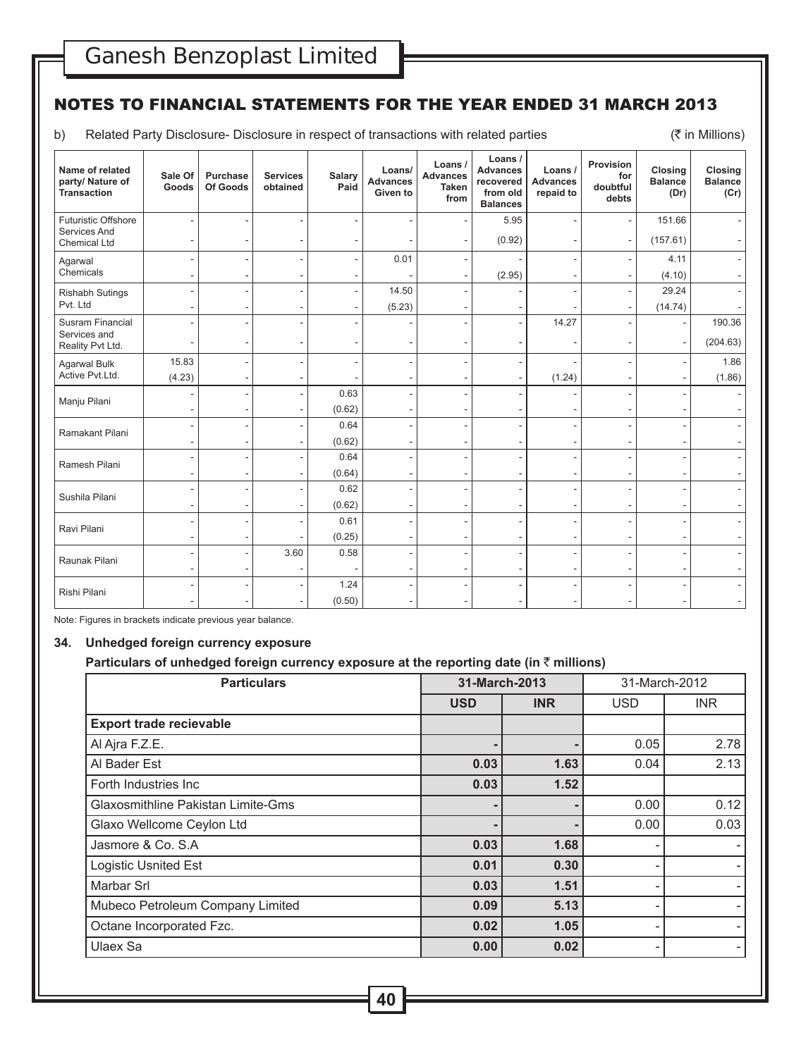## NOTES TO FINANCIAL STATEMENTS FOR THE YEAR ENDED 31 MARCH 2013

b) Related Party Disclosure- Disclosure in respect of transactions with related parties (₹ in Millions)

| Name of related party/ Nature of Transaction | Sale Of Goods | Purchase Of Goods | Services obtained | Salary Paid | Loans/ Advances Given to | Loans / Advances Taken from | Loans / Advances recovered from old Balances | Loans / Advances repaid to | Provision for doubtful debts | Closing Balance (Dr) | Closing Balance (Cr) |
|---|---|---|---|---|---|---|---|---|---|---|---|
| Futuristic Offshore Services And Chemical Ltd | - | - | - | - | - | - | 5.95 | - | - | 151.66 | - |
| | - | - | - | - | - | - | (0.92) | - | - | (157.61) | - |
| Agarwal Chemicals | - | - | - | - | 0.01 | - | - | - | - | 4.11 | - |
| | - | - | - | - | - | - | (2.95) | - | - | (4.10) | - |
| Rishabh Sutings Pvt. Ltd | - | - | - | - | 14.50 | - | - | - | - | 29.24 | - |
| | - | - | - | - | (5.23) | - | - | - | - | (14.74) | - |
| Susram Financial Services and Reality Pvt Ltd. | - | - | - | - | - | - | - | 14.27 | - | - | 190.36 |
| | - | - | - | - | - | - | - | - | - | - | (204.63) |
| Agarwal Bulk Active Pvt.Ltd. | 15.83 | - | - | - | - | - | - | - | - | - | 1.86 |
| | (4.23) | - | - | - | - | - | - | (1.24) | - | - | (1.86) |
| Manju Pilani | - | - | - | 0.63 | - | - | - | - | - | - | - |
| | - | - | - | (0.62) | - | - | - | - | - | - | - |
| Ramakant Pilani | - | - | - | 0.64 | - | - | - | - | - | - | - |
| | - | - | - | (0.62) | - | - | - | - | - | - | - |
| Ramesh Pilani | - | - | - | 0.64 | - | - | - | - | - | - | - |
| | - | - | - | (0.64) | - | - | - | - | - | - | - |
| Sushila Pilani | - | - | - | 0.62 | - | - | - | - | - | - | - |
| | - | - | - | (0.62) | - | - | - | - | - | - | - |
| Ravi Pilani | - | - | - | 0.61 | - | - | - | - | - | - | - |
| | - | - | - | (0.25) | - | - | - | - | - | - | - |
| Raunak Pilani | - | - | 3.60 | 0.58 | - | - | - | - | - | - | - |
| | - | - | - | - | - | - | - | - | - | - | - |
| Rishi Pilani | - | - | - | 1.24 | - | - | - | - | - | - | - |
| | - | - | - | (0.50) | - | - | - | - | - | - | - |

Note: Figures in brackets indicate previous year balance.

### 34. Unhedged foreign currency exposure

**Particulars of unhedged foreign currency exposure at the reporting date (in ₹ millions)**

| Particulars | 31-March-2013 | | 31-March-2012 | |
|---|---|---|---|---|
| | **USD** | **INR** | USD | INR |
| **Export trade recievable** | | | | |
| Al Ajra F.Z.E. | - | - | 0.05 | 2.78 |
| Al Bader Est | 0.03 | 1.63 | 0.04 | 2.13 |
| Forth Industries Inc | 0.03 | 1.52 | | |
| Glaxosmithline Pakistan Limite-Gms | - | - | 0.00 | 0.12 |
| Glaxo Wellcome Ceylon Ltd | - | - | 0.00 | 0.03 |
| Jasmore & Co. S.A | 0.03 | 1.68 | - | - |
| Logistic Usnited Est | 0.01 | 0.30 | - | - |
| Marbar Srl | 0.03 | 1.51 | - | - |
| Mubeco Petroleum Company Limited | 0.09 | 5.13 | - | - |
| Octane Incorporated Fzc. | 0.02 | 1.05 | - | - |
| Ulaex Sa | 0.00 | 0.02 | - | - |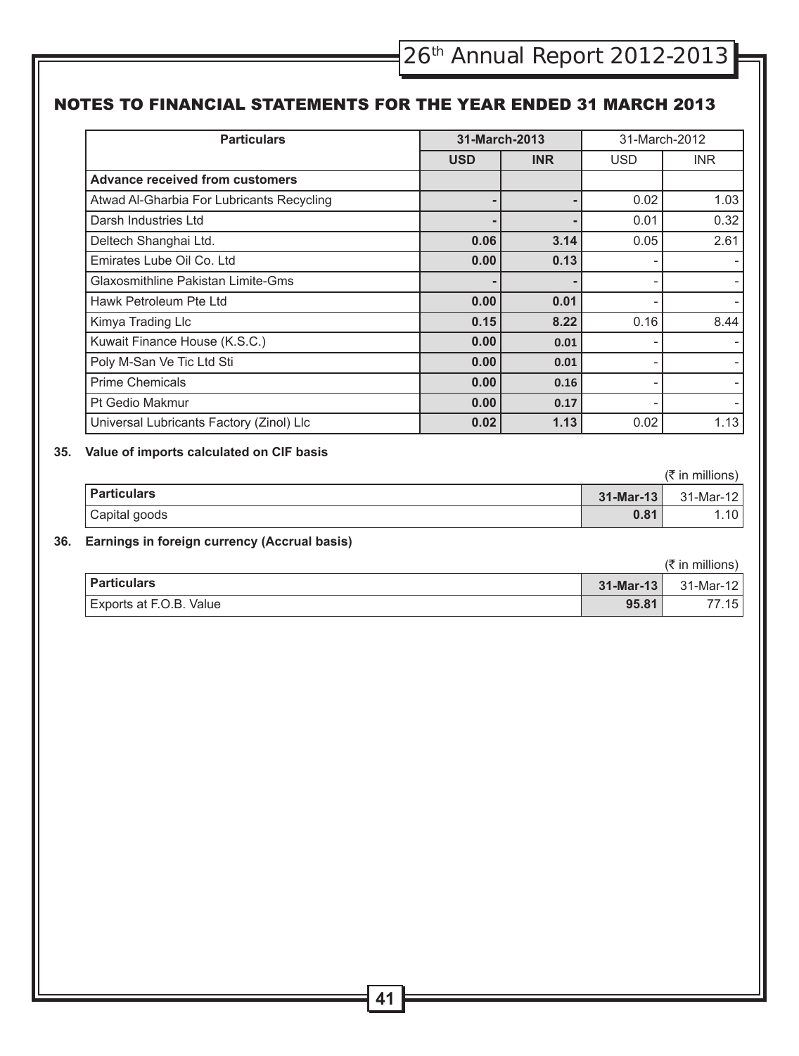## NOTES TO FINANCIAL STATEMENTS FOR THE YEAR ENDED 31 MARCH 2013

| Particulars | 31-March-2013 | | 31-March-2012 | |
|---|---|---|---|---|
| | USD | INR | USD | INR |
| **Advance received from customers** | | | | |
| Atwad Al-Gharbia For Lubricants Recycling | - | - | 0.02 | 1.03 |
| Darsh Industries Ltd | - | - | 0.01 | 0.32 |
| Deltech Shanghai Ltd. | 0.06 | 3.14 | 0.05 | 2.61 |
| Emirates Lube Oil Co. Ltd | 0.00 | 0.13 | - | - |
| Glaxosmithline Pakistan Limite-Gms | - | - | - | - |
| Hawk Petroleum Pte Ltd | 0.00 | 0.01 | - | - |
| Kimya Trading Llc | 0.15 | 8.22 | 0.16 | 8.44 |
| Kuwait Finance House (K.S.C.) | 0.00 | 0.01 | - | - |
| Poly M-San Ve Tic Ltd Sti | 0.00 | 0.01 | - | - |
| Prime Chemicals | 0.00 | 0.16 | - | - |
| Pt Gedio Makmur | 0.00 | 0.17 | - | - |
| Universal Lubricants Factory (Zinol) Llc | 0.02 | 1.13 | 0.02 | 1.13 |

**35. Value of imports calculated on CIF basis**

(₹ in millions)

| Particulars | 31-Mar-13 | 31-Mar-12 |
|---|---|---|
| Capital goods | 0.81 | 1.10 |

**36. Earnings in foreign currency (Accrual basis)**

(₹ in millions)

| Particulars | 31-Mar-13 | 31-Mar-12 |
|---|---|---|
| Exports at F.O.B. Value | 95.81 | 77.15 |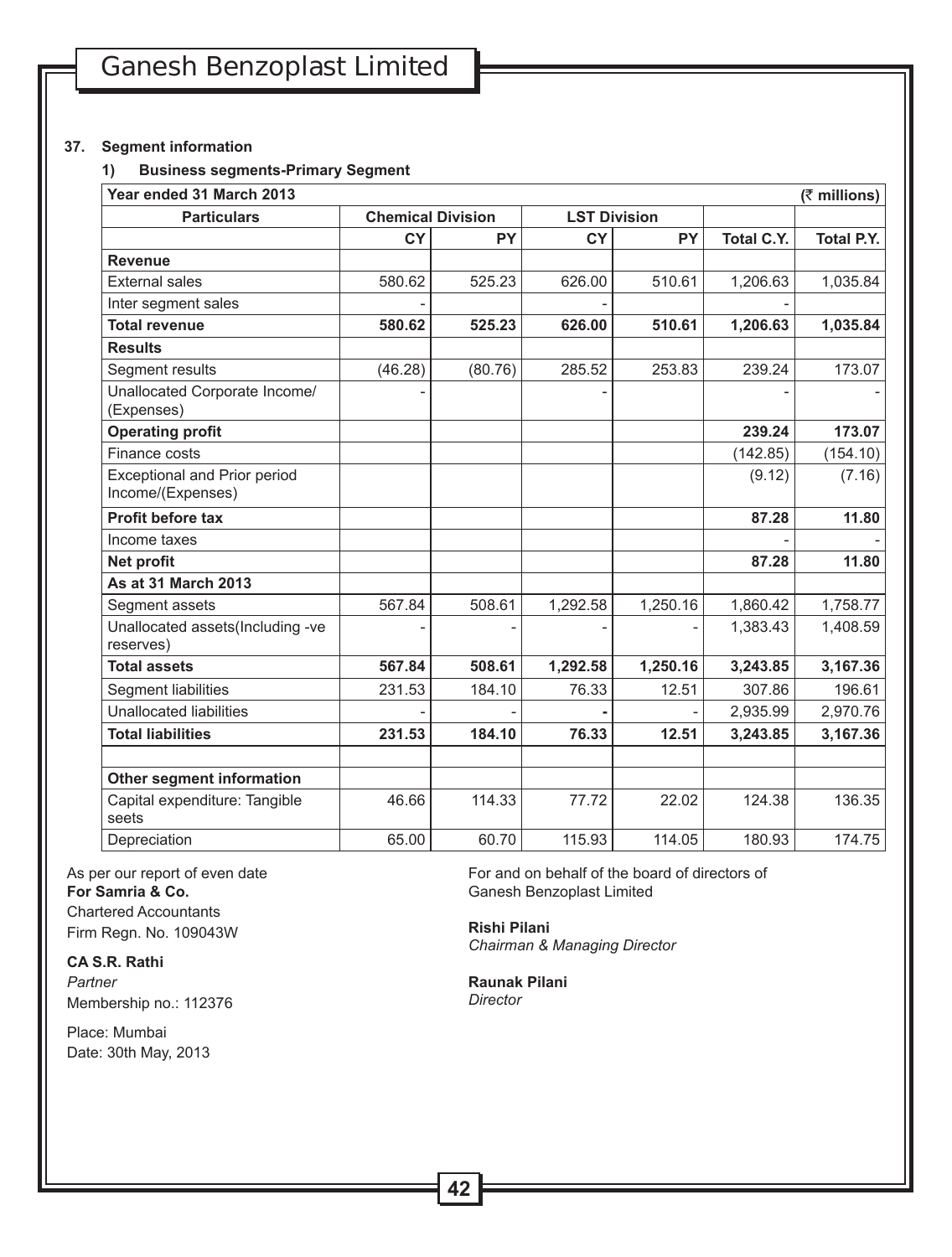**37. Segment information**

**1) Business segments-Primary Segment**

| Year ended 31 March 2013 | | | | | | (₹ millions) |
|---|---|---|---|---|---|---|
| **Particulars** | **Chemical Division** | | **LST Division** | | | |
| | **CY** | **PY** | **CY** | **PY** | **Total C.Y.** | **Total P.Y.** |
| **Revenue** | | | | | | |
| External sales | 580.62 | 525.23 | 626.00 | 510.61 | 1,206.63 | 1,035.84 |
| Inter segment sales | - | | - | | - | |
| **Total revenue** | **580.62** | **525.23** | **626.00** | **510.61** | **1,206.63** | **1,035.84** |
| **Results** | | | | | | |
| Segment results | (46.28) | (80.76) | 285.52 | 253.83 | 239.24 | 173.07 |
| Unallocated Corporate Income/ (Expenses) | - | | - | | - | - |
| **Operating profit** | | | | | **239.24** | **173.07** |
| Finance costs | | | | | (142.85) | (154.10) |
| Exceptional and Prior period Income/(Expenses) | | | | | (9.12) | (7.16) |
| **Profit before tax** | | | | | **87.28** | **11.80** |
| Income taxes | | | | | - | - |
| **Net profit** | | | | | **87.28** | **11.80** |
| **As at 31 March 2013** | | | | | | |
| Segment assets | 567.84 | 508.61 | 1,292.58 | 1,250.16 | 1,860.42 | 1,758.77 |
| Unallocated assets(Including -ve reserves) | - | - | - | - | 1,383.43 | 1,408.59 |
| **Total assets** | **567.84** | **508.61** | **1,292.58** | **1,250.16** | **3,243.85** | **3,167.36** |
| Segment liabilities | 231.53 | 184.10 | 76.33 | 12.51 | 307.86 | 196.61 |
| Unallocated liabilities | - | - | **-** | - | 2,935.99 | 2,970.76 |
| **Total liabilities** | **231.53** | **184.10** | **76.33** | **12.51** | **3,243.85** | **3,167.36** |
| | | | | | | |
| **Other segment information** | | | | | | |
| Capital expenditure: Tangible seets | 46.66 | 114.33 | 77.72 | 22.02 | 124.38 | 136.35 |
| Depreciation | 65.00 | 60.70 | 115.93 | 114.05 | 180.93 | 174.75 |

As per our report of even date
**For Samria & Co.**
Chartered Accountants
Firm Regn. No. 109043W

**CA S.R. Rathi**
*Partner*
Membership no.: 112376

Place: Mumbai
Date: 30th May, 2013

For and on behalf of the board of directors of
Ganesh Benzoplast Limited

**Rishi Pilani**
*Chairman & Managing Director*

**Raunak Pilani**
*Director*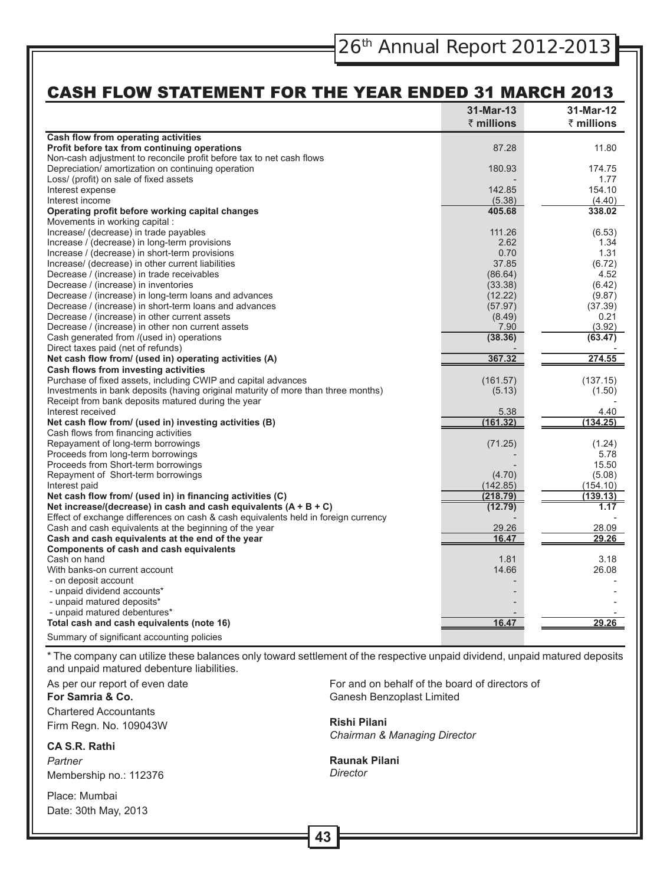## CASH FLOW STATEMENT FOR THE YEAR ENDED 31 MARCH 2013

| | 31-Mar-13 ₹ millions | 31-Mar-12 ₹ millions |
|---|---|---|
| **Cash flow from operating activities** | | |
| **Profit before tax from continuing operations** | 87.28 | 11.80 |
| Non-cash adjustment to reconcile profit before tax to net cash flows | | |
| Depreciation/ amortization on continuing operation | 180.93 | 174.75 |
| Loss/ (profit) on sale of fixed assets | - | 1.77 |
| Interest expense | 142.85 | 154.10 |
| Interest income | (5.38) | (4.40) |
| **Operating profit before working capital changes** | **405.68** | **338.02** |
| Movements in working capital : | | |
| Increase/ (decrease) in trade payables | 111.26 | (6.53) |
| Increase / (decrease) in long-term provisions | 2.62 | 1.34 |
| Increase / (decrease) in short-term provisions | 0.70 | 1.31 |
| Increase/ (decrease) in other current liabilities | 37.85 | (6.72) |
| Decrease / (increase) in trade receivables | (86.64) | 4.52 |
| Decrease / (increase) in inventories | (33.38) | (6.42) |
| Decrease / (increase) in long-term loans and advances | (12.22) | (9.87) |
| Decrease / (increase) in short-term loans and advances | (57.97) | (37.39) |
| Decrease / (increase) in other current assets | (8.49) | 0.21 |
| Decrease / (increase) in other non current assets | 7.90 | (3.92) |
| Cash generated from /(used in) operations | **(38.36)** | **(63.47)** |
| Direct taxes paid (net of refunds) | - | - |
| **Net cash flow from/ (used in) operating activities (A)** | **367.32** | **274.55** |
| **Cash flows from investing activities** | | |
| Purchase of fixed assets, including CWIP and capital advances | (161.57) | (137.15) |
| Investments in bank deposits (having original maturity of more than three months) | (5.13) | (1.50) |
| Receipt from bank deposits matured during the year | | - |
| Interest received | 5.38 | 4.40 |
| **Net cash flow from/ (used in) investing activities (B)** | **(161.32)** | **(134.25)** |
| Cash flows from financing activities | | |
| Repayament of long-term borrowings | (71.25) | (1.24) |
| Proceeds from long-term borrowings | - | 5.78 |
| Proceeds from Short-term borrowings | - | 15.50 |
| Repayment of Short-term borrowings | (4.70) | (5.08) |
| Interest paid | (142.85) | (154.10) |
| **Net cash flow from/ (used in) in financing activities (C)** | **(218.79)** | **(139.13)** |
| **Net increase/(decrease) in cash and cash equivalents (A + B + C)** | **(12.79)** | **1.17** |
| Effect of exchange differences on cash & cash equivalents held in foreign currency | - | - |
| Cash and cash equivalents at the beginning of the year | 29.26 | 28.09 |
| **Cash and cash equivalents at the end of the year** | **16.47** | **29.26** |
| **Components of cash and cash equivalents** | | |
| Cash on hand | 1.81 | 3.18 |
| With banks-on current account | 14.66 | 26.08 |
| - on deposit account | - | - |
| - unpaid dividend accounts* | - | - |
| - unpaid matured deposits* | - | - |
| - unpaid matured debentures* | - | - |
| **Total cash and cash equivalents (note 16)** | **16.47** | **29.26** |
| Summary of significant accounting policies | | |

\* The company can utilize these balances only toward settlement of the respective unpaid dividend, unpaid matured deposits and unpaid matured debenture liabilities.

As per our report of even date
**For Samria & Co.**
Chartered Accountants
Firm Regn. No. 109043W

**CA S.R. Rathi**
*Partner*
Membership no.: 112376

Place: Mumbai
Date: 30th May, 2013

For and on behalf of the board of directors of
Ganesh Benzoplast Limited

**Rishi Pilani**
*Chairman & Managing Director*

**Raunak Pilani**
*Director*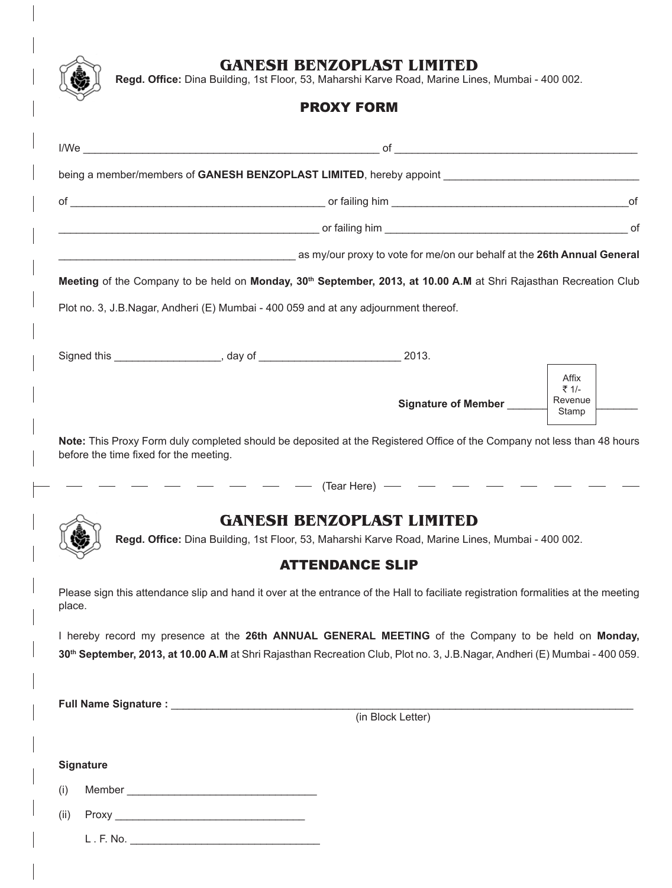# GANESH BENZOPLAST LIMITED

**Regd. Office:** Dina Building, 1st Floor, 53, Maharshi Karve Road, Marine Lines, Mumbai - 400 002.

## PROXY FORM

I/We ______________________________________________ of ______________________________________

being a member/members of **GANESH BENZOPLAST LIMITED**, hereby appoint ______________________________

of ________________________________________ or failing him ______________________________________of

__________________________________________ or failing him ______________________________________ of

_____________________________________ as my/our proxy to vote for me/on our behalf at the **26th Annual General Meeting** of the Company to be held on **Monday, 30th September, 2013, at 10.00 A.M** at Shri Rajasthan Recreation Club Plot no. 3, J.B.Nagar, Andheri (E) Mumbai - 400 059 and at any adjournment thereof.

Signed this ________________, day of ______________________ 2013.

**Signature of Member** _______ [Affix ₹ 1/- Revenue Stamp] _______

**Note:** This Proxy Form duly completed should be deposited at the Registered Office of the Company not less than 48 hours before the time fixed for the meeting.

— — — — — — — — (Tear Here) — — — — — — — —

# GANESH BENZOPLAST LIMITED

**Regd. Office:** Dina Building, 1st Floor, 53, Maharshi Karve Road, Marine Lines, Mumbai - 400 002.

## ATTENDANCE SLIP

Please sign this attendance slip and hand it over at the entrance of the Hall to faciliate registration formalities at the meeting place.

I hereby record my presence at the **26th ANNUAL GENERAL MEETING** of the Company to be held on **Monday, 30th September, 2013, at 10.00 A.M** at Shri Rajasthan Recreation Club, Plot no. 3, J.B.Nagar, Andheri (E) Mumbai - 400 059.

**Full Name Signature :** ___________________________________________________________________
(in Block Letter)

**Signature**

(i) Member ______________________________

(ii) Proxy ______________________________

L . F. No. ______________________________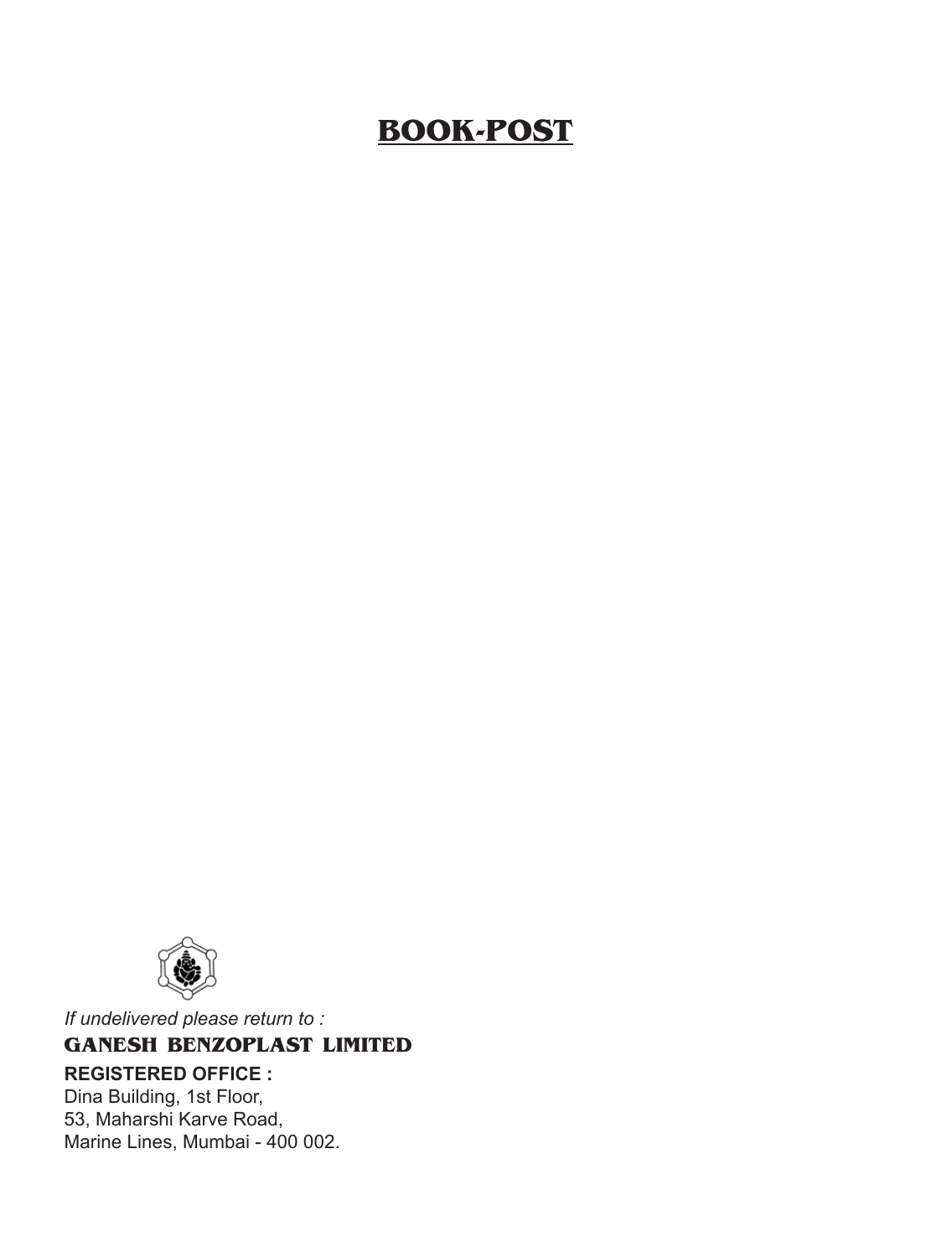# BOOK-POST

*If undelivered please return to :*

**GANESH BENZOPLAST LIMITED**

**REGISTERED OFFICE :**

Dina Building, 1st Floor,
53, Maharshi Karve Road,
Marine Lines, Mumbai - 400 002.